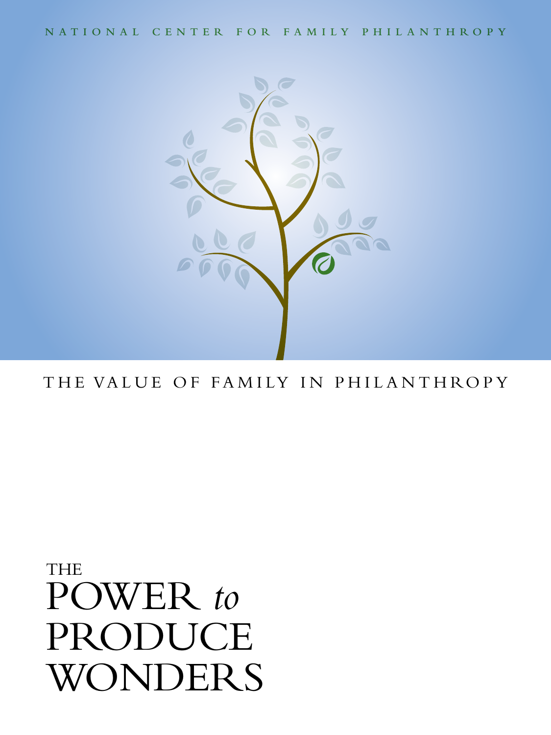NATIONAL CENTER FOR FAMILY PHILANTHROPY

THE VALUE OF FAMILY IN PHILANTHROPY

# THE POWER *to* PRODUCE WONDERS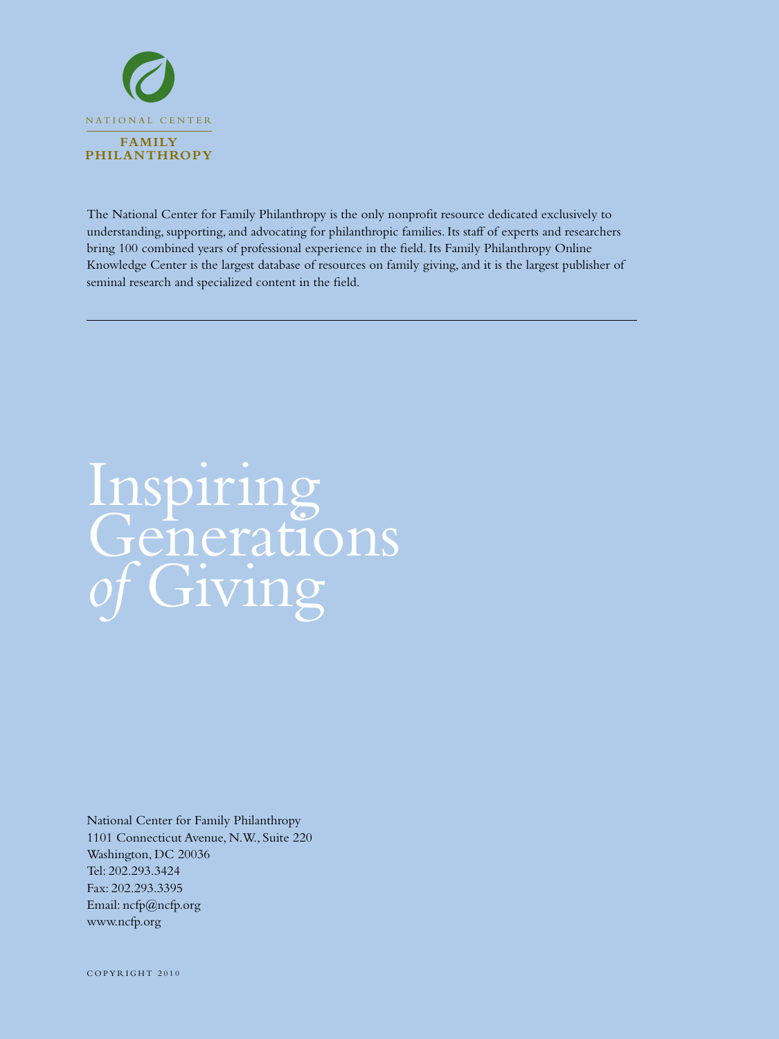NATIONAL CENTER

**FAMILY PHILANTHROPY**

The National Center for Family Philanthropy is the only nonprofit resource dedicated exclusively to understanding, supporting, and advocating for philanthropic families. Its staff of experts and researchers bring 100 combined years of professional experience in the field. Its Family Philanthropy Online Knowledge Center is the largest database of resources on family giving, and it is the largest publisher of seminal research and specialized content in the field.

---

# Inspiring Generations *of* Giving

National Center for Family Philanthropy
1101 Connecticut Avenue, N.W., Suite 220
Washington, DC 20036
Tel: 202.293.3424
Fax: 202.293.3395
Email: ncfp@ncfp.org
www.ncfp.org

COPYRIGHT 2010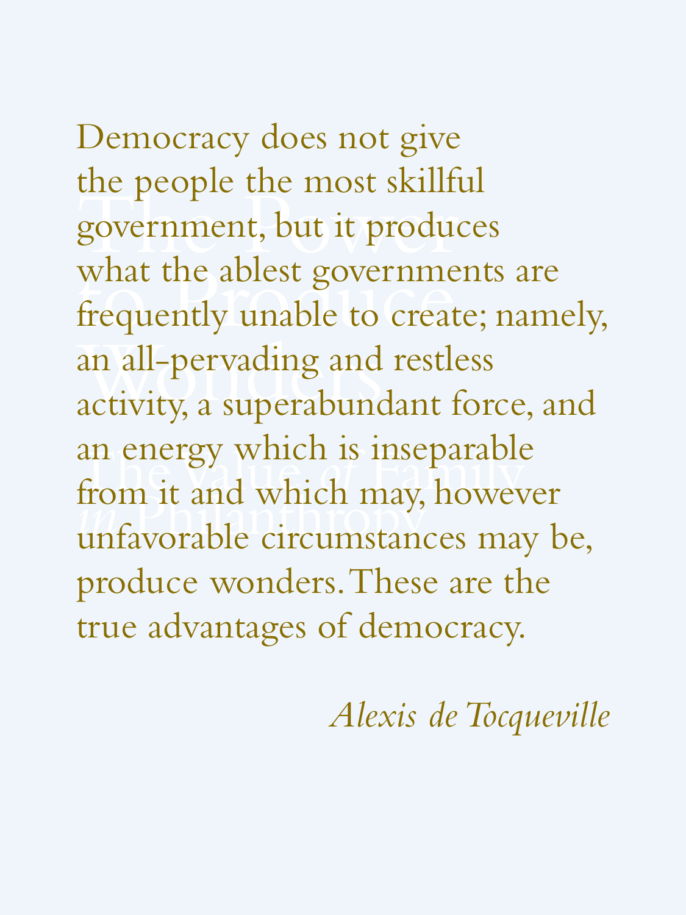Democracy does not give the people the most skillful government, but it produces what the ablest governments are frequently unable to create; namely, an all-pervading and restless activity, a superabundant force, and an energy which is inseparable from it and which may, however unfavorable circumstances may be, produce wonders. These are the true advantages of democracy.

*Alexis de Tocqueville*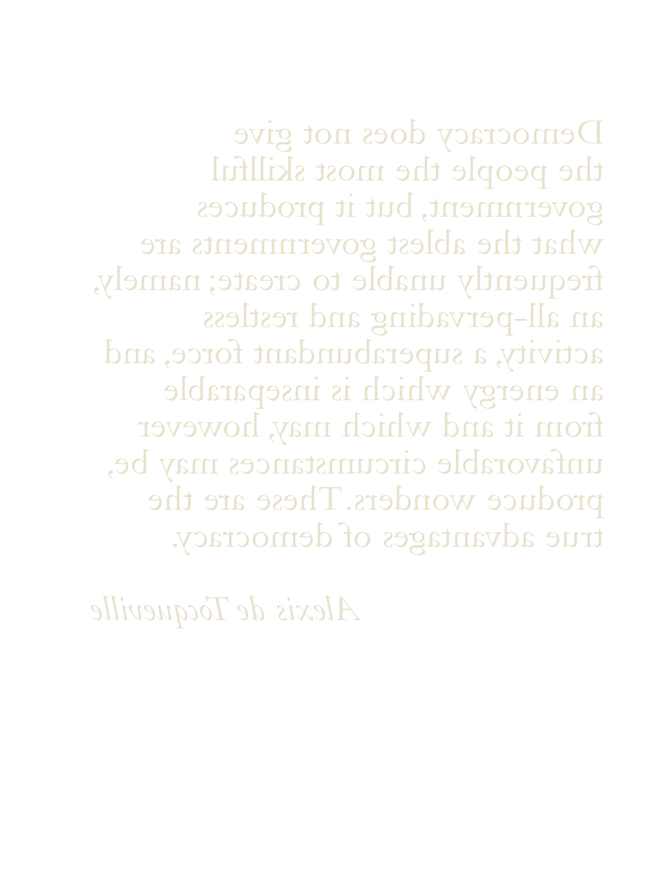Democracy does not give the people the most skillful government, but it produces what the ablest governments are frequently unable to create; namely, an all-pervading and restless activity, a superabundant force, and an energy which is inseparable from it and which may, however unfavorable circumstances may be, produce wonders. These are the true advantages of democracy.

*Alexis de Tocqueville*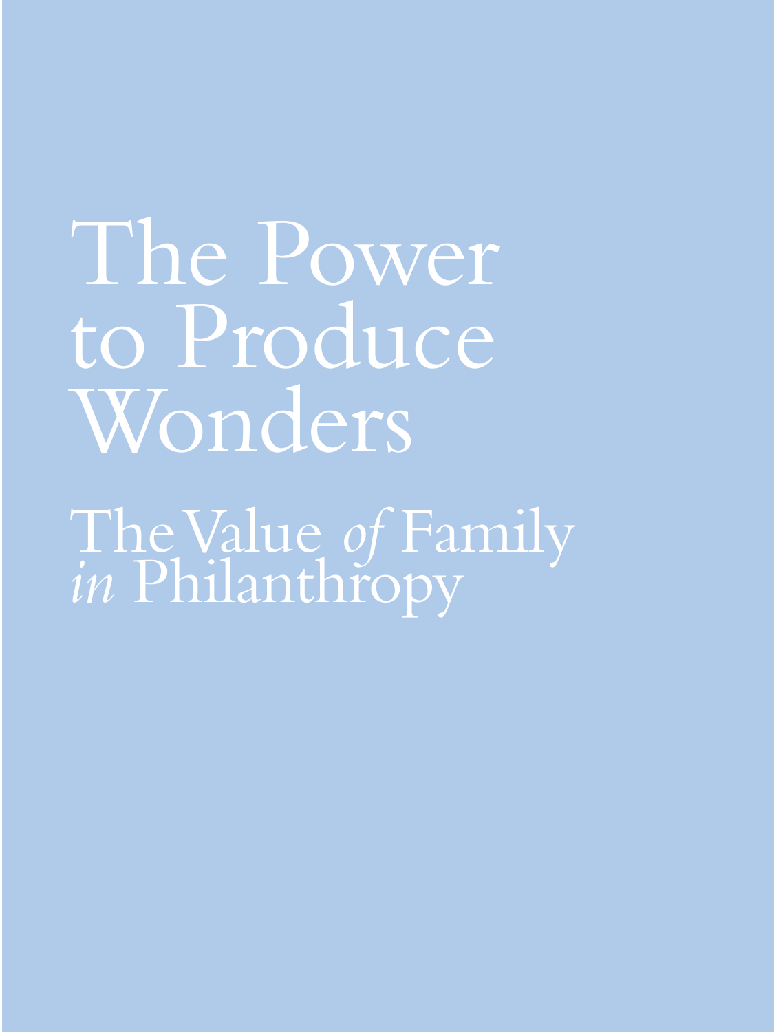# The Power to Produce Wonders

## The Value *of* Family *in* Philanthropy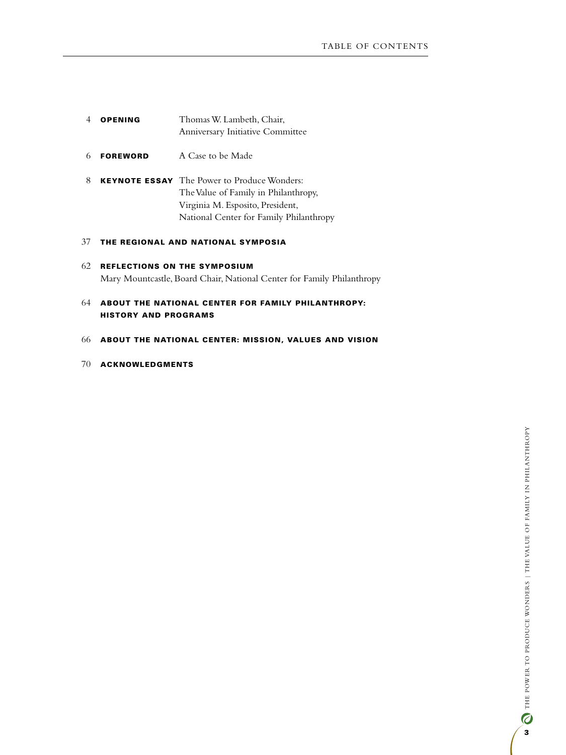# TABLE OF CONTENTS

4 **OPENING** Thomas W. Lambeth, Chair, Anniversary Initiative Committee

6 **FOREWORD** A Case to be Made

8 **KEYNOTE ESSAY** The Power to Produce Wonders: The Value of Family in Philanthropy, Virginia M. Esposito, President, National Center for Family Philanthropy

37 **THE REGIONAL AND NATIONAL SYMPOSIA**

62 **REFLECTIONS ON THE SYMPOSIUM**
Mary Mountcastle, Board Chair, National Center for Family Philanthropy

64 **ABOUT THE NATIONAL CENTER FOR FAMILY PHILANTHROPY: HISTORY AND PROGRAMS**

66 **ABOUT THE NATIONAL CENTER: MISSION, VALUES AND VISION**

70 **ACKNOWLEDGMENTS**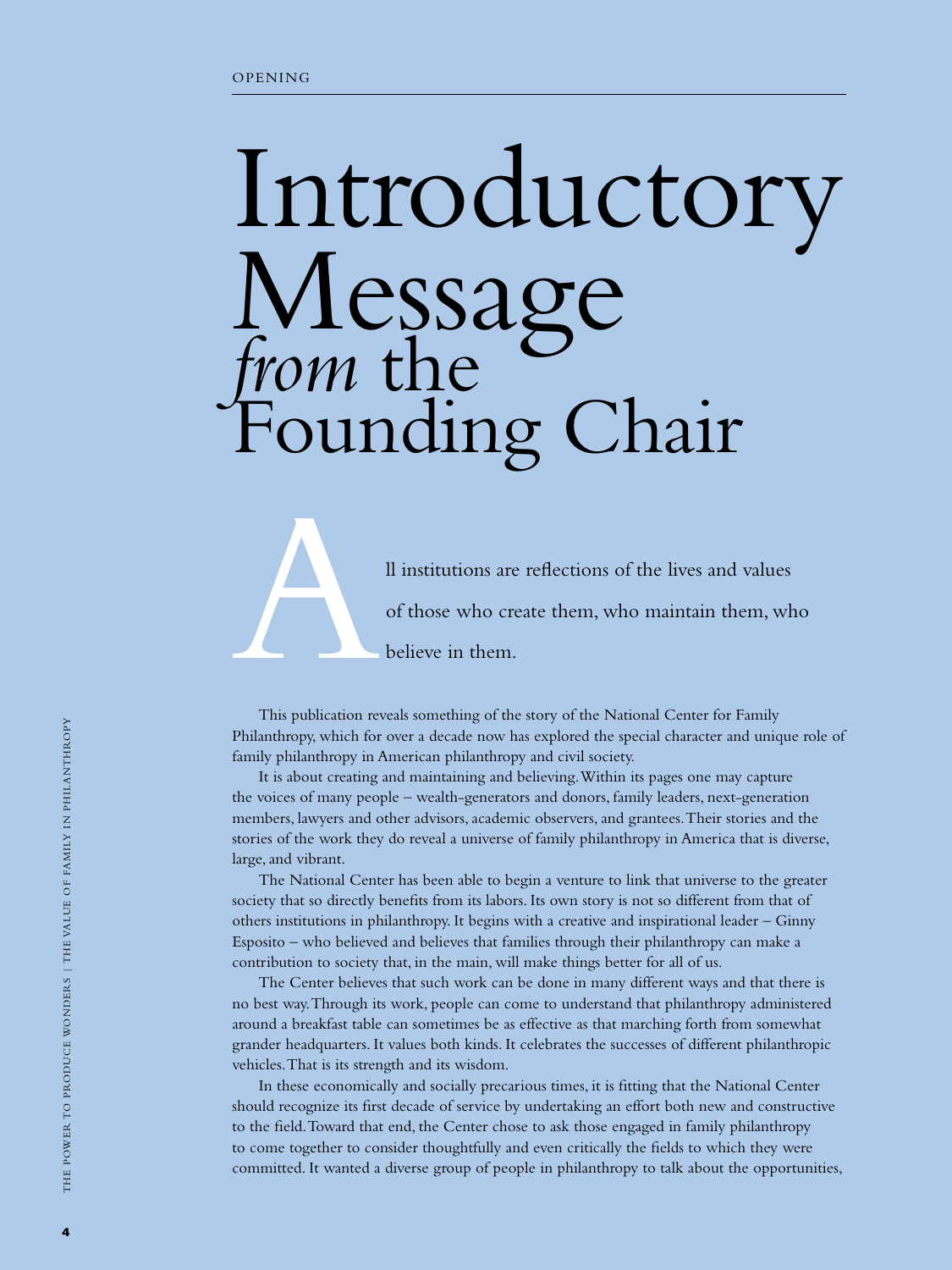# Introductory Message *from* the Founding Chair

All institutions are reflections of the lives and values of those who create them, who maintain them, who believe in them.

This publication reveals something of the story of the National Center for Family Philanthropy, which for over a decade now has explored the special character and unique role of family philanthropy in American philanthropy and civil society.

It is about creating and maintaining and believing. Within its pages one may capture the voices of many people – wealth-generators and donors, family leaders, next-generation members, lawyers and other advisors, academic observers, and grantees. Their stories and the stories of the work they do reveal a universe of family philanthropy in America that is diverse, large, and vibrant.

The National Center has been able to begin a venture to link that universe to the greater society that so directly benefits from its labors. Its own story is not so different from that of others institutions in philanthropy. It begins with a creative and inspirational leader – Ginny Esposito – who believed and believes that families through their philanthropy can make a contribution to society that, in the main, will make things better for all of us.

The Center believes that such work can be done in many different ways and that there is no best way. Through its work, people can come to understand that philanthropy administered around a breakfast table can sometimes be as effective as that marching forth from somewhat grander headquarters. It values both kinds. It celebrates the successes of different philanthropic vehicles. That is its strength and its wisdom.

In these economically and socially precarious times, it is fitting that the National Center should recognize its first decade of service by undertaking an effort both new and constructive to the field. Toward that end, the Center chose to ask those engaged in family philanthropy to come together to consider thoughtfully and even critically the fields to which they were committed. It wanted a diverse group of people in philanthropy to talk about the opportunities,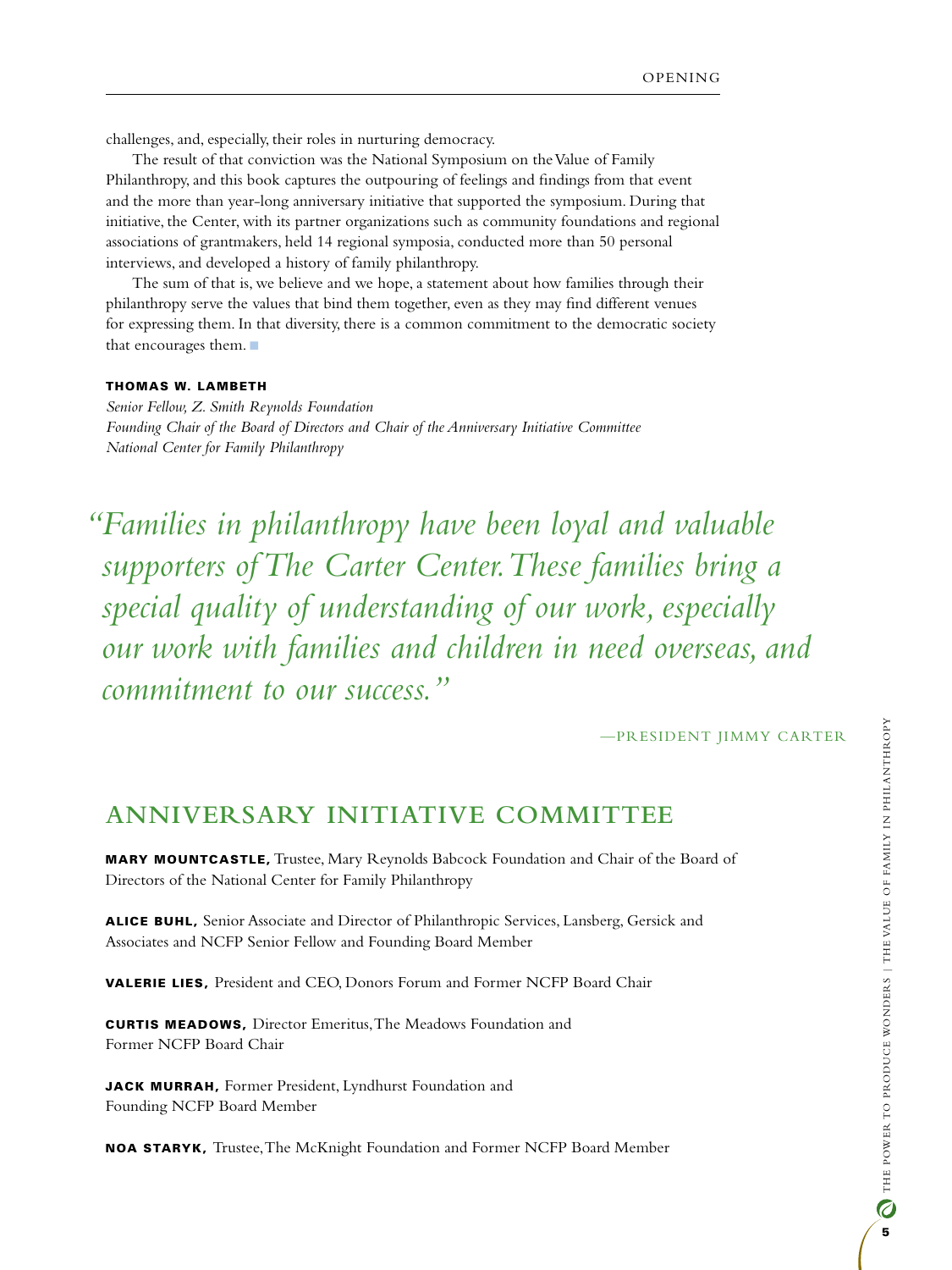challenges, and, especially, their roles in nurturing democracy.

The result of that conviction was the National Symposium on the Value of Family Philanthropy, and this book captures the outpouring of feelings and findings from that event and the more than year-long anniversary initiative that supported the symposium. During that initiative, the Center, with its partner organizations such as community foundations and regional associations of grantmakers, held 14 regional symposia, conducted more than 50 personal interviews, and developed a history of family philanthropy.

The sum of that is, we believe and we hope, a statement about how families through their philanthropy serve the values that bind them together, even as they may find different venues for expressing them. In that diversity, there is a common commitment to the democratic society that encourages them. ■

**THOMAS W. LAMBETH**
*Senior Fellow, Z. Smith Reynolds Foundation*
*Founding Chair of the Board of Directors and Chair of the Anniversary Initiative Committee*
*National Center for Family Philanthropy*

> *"Families in philanthropy have been loyal and valuable supporters of The Carter Center. These families bring a special quality of understanding of our work, especially our work with families and children in need overseas, and commitment to our success."*
>
> —PRESIDENT JIMMY CARTER

## ANNIVERSARY INITIATIVE COMMITTEE

**MARY MOUNTCASTLE,** Trustee, Mary Reynolds Babcock Foundation and Chair of the Board of Directors of the National Center for Family Philanthropy

**ALICE BUHL,** Senior Associate and Director of Philanthropic Services, Lansberg, Gersick and Associates and NCFP Senior Fellow and Founding Board Member

**VALERIE LIES,** President and CEO, Donors Forum and Former NCFP Board Chair

**CURTIS MEADOWS,** Director Emeritus, The Meadows Foundation and Former NCFP Board Chair

**JACK MURRAH,** Former President, Lyndhurst Foundation and Founding NCFP Board Member

**NOA STARYK,** Trustee, The McKnight Foundation and Former NCFP Board Member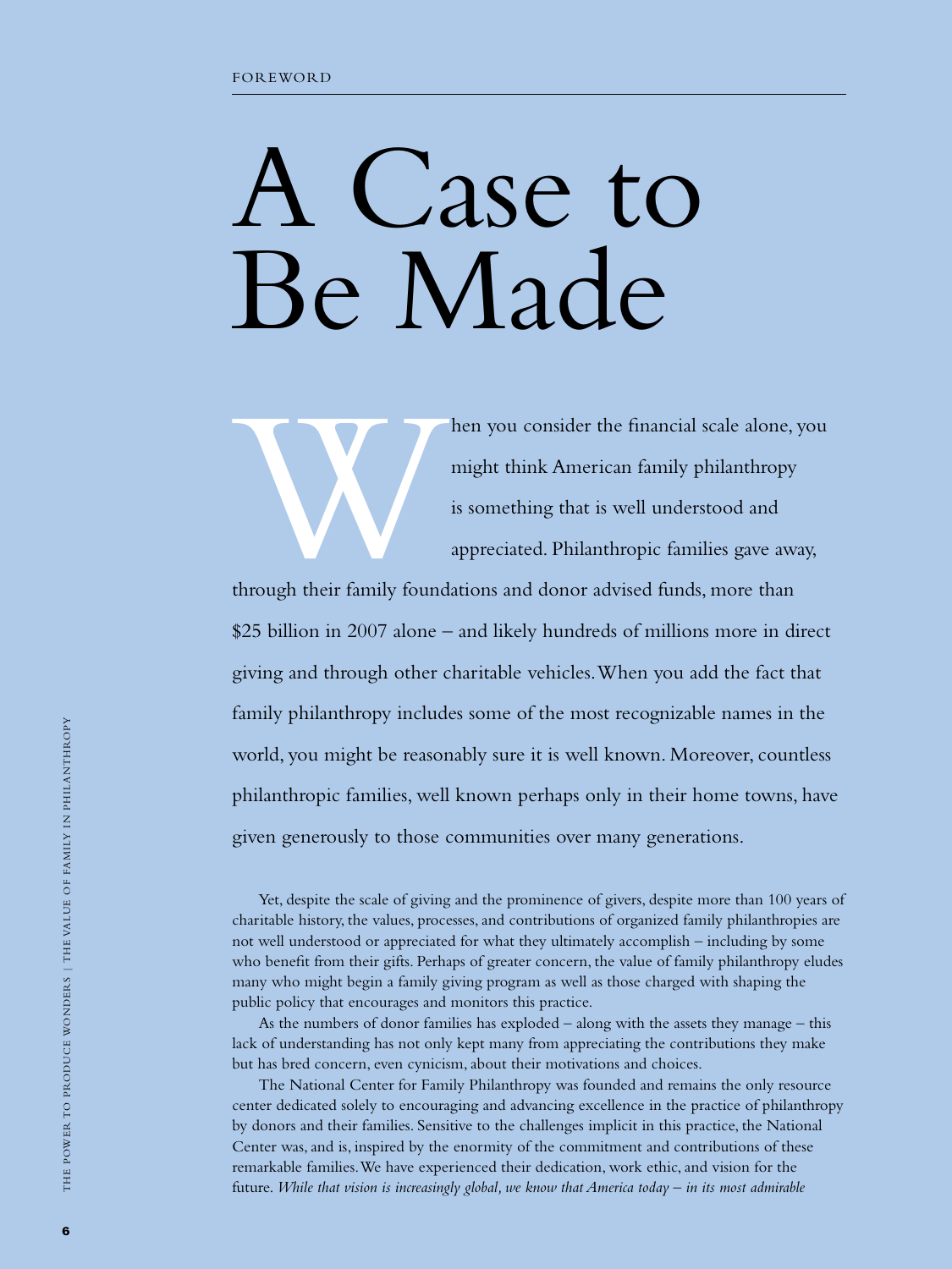FOREWORD

# A Case to Be Made

When you consider the financial scale alone, you might think American family philanthropy is something that is well understood and appreciated. Philanthropic families gave away, through their family foundations and donor advised funds, more than $25 billion in 2007 alone – and likely hundreds of millions more in direct giving and through other charitable vehicles. When you add the fact that family philanthropy includes some of the most recognizable names in the world, you might be reasonably sure it is well known. Moreover, countless philanthropic families, well known perhaps only in their home towns, have given generously to those communities over many generations.

Yet, despite the scale of giving and the prominence of givers, despite more than 100 years of charitable history, the values, processes, and contributions of organized family philanthropies are not well understood or appreciated for what they ultimately accomplish – including by some who benefit from their gifts. Perhaps of greater concern, the value of family philanthropy eludes many who might begin a family giving program as well as those charged with shaping the public policy that encourages and monitors this practice.

As the numbers of donor families has exploded – along with the assets they manage – this lack of understanding has not only kept many from appreciating the contributions they make but has bred concern, even cynicism, about their motivations and choices.

The National Center for Family Philanthropy was founded and remains the only resource center dedicated solely to encouraging and advancing excellence in the practice of philanthropy by donors and their families. Sensitive to the challenges implicit in this practice, the National Center was, and is, inspired by the enormity of the commitment and contributions of these remarkable families. We have experienced their dedication, work ethic, and vision for the future. *While that vision is increasingly global, we know that America today – in its most admirable*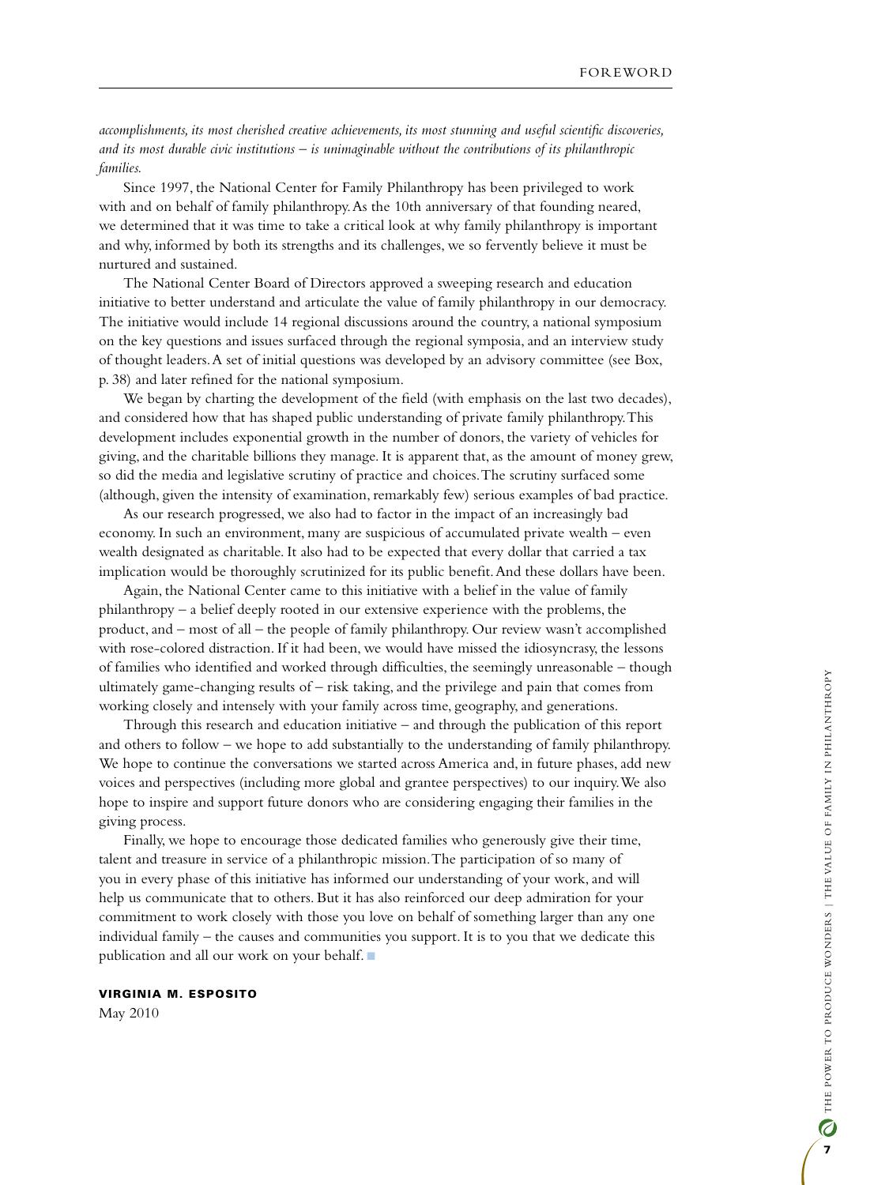*accomplishments, its most cherished creative achievements, its most stunning and useful scientific discoveries, and its most durable civic institutions – is unimaginable without the contributions of its philanthropic families.*

Since 1997, the National Center for Family Philanthropy has been privileged to work with and on behalf of family philanthropy. As the 10th anniversary of that founding neared, we determined that it was time to take a critical look at why family philanthropy is important and why, informed by both its strengths and its challenges, we so fervently believe it must be nurtured and sustained.

The National Center Board of Directors approved a sweeping research and education initiative to better understand and articulate the value of family philanthropy in our democracy. The initiative would include 14 regional discussions around the country, a national symposium on the key questions and issues surfaced through the regional symposia, and an interview study of thought leaders. A set of initial questions was developed by an advisory committee (see Box, p. 38) and later refined for the national symposium.

We began by charting the development of the field (with emphasis on the last two decades), and considered how that has shaped public understanding of private family philanthropy. This development includes exponential growth in the number of donors, the variety of vehicles for giving, and the charitable billions they manage. It is apparent that, as the amount of money grew, so did the media and legislative scrutiny of practice and choices. The scrutiny surfaced some (although, given the intensity of examination, remarkably few) serious examples of bad practice.

As our research progressed, we also had to factor in the impact of an increasingly bad economy. In such an environment, many are suspicious of accumulated private wealth – even wealth designated as charitable. It also had to be expected that every dollar that carried a tax implication would be thoroughly scrutinized for its public benefit. And these dollars have been.

Again, the National Center came to this initiative with a belief in the value of family philanthropy – a belief deeply rooted in our extensive experience with the problems, the product, and – most of all – the people of family philanthropy. Our review wasn't accomplished with rose-colored distraction. If it had been, we would have missed the idiosyncrasy, the lessons of families who identified and worked through difficulties, the seemingly unreasonable – though ultimately game-changing results of – risk taking, and the privilege and pain that comes from working closely and intensely with your family across time, geography, and generations.

Through this research and education initiative – and through the publication of this report and others to follow – we hope to add substantially to the understanding of family philanthropy. We hope to continue the conversations we started across America and, in future phases, add new voices and perspectives (including more global and grantee perspectives) to our inquiry. We also hope to inspire and support future donors who are considering engaging their families in the giving process.

Finally, we hope to encourage those dedicated families who generously give their time, talent and treasure in service of a philanthropic mission. The participation of so many of you in every phase of this initiative has informed our understanding of your work, and will help us communicate that to others. But it has also reinforced our deep admiration for your commitment to work closely with those you love on behalf of something larger than any one individual family – the causes and communities you support. It is to you that we dedicate this publication and all our work on your behalf. ■

**VIRGINIA M. ESPOSITO**
May 2010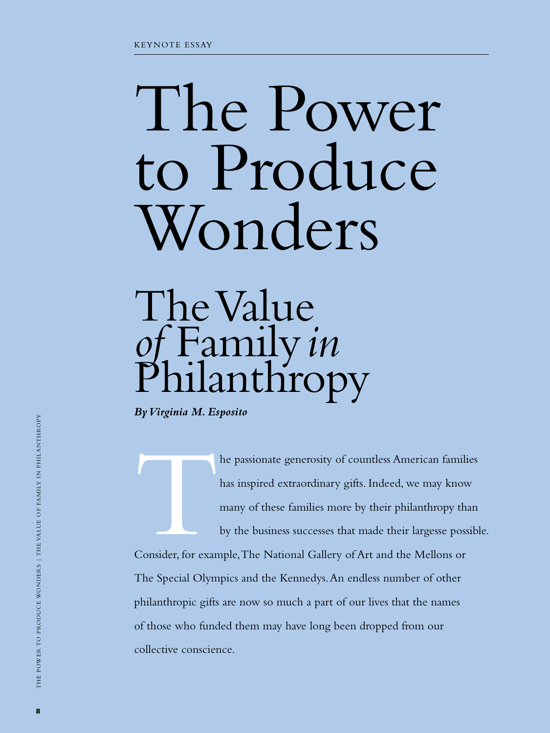KEYNOTE ESSAY

# The Power to Produce Wonders

## The Value *of* Family *in* Philanthropy

***By Virginia M. Esposito***

The passionate generosity of countless American families has inspired extraordinary gifts. Indeed, we may know many of these families more by their philanthropy than by the business successes that made their largesse possible. Consider, for example, The National Gallery of Art and the Mellons or The Special Olympics and the Kennedys. An endless number of other philanthropic gifts are now so much a part of our lives that the names of those who funded them may have long been dropped from our collective conscience.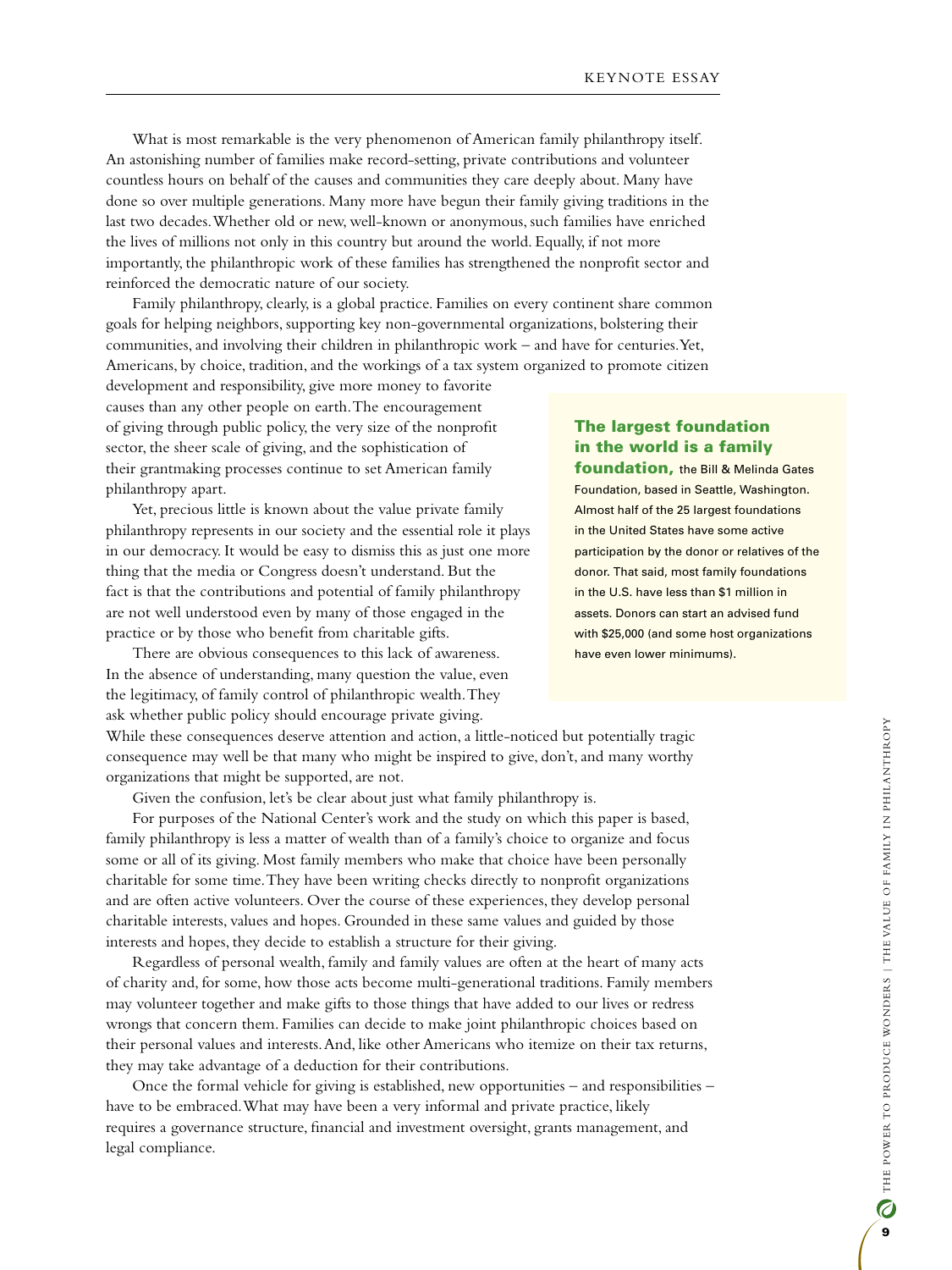What is most remarkable is the very phenomenon of American family philanthropy itself. An astonishing number of families make record-setting, private contributions and volunteer countless hours on behalf of the causes and communities they care deeply about. Many have done so over multiple generations. Many more have begun their family giving traditions in the last two decades. Whether old or new, well-known or anonymous, such families have enriched the lives of millions not only in this country but around the world. Equally, if not more importantly, the philanthropic work of these families has strengthened the nonprofit sector and reinforced the democratic nature of our society.

Family philanthropy, clearly, is a global practice. Families on every continent share common goals for helping neighbors, supporting key non-governmental organizations, bolstering their communities, and involving their children in philanthropic work – and have for centuries. Yet, Americans, by choice, tradition, and the workings of a tax system organized to promote citizen development and responsibility, give more money to favorite causes than any other people on earth. The encouragement of giving through public policy, the very size of the nonprofit sector, the sheer scale of giving, and the sophistication of their grantmaking processes continue to set American family philanthropy apart.

Yet, precious little is known about the value private family philanthropy represents in our society and the essential role it plays in our democracy. It would be easy to dismiss this as just one more thing that the media or Congress doesn't understand. But the fact is that the contributions and potential of family philanthropy are not well understood even by many of those engaged in the practice or by those who benefit from charitable gifts.

There are obvious consequences to this lack of awareness. In the absence of understanding, many question the value, even the legitimacy, of family control of philanthropic wealth. They ask whether public policy should encourage private giving. While these consequences deserve attention and action, a little-noticed but potentially tragic consequence may well be that many who might be inspired to give, don't, and many worthy organizations that might be supported, are not.

Given the confusion, let's be clear about just what family philanthropy is.

For purposes of the National Center's work and the study on which this paper is based, family philanthropy is less a matter of wealth than of a family's choice to organize and focus some or all of its giving. Most family members who make that choice have been personally charitable for some time. They have been writing checks directly to nonprofit organizations and are often active volunteers. Over the course of these experiences, they develop personal charitable interests, values and hopes. Grounded in these same values and guided by those interests and hopes, they decide to establish a structure for their giving.

Regardless of personal wealth, family and family values are often at the heart of many acts of charity and, for some, how those acts become multi-generational traditions. Family members may volunteer together and make gifts to those things that have added to our lives or redress wrongs that concern them. Families can decide to make joint philanthropic choices based on their personal values and interests. And, like other Americans who itemize on their tax returns, they may take advantage of a deduction for their contributions.

Once the formal vehicle for giving is established, new opportunities – and responsibilities – have to be embraced. What may have been a very informal and private practice, likely requires a governance structure, financial and investment oversight, grants management, and legal compliance.

**The largest foundation in the world is a family foundation,** the Bill & Melinda Gates Foundation, based in Seattle, Washington. Almost half of the 25 largest foundations in the United States have some active participation by the donor or relatives of the donor. That said, most family foundations in the U.S. have less than $1 million in assets. Donors can start an advised fund with $25,000 (and some host organizations have even lower minimums).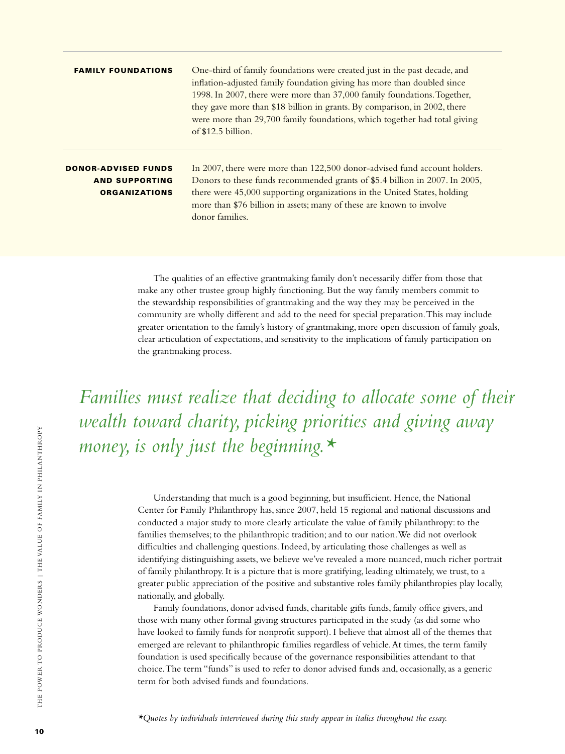**FAMILY FOUNDATIONS**

One-third of family foundations were created just in the past decade, and inflation-adjusted family foundation giving has more than doubled since 1998. In 2007, there were more than 37,000 family foundations. Together, they gave more than $18 billion in grants. By comparison, in 2002, there were more than 29,700 family foundations, which together had total giving of $12.5 billion.

**DONOR-ADVISED FUNDS AND SUPPORTING ORGANIZATIONS**

In 2007, there were more than 122,500 donor-advised fund account holders. Donors to these funds recommended grants of $5.4 billion in 2007. In 2005, there were 45,000 supporting organizations in the United States, holding more than $76 billion in assets; many of these are known to involve donor families.

The qualities of an effective grantmaking family don't necessarily differ from those that make any other trustee group highly functioning. But the way family members commit to the stewardship responsibilities of grantmaking and the way they may be perceived in the community are wholly different and add to the need for special preparation. This may include greater orientation to the family's history of grantmaking, more open discussion of family goals, clear articulation of expectations, and sensitivity to the implications of family participation on the grantmaking process.

*Families must realize that deciding to allocate some of their wealth toward charity, picking priorities and giving away money, is only just the beginning.*★

Understanding that much is a good beginning, but insufficient. Hence, the National Center for Family Philanthropy has, since 2007, held 15 regional and national discussions and conducted a major study to more clearly articulate the value of family philanthropy: to the families themselves; to the philanthropic tradition; and to our nation. We did not overlook difficulties and challenging questions. Indeed, by articulating those challenges as well as identifying distinguishing assets, we believe we've revealed a more nuanced, much richer portrait of family philanthropy. It is a picture that is more gratifying, leading ultimately, we trust, to a greater public appreciation of the positive and substantive roles family philanthropies play locally, nationally, and globally.

Family foundations, donor advised funds, charitable gifts funds, family office givers, and those with many other formal giving structures participated in the study (as did some who have looked to family funds for nonprofit support). I believe that almost all of the themes that emerged are relevant to philanthropic families regardless of vehicle. At times, the term family foundation is used specifically because of the governance responsibilities attendant to that choice. The term "funds" is used to refer to donor advised funds and, occasionally, as a generic term for both advised funds and foundations.

★*Quotes by individuals interviewed during this study appear in italics throughout the essay.*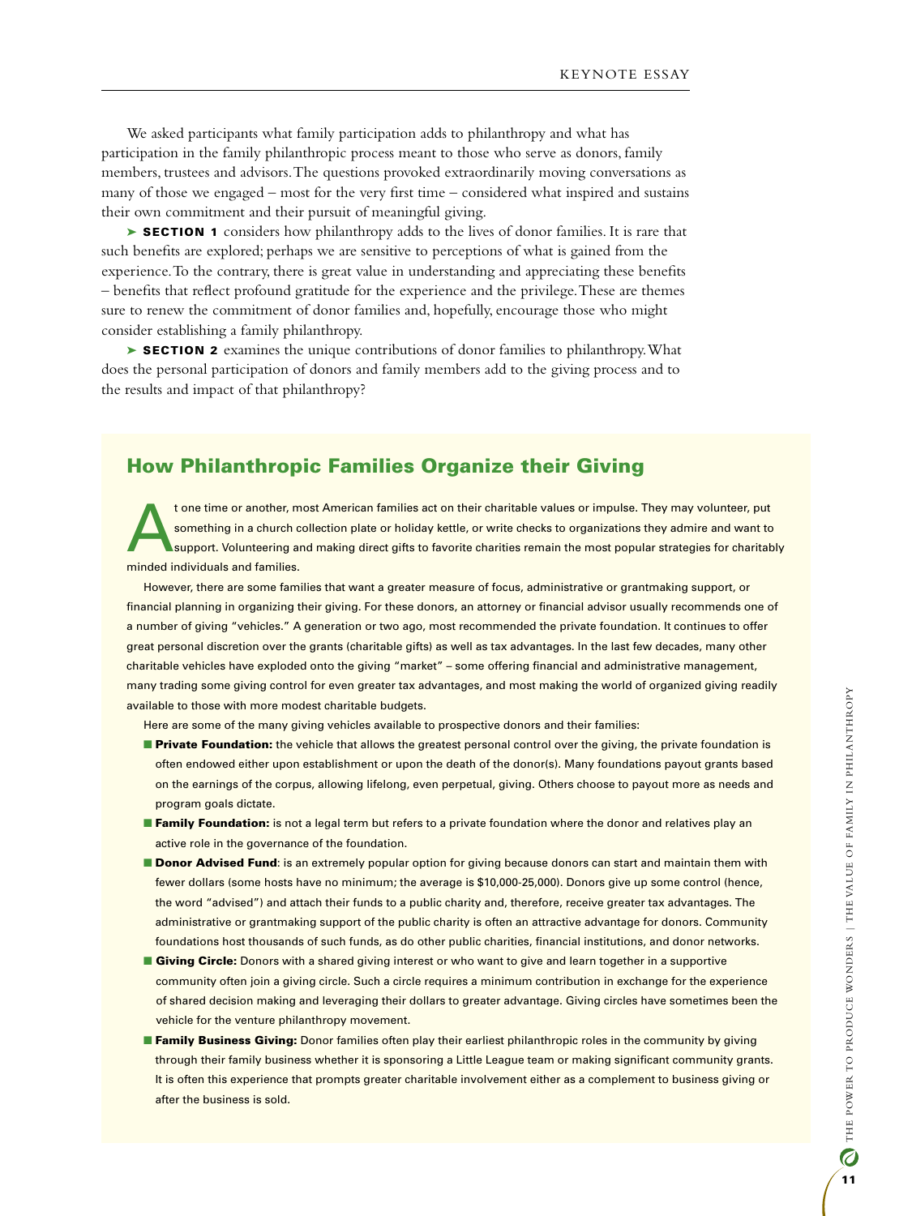We asked participants what family participation adds to philanthropy and what has participation in the family philanthropic process meant to those who serve as donors, family members, trustees and advisors. The questions provoked extraordinarily moving conversations as many of those we engaged – most for the very first time – considered what inspired and sustains their own commitment and their pursuit of meaningful giving.

➤ **SECTION 1** considers how philanthropy adds to the lives of donor families. It is rare that such benefits are explored; perhaps we are sensitive to perceptions of what is gained from the experience. To the contrary, there is great value in understanding and appreciating these benefits – benefits that reflect profound gratitude for the experience and the privilege. These are themes sure to renew the commitment of donor families and, hopefully, encourage those who might consider establishing a family philanthropy.

➤ **SECTION 2** examines the unique contributions of donor families to philanthropy. What does the personal participation of donors and family members add to the giving process and to the results and impact of that philanthropy?

## How Philanthropic Families Organize their Giving

At one time or another, most American families act on their charitable values or impulse. They may volunteer, put something in a church collection plate or holiday kettle, or write checks to organizations they admire and want to support. Volunteering and making direct gifts to favorite charities remain the most popular strategies for charitably minded individuals and families.

However, there are some families that want a greater measure of focus, administrative or grantmaking support, or financial planning in organizing their giving. For these donors, an attorney or financial advisor usually recommends one of a number of giving "vehicles." A generation or two ago, most recommended the private foundation. It continues to offer great personal discretion over the grants (charitable gifts) as well as tax advantages. In the last few decades, many other charitable vehicles have exploded onto the giving "market" – some offering financial and administrative management, many trading some giving control for even greater tax advantages, and most making the world of organized giving readily available to those with more modest charitable budgets.

Here are some of the many giving vehicles available to prospective donors and their families:

- **Private Foundation:** the vehicle that allows the greatest personal control over the giving, the private foundation is often endowed either upon establishment or upon the death of the donor(s). Many foundations payout grants based on the earnings of the corpus, allowing lifelong, even perpetual, giving. Others choose to payout more as needs and program goals dictate.
- **Family Foundation:** is not a legal term but refers to a private foundation where the donor and relatives play an active role in the governance of the foundation.
- **Donor Advised Fund**: is an extremely popular option for giving because donors can start and maintain them with fewer dollars (some hosts have no minimum; the average is $10,000-25,000). Donors give up some control (hence, the word "advised") and attach their funds to a public charity and, therefore, receive greater tax advantages. The administrative or grantmaking support of the public charity is often an attractive advantage for donors. Community foundations host thousands of such funds, as do other public charities, financial institutions, and donor networks.
- **Giving Circle:** Donors with a shared giving interest or who want to give and learn together in a supportive community often join a giving circle. Such a circle requires a minimum contribution in exchange for the experience of shared decision making and leveraging their dollars to greater advantage. Giving circles have sometimes been the vehicle for the venture philanthropy movement.
- **Family Business Giving:** Donor families often play their earliest philanthropic roles in the community by giving through their family business whether it is sponsoring a Little League team or making significant community grants. It is often this experience that prompts greater charitable involvement either as a complement to business giving or after the business is sold.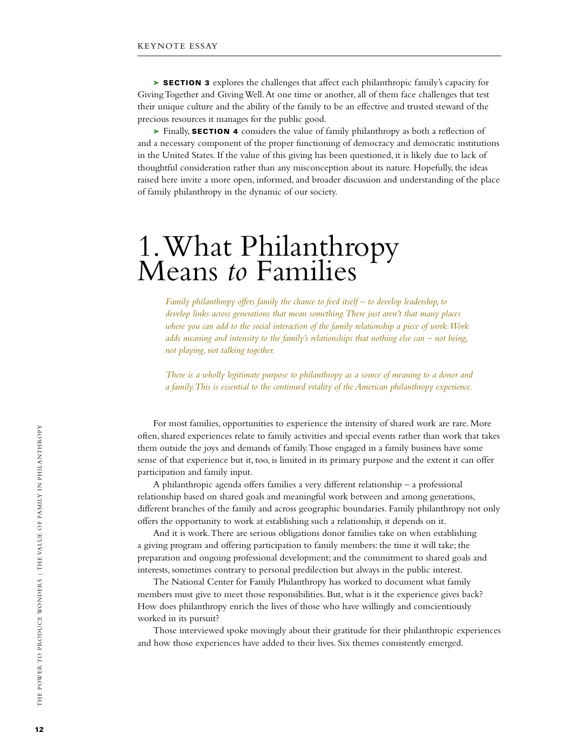➤ **SECTION 3** explores the challenges that affect each philanthropic family's capacity for Giving Together and Giving Well. At one time or another, all of them face challenges that test their unique culture and the ability of the family to be an effective and trusted steward of the precious resources it manages for the public good.

➤ Finally, **SECTION 4** considers the value of family philanthropy as both a reflection of and a necessary component of the proper functioning of democracy and democratic institutions in the United States. If the value of this giving has been questioned, it is likely due to lack of thoughtful consideration rather than any misconception about its nature. Hopefully, the ideas raised here invite a more open, informed, and broader discussion and understanding of the place of family philanthropy in the dynamic of our society.

# 1. What Philanthropy Means *to* Families

*Family philanthropy offers family the chance to feed itself – to develop leadership, to develop links across generations that mean something. There just aren't that many places where you can add to the social interaction of the family relationship a piece of work. Work adds meaning and intensity to the family's relationships that nothing else can – not being, not playing, not talking together.*

*There is a wholly legitimate purpose to philanthropy as a source of meaning to a donor and a family. This is essential to the continued vitality of the American philanthropy experience.*

For most families, opportunities to experience the intensity of shared work are rare. More often, shared experiences relate to family activities and special events rather than work that takes them outside the joys and demands of family. Those engaged in a family business have some sense of that experience but it, too, is limited in its primary purpose and the extent it can offer participation and family input.

A philanthropic agenda offers families a very different relationship – a professional relationship based on shared goals and meaningful work between and among generations, different branches of the family and across geographic boundaries. Family philanthropy not only offers the opportunity to work at establishing such a relationship, it depends on it.

And it is work. There are serious obligations donor families take on when establishing a giving program and offering participation to family members: the time it will take; the preparation and ongoing professional development; and the commitment to shared goals and interests, sometimes contrary to personal predilection but always in the public interest.

The National Center for Family Philanthropy has worked to document what family members must give to meet those responsibilities. But, what is it the experience gives back? How does philanthropy enrich the lives of those who have willingly and conscientiously worked in its pursuit?

Those interviewed spoke movingly about their gratitude for their philanthropic experiences and how those experiences have added to their lives. Six themes consistently emerged.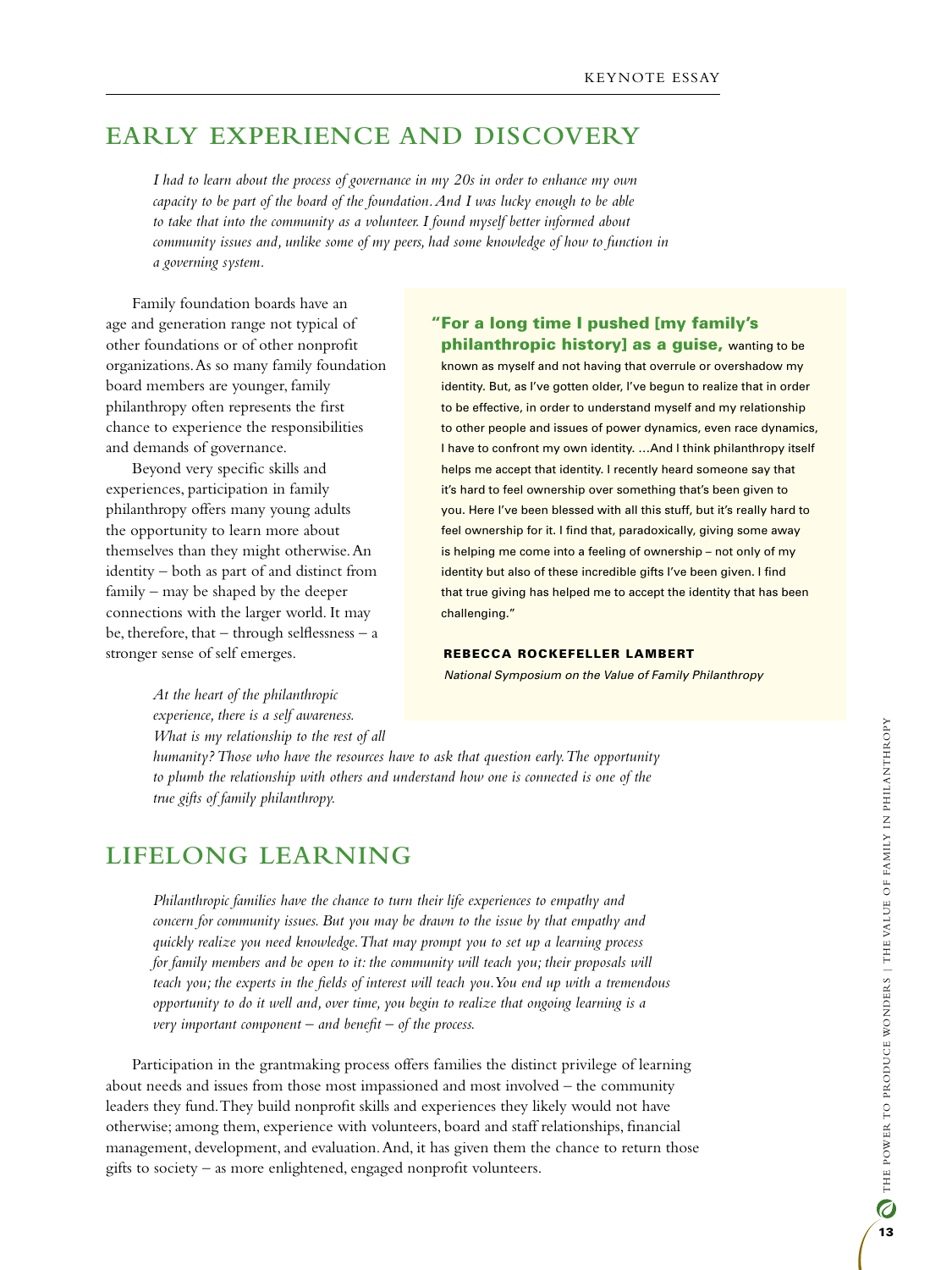## EARLY EXPERIENCE AND DISCOVERY

*I had to learn about the process of governance in my 20s in order to enhance my own capacity to be part of the board of the foundation. And I was lucky enough to be able to take that into the community as a volunteer. I found myself better informed about community issues and, unlike some of my peers, had some knowledge of how to function in a governing system.*

Family foundation boards have an age and generation range not typical of other foundations or of other nonprofit organizations. As so many family foundation board members are younger, family philanthropy often represents the first chance to experience the responsibilities and demands of governance.

Beyond very specific skills and experiences, participation in family philanthropy offers many young adults the opportunity to learn more about themselves than they might otherwise. An identity – both as part of and distinct from family – may be shaped by the deeper connections with the larger world. It may be, therefore, that – through selflessness – a stronger sense of self emerges.

*At the heart of the philanthropic experience, there is a self awareness. What is my relationship to the rest of all humanity? Those who have the resources have to ask that question early. The opportunity to plumb the relationship with others and understand how one is connected is one of the true gifts of family philanthropy.*

> **"For a long time I pushed [my family's philanthropic history] as a guise,** wanting to be known as myself and not having that overrule or overshadow my identity. But, as I've gotten older, I've begun to realize that in order to be effective, in order to understand myself and my relationship to other people and issues of power dynamics, even race dynamics, I have to confront my own identity. …And I think philanthropy itself helps me accept that identity. I recently heard someone say that it's hard to feel ownership over something that's been given to you. Here I've been blessed with all this stuff, but it's really hard to feel ownership for it. I find that, paradoxically, giving some away is helping me come into a feeling of ownership – not only of my identity but also of these incredible gifts I've been given. I find that true giving has helped me to accept the identity that has been challenging."
>
> **REBECCA ROCKEFELLER LAMBERT**
> *National Symposium on the Value of Family Philanthropy*

## LIFELONG LEARNING

*Philanthropic families have the chance to turn their life experiences to empathy and concern for community issues. But you may be drawn to the issue by that empathy and quickly realize you need knowledge. That may prompt you to set up a learning process for family members and be open to it: the community will teach you; their proposals will teach you; the experts in the fields of interest will teach you. You end up with a tremendous opportunity to do it well and, over time, you begin to realize that ongoing learning is a very important component – and benefit – of the process.*

Participation in the grantmaking process offers families the distinct privilege of learning about needs and issues from those most impassioned and most involved – the community leaders they fund. They build nonprofit skills and experiences they likely would not have otherwise; among them, experience with volunteers, board and staff relationships, financial management, development, and evaluation. And, it has given them the chance to return those gifts to society – as more enlightened, engaged nonprofit volunteers.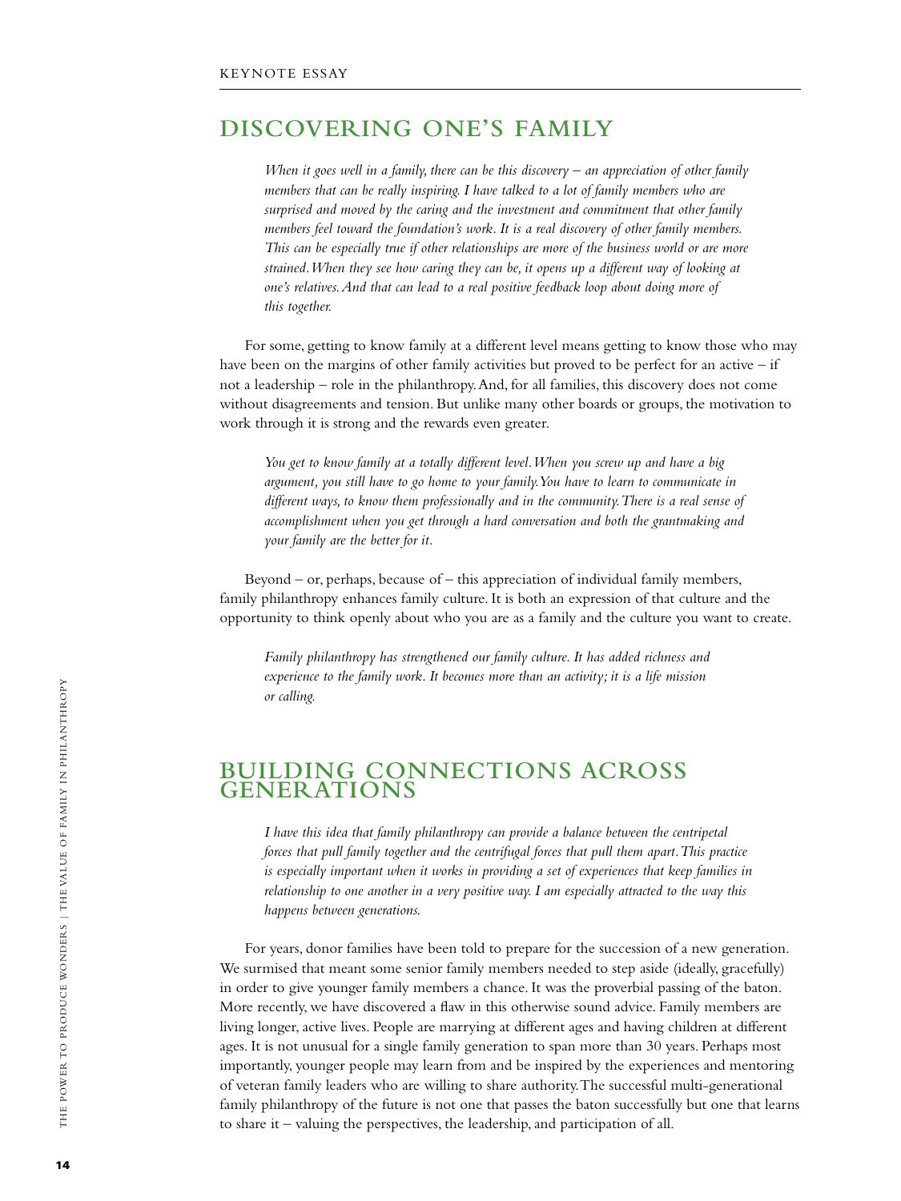## DISCOVERING ONE'S FAMILY

> *When it goes well in a family, there can be this discovery – an appreciation of other family members that can be really inspiring. I have talked to a lot of family members who are surprised and moved by the caring and the investment and commitment that other family members feel toward the foundation's work. It is a real discovery of other family members. This can be especially true if other relationships are more of the business world or are more strained. When they see how caring they can be, it opens up a different way of looking at one's relatives. And that can lead to a real positive feedback loop about doing more of this together.*

For some, getting to know family at a different level means getting to know those who may have been on the margins of other family activities but proved to be perfect for an active – if not a leadership – role in the philanthropy. And, for all families, this discovery does not come without disagreements and tension. But unlike many other boards or groups, the motivation to work through it is strong and the rewards even greater.

> *You get to know family at a totally different level. When you screw up and have a big argument, you still have to go home to your family. You have to learn to communicate in different ways, to know them professionally and in the community. There is a real sense of accomplishment when you get through a hard conversation and both the grantmaking and your family are the better for it.*

Beyond – or, perhaps, because of – this appreciation of individual family members, family philanthropy enhances family culture. It is both an expression of that culture and the opportunity to think openly about who you are as a family and the culture you want to create.

> *Family philanthropy has strengthened our family culture. It has added richness and experience to the family work. It becomes more than an activity; it is a life mission or calling.*

## BUILDING CONNECTIONS ACROSS GENERATIONS

> *I have this idea that family philanthropy can provide a balance between the centripetal forces that pull family together and the centrifugal forces that pull them apart. This practice is especially important when it works in providing a set of experiences that keep families in relationship to one another in a very positive way. I am especially attracted to the way this happens between generations.*

For years, donor families have been told to prepare for the succession of a new generation. We surmised that meant some senior family members needed to step aside (ideally, gracefully) in order to give younger family members a chance. It was the proverbial passing of the baton. More recently, we have discovered a flaw in this otherwise sound advice. Family members are living longer, active lives. People are marrying at different ages and having children at different ages. It is not unusual for a single family generation to span more than 30 years. Perhaps most importantly, younger people may learn from and be inspired by the experiences and mentoring of veteran family leaders who are willing to share authority. The successful multi-generational family philanthropy of the future is not one that passes the baton successfully but one that learns to share it – valuing the perspectives, the leadership, and participation of all.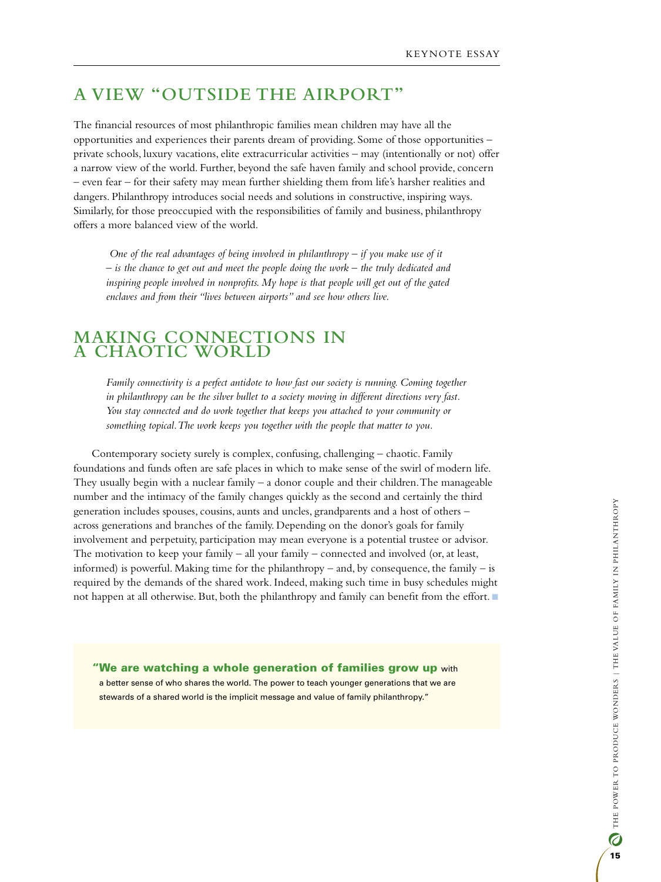## A VIEW "OUTSIDE THE AIRPORT"

The financial resources of most philanthropic families mean children may have all the opportunities and experiences their parents dream of providing. Some of those opportunities – private schools, luxury vacations, elite extracurricular activities – may (intentionally or not) offer a narrow view of the world. Further, beyond the safe haven family and school provide, concern – even fear – for their safety may mean further shielding them from life's harsher realities and dangers. Philanthropy introduces social needs and solutions in constructive, inspiring ways. Similarly, for those preoccupied with the responsibilities of family and business, philanthropy offers a more balanced view of the world.

> *One of the real advantages of being involved in philanthropy – if you make use of it – is the chance to get out and meet the people doing the work – the truly dedicated and inspiring people involved in nonprofits. My hope is that people will get out of the gated enclaves and from their "lives between airports" and see how others live.*

## MAKING CONNECTIONS IN A CHAOTIC WORLD

> *Family connectivity is a perfect antidote to how fast our society is running. Coming together in philanthropy can be the silver bullet to a society moving in different directions very fast. You stay connected and do work together that keeps you attached to your community or something topical. The work keeps you together with the people that matter to you.*

Contemporary society surely is complex, confusing, challenging – chaotic. Family foundations and funds often are safe places in which to make sense of the swirl of modern life. They usually begin with a nuclear family – a donor couple and their children. The manageable number and the intimacy of the family changes quickly as the second and certainly the third generation includes spouses, cousins, aunts and uncles, grandparents and a host of others – across generations and branches of the family. Depending on the donor's goals for family involvement and perpetuity, participation may mean everyone is a potential trustee or advisor. The motivation to keep your family – all your family – connected and involved (or, at least, informed) is powerful. Making time for the philanthropy – and, by consequence, the family – is required by the demands of the shared work. Indeed, making such time in busy schedules might not happen at all otherwise. But, both the philanthropy and family can benefit from the effort.

> **"We are watching a whole generation of families grow up** with a better sense of who shares the world. The power to teach younger generations that we are stewards of a shared world is the implicit message and value of family philanthropy."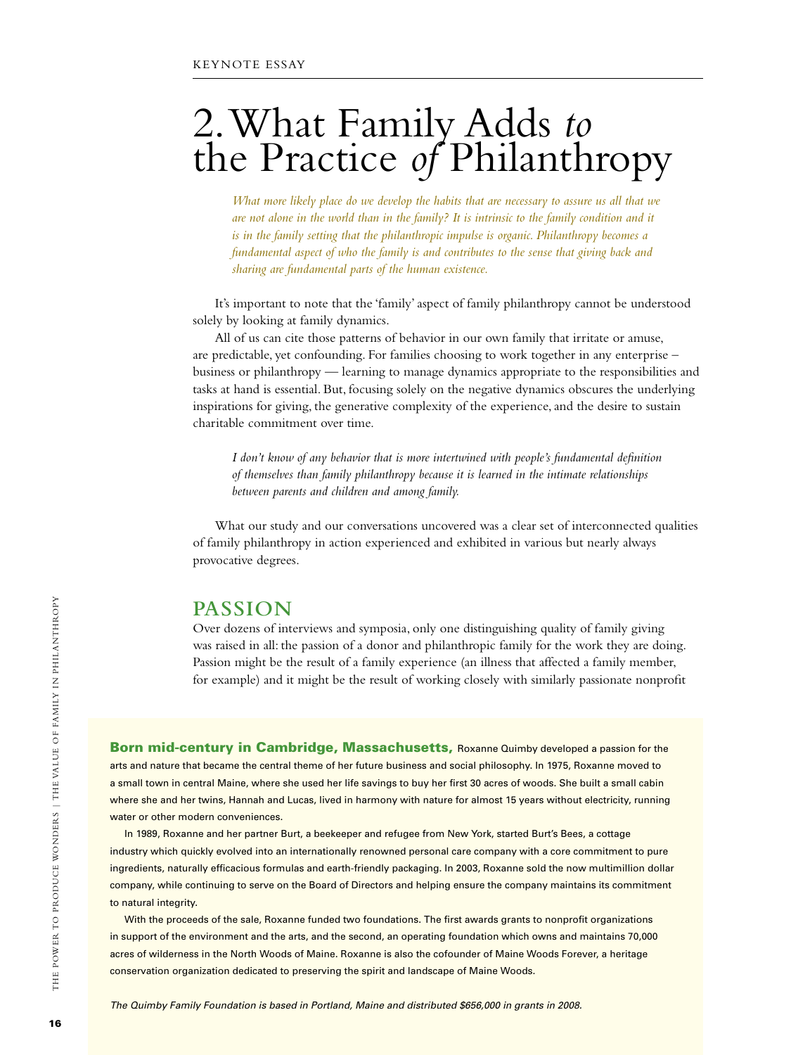KEYNOTE ESSAY

# 2. What Family Adds *to* the Practice *of* Philanthropy

> *What more likely place do we develop the habits that are necessary to assure us all that we are not alone in the world than in the family? It is intrinsic to the family condition and it is in the family setting that the philanthropic impulse is organic. Philanthropy becomes a fundamental aspect of who the family is and contributes to the sense that giving back and sharing are fundamental parts of the human existence.*

It's important to note that the 'family' aspect of family philanthropy cannot be understood solely by looking at family dynamics.

All of us can cite those patterns of behavior in our own family that irritate or amuse, are predictable, yet confounding. For families choosing to work together in any enterprise – business or philanthropy — learning to manage dynamics appropriate to the responsibilities and tasks at hand is essential. But, focusing solely on the negative dynamics obscures the underlying inspirations for giving, the generative complexity of the experience, and the desire to sustain charitable commitment over time.

> *I don't know of any behavior that is more intertwined with people's fundamental definition of themselves than family philanthropy because it is learned in the intimate relationships between parents and children and among family.*

What our study and our conversations uncovered was a clear set of interconnected qualities of family philanthropy in action experienced and exhibited in various but nearly always provocative degrees.

## PASSION

Over dozens of interviews and symposia, only one distinguishing quality of family giving was raised in all: the passion of a donor and philanthropic family for the work they are doing. Passion might be the result of a family experience (an illness that affected a family member, for example) and it might be the result of working closely with similarly passionate nonprofit

**Born mid-century in Cambridge, Massachusetts,** Roxanne Quimby developed a passion for the arts and nature that became the central theme of her future business and social philosophy. In 1975, Roxanne moved to a small town in central Maine, where she used her life savings to buy her first 30 acres of woods. She built a small cabin where she and her twins, Hannah and Lucas, lived in harmony with nature for almost 15 years without electricity, running water or other modern conveniences.

In 1989, Roxanne and her partner Burt, a beekeeper and refugee from New York, started Burt's Bees, a cottage industry which quickly evolved into an internationally renowned personal care company with a core commitment to pure ingredients, naturally efficacious formulas and earth-friendly packaging. In 2003, Roxanne sold the now multimillion dollar company, while continuing to serve on the Board of Directors and helping ensure the company maintains its commitment to natural integrity.

With the proceeds of the sale, Roxanne funded two foundations. The first awards grants to nonprofit organizations in support of the environment and the arts, and the second, an operating foundation which owns and maintains 70,000 acres of wilderness in the North Woods of Maine. Roxanne is also the cofounder of Maine Woods Forever, a heritage conservation organization dedicated to preserving the spirit and landscape of Maine Woods.

*The Quimby Family Foundation is based in Portland, Maine and distributed $656,000 in grants in 2008.*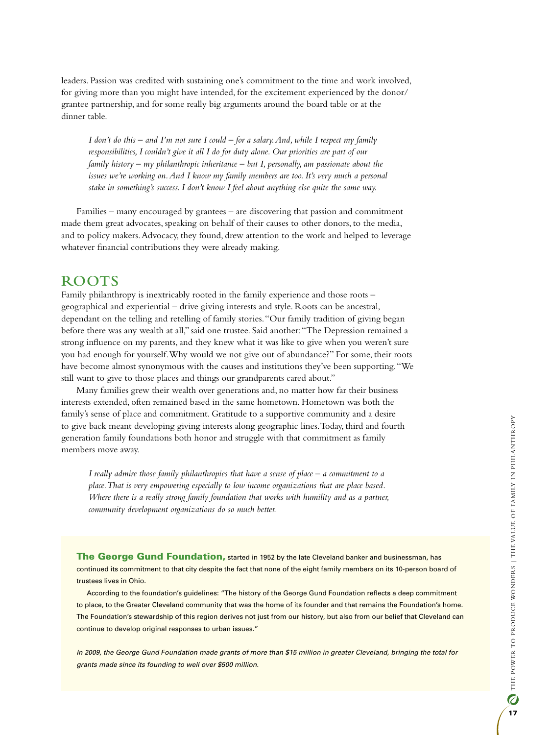leaders. Passion was credited with sustaining one's commitment to the time and work involved, for giving more than you might have intended, for the excitement experienced by the donor/grantee partnership, and for some really big arguments around the board table or at the dinner table.

> *I don't do this – and I'm not sure I could – for a salary. And, while I respect my family responsibilities, I couldn't give it all I do for duty alone. Our priorities are part of our family history – my philanthropic inheritance – but I, personally, am passionate about the issues we're working on. And I know my family members are too. It's very much a personal stake in something's success. I don't know I feel about anything else quite the same way.*

Families – many encouraged by grantees – are discovering that passion and commitment made them great advocates, speaking on behalf of their causes to other donors, to the media, and to policy makers. Advocacy, they found, drew attention to the work and helped to leverage whatever financial contributions they were already making.

## ROOTS

Family philanthropy is inextricably rooted in the family experience and those roots – geographical and experiential – drive giving interests and style. Roots can be ancestral, dependant on the telling and retelling of family stories. "Our family tradition of giving began before there was any wealth at all," said one trustee. Said another: "The Depression remained a strong influence on my parents, and they knew what it was like to give when you weren't sure you had enough for yourself. Why would we not give out of abundance?" For some, their roots have become almost synonymous with the causes and institutions they've been supporting. "We still want to give to those places and things our grandparents cared about."

Many families grew their wealth over generations and, no matter how far their business interests extended, often remained based in the same hometown. Hometown was both the family's sense of place and commitment. Gratitude to a supportive community and a desire to give back meant developing giving interests along geographic lines. Today, third and fourth generation family foundations both honor and struggle with that commitment as family members move away.

> *I really admire those family philanthropies that have a sense of place – a commitment to a place. That is very empowering especially to low income organizations that are place based. Where there is a really strong family foundation that works with humility and as a partner, community development organizations do so much better.*

**The George Gund Foundation,** started in 1952 by the late Cleveland banker and businessman, has continued its commitment to that city despite the fact that none of the eight family members on its 10-person board of trustees lives in Ohio.

According to the foundation's guidelines: "The history of the George Gund Foundation reflects a deep commitment to place, to the Greater Cleveland community that was the home of its founder and that remains the Foundation's home. The Foundation's stewardship of this region derives not just from our history, but also from our belief that Cleveland can continue to develop original responses to urban issues."

*In 2009, the George Gund Foundation made grants of more than $15 million in greater Cleveland, bringing the total for grants made since its founding to well over $500 million.*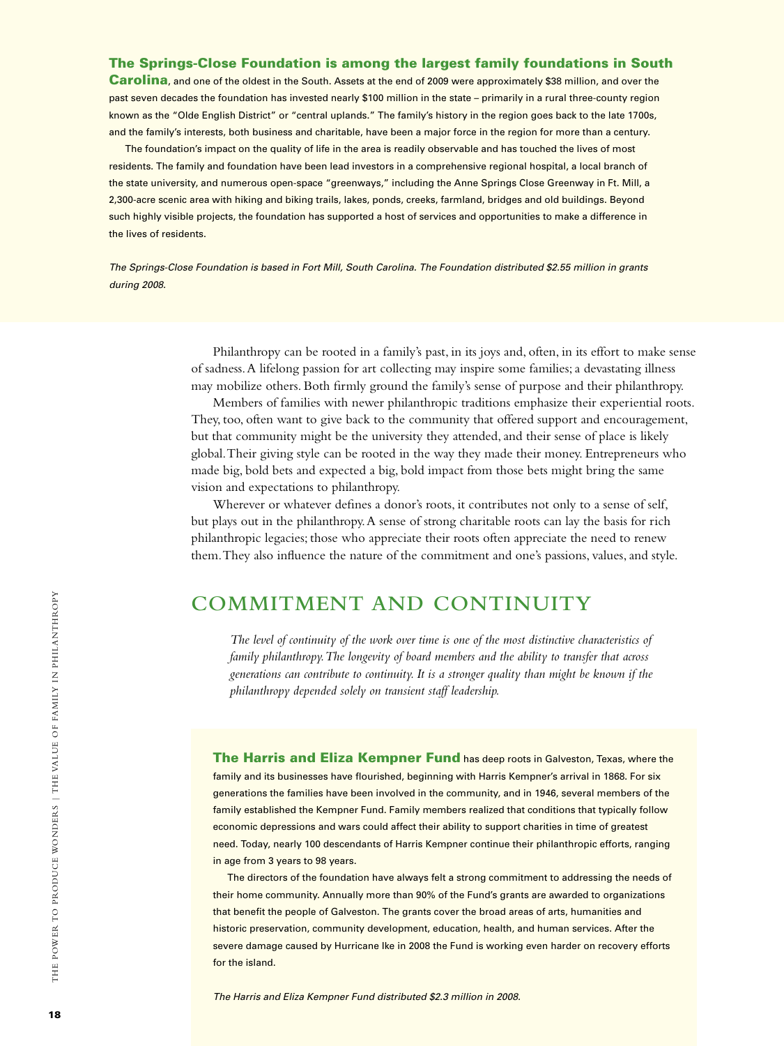**The Springs-Close Foundation is among the largest family foundations in South Carolina**, and one of the oldest in the South. Assets at the end of 2009 were approximately $38 million, and over the past seven decades the foundation has invested nearly $100 million in the state – primarily in a rural three-county region known as the "Olde English District" or "central uplands." The family's history in the region goes back to the late 1700s, and the family's interests, both business and charitable, have been a major force in the region for more than a century.

The foundation's impact on the quality of life in the area is readily observable and has touched the lives of most residents. The family and foundation have been lead investors in a comprehensive regional hospital, a local branch of the state university, and numerous open-space "greenways," including the Anne Springs Close Greenway in Ft. Mill, a 2,300-acre scenic area with hiking and biking trails, lakes, ponds, creeks, farmland, bridges and old buildings. Beyond such highly visible projects, the foundation has supported a host of services and opportunities to make a difference in the lives of residents.

*The Springs-Close Foundation is based in Fort Mill, South Carolina. The Foundation distributed $2.55 million in grants during 2008.*

Philanthropy can be rooted in a family's past, in its joys and, often, in its effort to make sense of sadness. A lifelong passion for art collecting may inspire some families; a devastating illness may mobilize others. Both firmly ground the family's sense of purpose and their philanthropy.

Members of families with newer philanthropic traditions emphasize their experiential roots. They, too, often want to give back to the community that offered support and encouragement, but that community might be the university they attended, and their sense of place is likely global. Their giving style can be rooted in the way they made their money. Entrepreneurs who made big, bold bets and expected a big, bold impact from those bets might bring the same vision and expectations to philanthropy.

Wherever or whatever defines a donor's roots, it contributes not only to a sense of self, but plays out in the philanthropy. A sense of strong charitable roots can lay the basis for rich philanthropic legacies; those who appreciate their roots often appreciate the need to renew them. They also influence the nature of the commitment and one's passions, values, and style.

## COMMITMENT AND CONTINUITY

*The level of continuity of the work over time is one of the most distinctive characteristics of family philanthropy. The longevity of board members and the ability to transfer that across generations can contribute to continuity. It is a stronger quality than might be known if the philanthropy depended solely on transient staff leadership.*

**The Harris and Eliza Kempner Fund** has deep roots in Galveston, Texas, where the family and its businesses have flourished, beginning with Harris Kempner's arrival in 1868. For six generations the families have been involved in the community, and in 1946, several members of the family established the Kempner Fund. Family members realized that conditions that typically follow economic depressions and wars could affect their ability to support charities in time of greatest need. Today, nearly 100 descendants of Harris Kempner continue their philanthropic efforts, ranging in age from 3 years to 98 years.

The directors of the foundation have always felt a strong commitment to addressing the needs of their home community. Annually more than 90% of the Fund's grants are awarded to organizations that benefit the people of Galveston. The grants cover the broad areas of arts, humanities and historic preservation, community development, education, health, and human services. After the severe damage caused by Hurricane Ike in 2008 the Fund is working even harder on recovery efforts for the island.

*The Harris and Eliza Kempner Fund distributed $2.3 million in 2008.*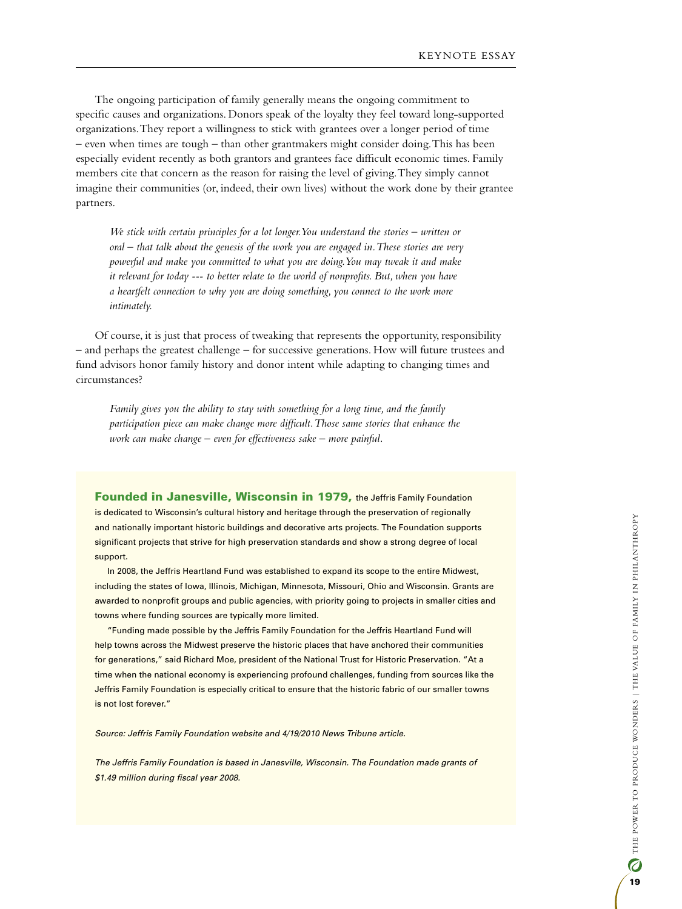The ongoing participation of family generally means the ongoing commitment to specific causes and organizations. Donors speak of the loyalty they feel toward long-supported organizations. They report a willingness to stick with grantees over a longer period of time – even when times are tough – than other grantmakers might consider doing. This has been especially evident recently as both grantors and grantees face difficult economic times. Family members cite that concern as the reason for raising the level of giving. They simply cannot imagine their communities (or, indeed, their own lives) without the work done by their grantee partners.

> *We stick with certain principles for a lot longer. You understand the stories – written or oral – that talk about the genesis of the work you are engaged in. These stories are very powerful and make you committed to what you are doing. You may tweak it and make it relevant for today --- to better relate to the world of nonprofits. But, when you have a heartfelt connection to why you are doing something, you connect to the work more intimately.*

Of course, it is just that process of tweaking that represents the opportunity, responsibility – and perhaps the greatest challenge – for successive generations. How will future trustees and fund advisors honor family history and donor intent while adapting to changing times and circumstances?

> *Family gives you the ability to stay with something for a long time, and the family participation piece can make change more difficult. Those same stories that enhance the work can make change – even for effectiveness sake – more painful.*

**Founded in Janesville, Wisconsin in 1979,** the Jeffris Family Foundation is dedicated to Wisconsin's cultural history and heritage through the preservation of regionally and nationally important historic buildings and decorative arts projects. The Foundation supports significant projects that strive for high preservation standards and show a strong degree of local support.

In 2008, the Jeffris Heartland Fund was established to expand its scope to the entire Midwest, including the states of Iowa, Illinois, Michigan, Minnesota, Missouri, Ohio and Wisconsin. Grants are awarded to nonprofit groups and public agencies, with priority going to projects in smaller cities and towns where funding sources are typically more limited.

"Funding made possible by the Jeffris Family Foundation for the Jeffris Heartland Fund will help towns across the Midwest preserve the historic places that have anchored their communities for generations," said Richard Moe, president of the National Trust for Historic Preservation. "At a time when the national economy is experiencing profound challenges, funding from sources like the Jeffris Family Foundation is especially critical to ensure that the historic fabric of our smaller towns is not lost forever."

*Source: Jeffris Family Foundation website and 4/19/2010 News Tribune article.*

*The Jeffris Family Foundation is based in Janesville, Wisconsin. The Foundation made grants of $1.49 million during fiscal year 2008.*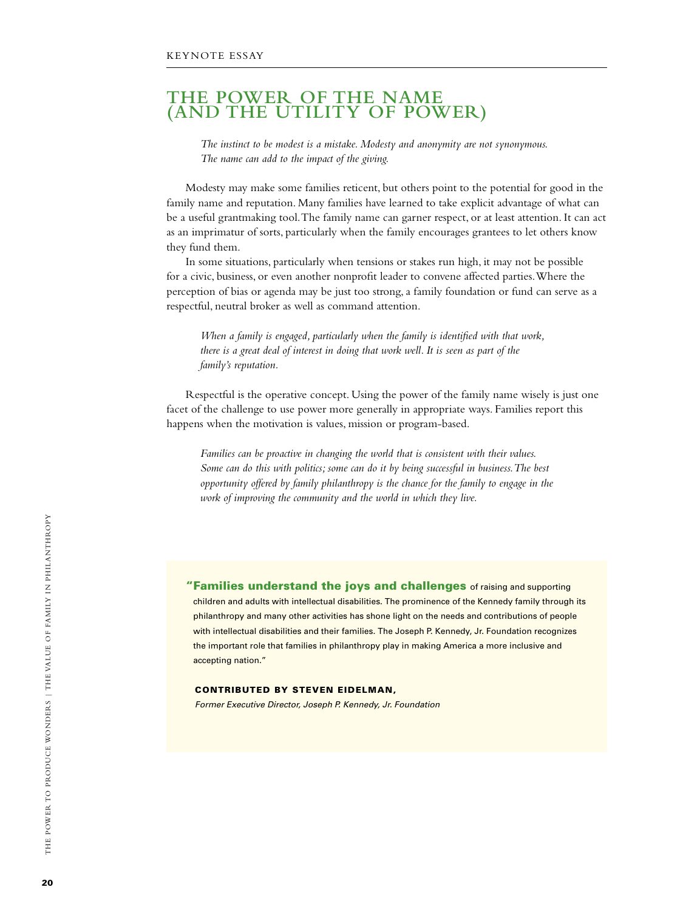KEYNOTE ESSAY

# THE POWER OF THE NAME (AND THE UTILITY OF POWER)

> *The instinct to be modest is a mistake. Modesty and anonymity are not synonymous. The name can add to the impact of the giving.*

Modesty may make some families reticent, but others point to the potential for good in the family name and reputation. Many families have learned to take explicit advantage of what can be a useful grantmaking tool. The family name can garner respect, or at least attention. It can act as an imprimatur of sorts, particularly when the family encourages grantees to let others know they fund them.

In some situations, particularly when tensions or stakes run high, it may not be possible for a civic, business, or even another nonprofit leader to convene affected parties. Where the perception of bias or agenda may be just too strong, a family foundation or fund can serve as a respectful, neutral broker as well as command attention.

> *When a family is engaged, particularly when the family is identified with that work, there is a great deal of interest in doing that work well. It is seen as part of the family's reputation.*

Respectful is the operative concept. Using the power of the family name wisely is just one facet of the challenge to use power more generally in appropriate ways. Families report this happens when the motivation is values, mission or program-based.

> *Families can be proactive in changing the world that is consistent with their values. Some can do this with politics; some can do it by being successful in business. The best opportunity offered by family philanthropy is the chance for the family to engage in the work of improving the community and the world in which they live.*

"**Families understand the joys and challenges** of raising and supporting children and adults with intellectual disabilities. The prominence of the Kennedy family through its philanthropy and many other activities has shone light on the needs and contributions of people with intellectual disabilities and their families. The Joseph P. Kennedy, Jr. Foundation recognizes the important role that families in philanthropy play in making America a more inclusive and accepting nation."

**CONTRIBUTED BY STEVEN EIDELMAN,**
*Former Executive Director, Joseph P. Kennedy, Jr. Foundation*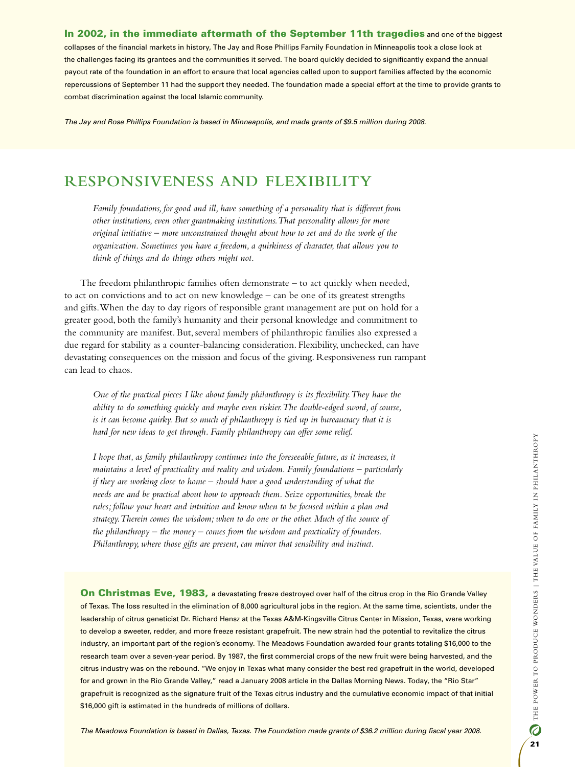**In 2002, in the immediate aftermath of the September 11th tragedies** and one of the biggest collapses of the financial markets in history, The Jay and Rose Phillips Family Foundation in Minneapolis took a close look at the challenges facing its grantees and the communities it served. The board quickly decided to significantly expand the annual payout rate of the foundation in an effort to ensure that local agencies called upon to support families affected by the economic repercussions of September 11 had the support they needed. The foundation made a special effort at the time to provide grants to combat discrimination against the local Islamic community.

*The Jay and Rose Phillips Foundation is based in Minneapolis, and made grants of $9.5 million during 2008.*

## RESPONSIVENESS AND FLEXIBILITY

*Family foundations, for good and ill, have something of a personality that is different from other institutions, even other grantmaking institutions. That personality allows for more original initiative – more unconstrained thought about how to set and do the work of the organization. Sometimes you have a freedom, a quirkiness of character, that allows you to think of things and do things others might not.*

The freedom philanthropic families often demonstrate – to act quickly when needed, to act on convictions and to act on new knowledge – can be one of its greatest strengths and gifts. When the day to day rigors of responsible grant management are put on hold for a greater good, both the family's humanity and their personal knowledge and commitment to the community are manifest. But, several members of philanthropic families also expressed a due regard for stability as a counter-balancing consideration. Flexibility, unchecked, can have devastating consequences on the mission and focus of the giving. Responsiveness run rampant can lead to chaos.

*One of the practical pieces I like about family philanthropy is its flexibility. They have the ability to do something quickly and maybe even riskier. The double-edged sword, of course, is it can become quirky. But so much of philanthropy is tied up in bureaucracy that it is hard for new ideas to get through. Family philanthropy can offer some relief.*

*I hope that, as family philanthropy continues into the foreseeable future, as it increases, it maintains a level of practicality and reality and wisdom. Family foundations – particularly if they are working close to home – should have a good understanding of what the needs are and be practical about how to approach them. Seize opportunities, break the rules; follow your heart and intuition and know when to be focused within a plan and strategy. Therein comes the wisdom; when to do one or the other. Much of the source of the philanthropy – the money – comes from the wisdom and practicality of founders. Philanthropy, where those gifts are present, can mirror that sensibility and instinct.*

**On Christmas Eve, 1983,** a devastating freeze destroyed over half of the citrus crop in the Rio Grande Valley of Texas. The loss resulted in the elimination of 8,000 agricultural jobs in the region. At the same time, scientists, under the leadership of citrus geneticist Dr. Richard Hensz at the Texas A&M-Kingsville Citrus Center in Mission, Texas, were working to develop a sweeter, redder, and more freeze resistant grapefruit. The new strain had the potential to revitalize the citrus industry, an important part of the region's economy. The Meadows Foundation awarded four grants totaling $16,000 to the research team over a seven-year period. By 1987, the first commercial crops of the new fruit were being harvested, and the citrus industry was on the rebound. "We enjoy in Texas what many consider the best red grapefruit in the world, developed for and grown in the Rio Grande Valley," read a January 2008 article in the Dallas Morning News. Today, the "Rio Star" grapefruit is recognized as the signature fruit of the Texas citrus industry and the cumulative economic impact of that initial $16,000 gift is estimated in the hundreds of millions of dollars.

*The Meadows Foundation is based in Dallas, Texas. The Foundation made grants of $36.2 million during fiscal year 2008.*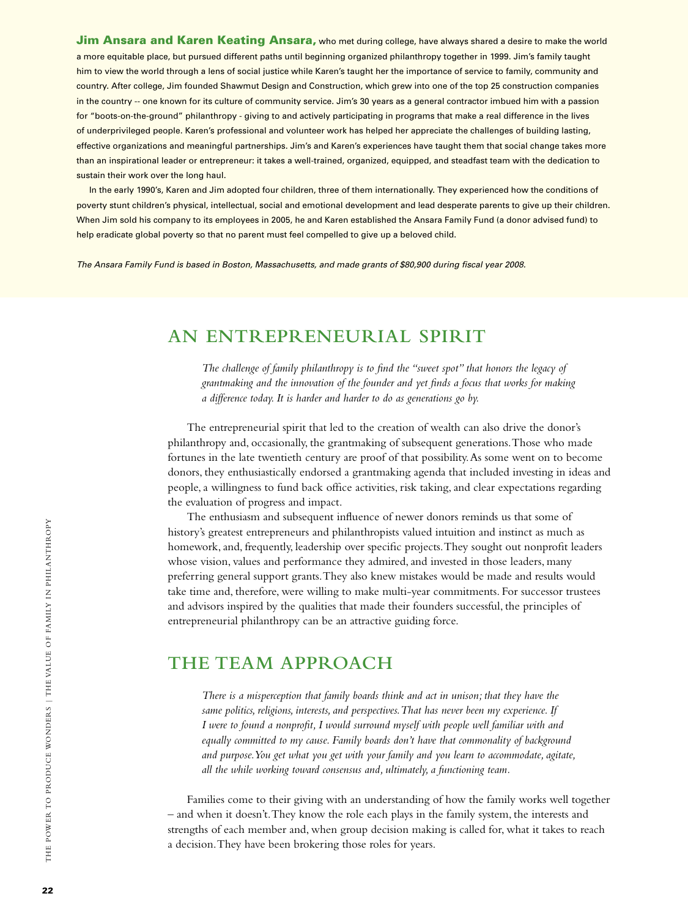**Jim Ansara and Karen Keating Ansara,** who met during college, have always shared a desire to make the world a more equitable place, but pursued different paths until beginning organized philanthropy together in 1999. Jim's family taught him to view the world through a lens of social justice while Karen's taught her the importance of service to family, community and country. After college, Jim founded Shawmut Design and Construction, which grew into one of the top 25 construction companies in the country -- one known for its culture of community service. Jim's 30 years as a general contractor imbued him with a passion for "boots-on-the-ground" philanthropy - giving to and actively participating in programs that make a real difference in the lives of underprivileged people. Karen's professional and volunteer work has helped her appreciate the challenges of building lasting, effective organizations and meaningful partnerships. Jim's and Karen's experiences have taught them that social change takes more than an inspirational leader or entrepreneur: it takes a well-trained, organized, equipped, and steadfast team with the dedication to sustain their work over the long haul.

In the early 1990's, Karen and Jim adopted four children, three of them internationally. They experienced how the conditions of poverty stunt children's physical, intellectual, social and emotional development and lead desperate parents to give up their children. When Jim sold his company to its employees in 2005, he and Karen established the Ansara Family Fund (a donor advised fund) to help eradicate global poverty so that no parent must feel compelled to give up a beloved child.

*The Ansara Family Fund is based in Boston, Massachusetts, and made grants of $80,900 during fiscal year 2008.*

## AN ENTREPRENEURIAL SPIRIT

*The challenge of family philanthropy is to find the "sweet spot" that honors the legacy of grantmaking and the innovation of the founder and yet finds a focus that works for making a difference today. It is harder and harder to do as generations go by.*

The entrepreneurial spirit that led to the creation of wealth can also drive the donor's philanthropy and, occasionally, the grantmaking of subsequent generations. Those who made fortunes in the late twentieth century are proof of that possibility. As some went on to become donors, they enthusiastically endorsed a grantmaking agenda that included investing in ideas and people, a willingness to fund back office activities, risk taking, and clear expectations regarding the evaluation of progress and impact.

The enthusiasm and subsequent influence of newer donors reminds us that some of history's greatest entrepreneurs and philanthropists valued intuition and instinct as much as homework, and, frequently, leadership over specific projects. They sought out nonprofit leaders whose vision, values and performance they admired, and invested in those leaders, many preferring general support grants. They also knew mistakes would be made and results would take time and, therefore, were willing to make multi-year commitments. For successor trustees and advisors inspired by the qualities that made their founders successful, the principles of entrepreneurial philanthropy can be an attractive guiding force.

## THE TEAM APPROACH

*There is a misperception that family boards think and act in unison; that they have the same politics, religions, interests, and perspectives. That has never been my experience. If I were to found a nonprofit, I would surround myself with people well familiar with and equally committed to my cause. Family boards don't have that commonality of background and purpose. You get what you get with your family and you learn to accommodate, agitate, all the while working toward consensus and, ultimately, a functioning team.*

Families come to their giving with an understanding of how the family works well together – and when it doesn't. They know the role each plays in the family system, the interests and strengths of each member and, when group decision making is called for, what it takes to reach a decision. They have been brokering those roles for years.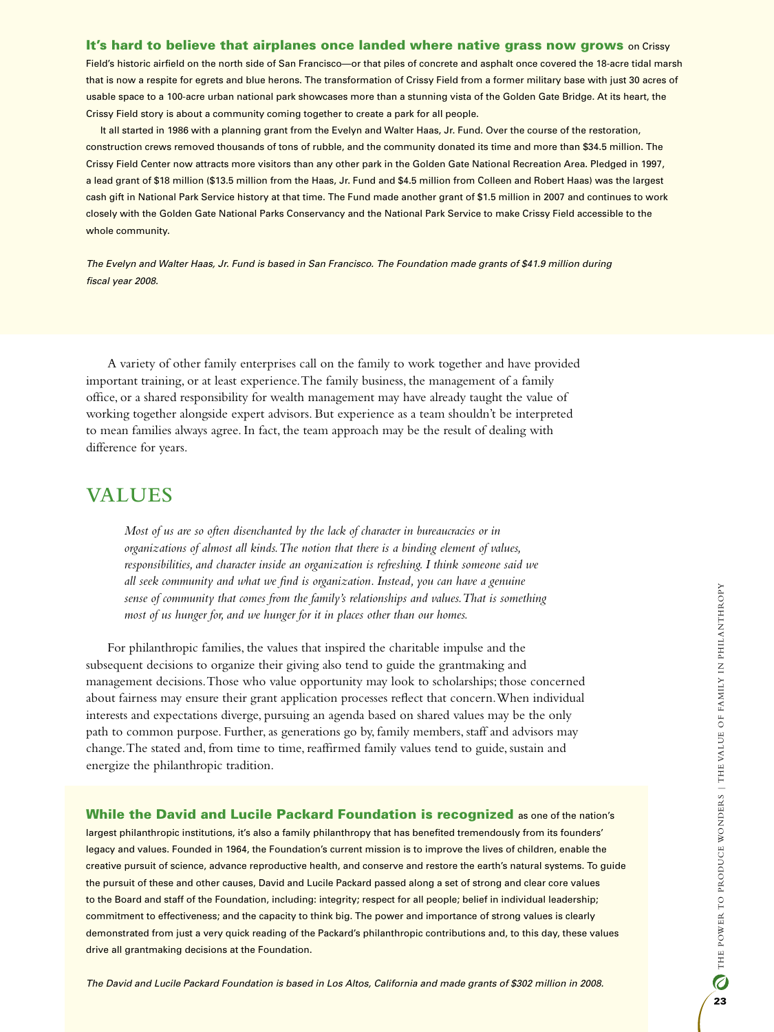**It's hard to believe that airplanes once landed where native grass now grows** on Crissy Field's historic airfield on the north side of San Francisco—or that piles of concrete and asphalt once covered the 18-acre tidal marsh that is now a respite for egrets and blue herons. The transformation of Crissy Field from a former military base with just 30 acres of usable space to a 100-acre urban national park showcases more than a stunning vista of the Golden Gate Bridge. At its heart, the Crissy Field story is about a community coming together to create a park for all people.

It all started in 1986 with a planning grant from the Evelyn and Walter Haas, Jr. Fund. Over the course of the restoration, construction crews removed thousands of tons of rubble, and the community donated its time and more than $34.5 million. The Crissy Field Center now attracts more visitors than any other park in the Golden Gate National Recreation Area. Pledged in 1997, a lead grant of $18 million ($13.5 million from the Haas, Jr. Fund and $4.5 million from Colleen and Robert Haas) was the largest cash gift in National Park Service history at that time. The Fund made another grant of $1.5 million in 2007 and continues to work closely with the Golden Gate National Parks Conservancy and the National Park Service to make Crissy Field accessible to the whole community.

*The Evelyn and Walter Haas, Jr. Fund is based in San Francisco. The Foundation made grants of $41.9 million during fiscal year 2008.*

A variety of other family enterprises call on the family to work together and have provided important training, or at least experience. The family business, the management of a family office, or a shared responsibility for wealth management may have already taught the value of working together alongside expert advisors. But experience as a team shouldn't be interpreted to mean families always agree. In fact, the team approach may be the result of dealing with difference for years.

## VALUES

> *Most of us are so often disenchanted by the lack of character in bureaucracies or in organizations of almost all kinds. The notion that there is a binding element of values, responsibilities, and character inside an organization is refreshing. I think someone said we all seek community and what we find is organization. Instead, you can have a genuine sense of community that comes from the family's relationships and values. That is something most of us hunger for, and we hunger for it in places other than our homes.*

For philanthropic families, the values that inspired the charitable impulse and the subsequent decisions to organize their giving also tend to guide the grantmaking and management decisions. Those who value opportunity may look to scholarships; those concerned about fairness may ensure their grant application processes reflect that concern. When individual interests and expectations diverge, pursuing an agenda based on shared values may be the only path to common purpose. Further, as generations go by, family members, staff and advisors may change. The stated and, from time to time, reaffirmed family values tend to guide, sustain and energize the philanthropic tradition.

**While the David and Lucile Packard Foundation is recognized** as one of the nation's largest philanthropic institutions, it's also a family philanthropy that has benefited tremendously from its founders' legacy and values. Founded in 1964, the Foundation's current mission is to improve the lives of children, enable the creative pursuit of science, advance reproductive health, and conserve and restore the earth's natural systems. To guide the pursuit of these and other causes, David and Lucile Packard passed along a set of strong and clear core values to the Board and staff of the Foundation, including: integrity; respect for all people; belief in individual leadership; commitment to effectiveness; and the capacity to think big. The power and importance of strong values is clearly demonstrated from just a very quick reading of the Packard's philanthropic contributions and, to this day, these values drive all grantmaking decisions at the Foundation.

*The David and Lucile Packard Foundation is based in Los Altos, California and made grants of $302 million in 2008.*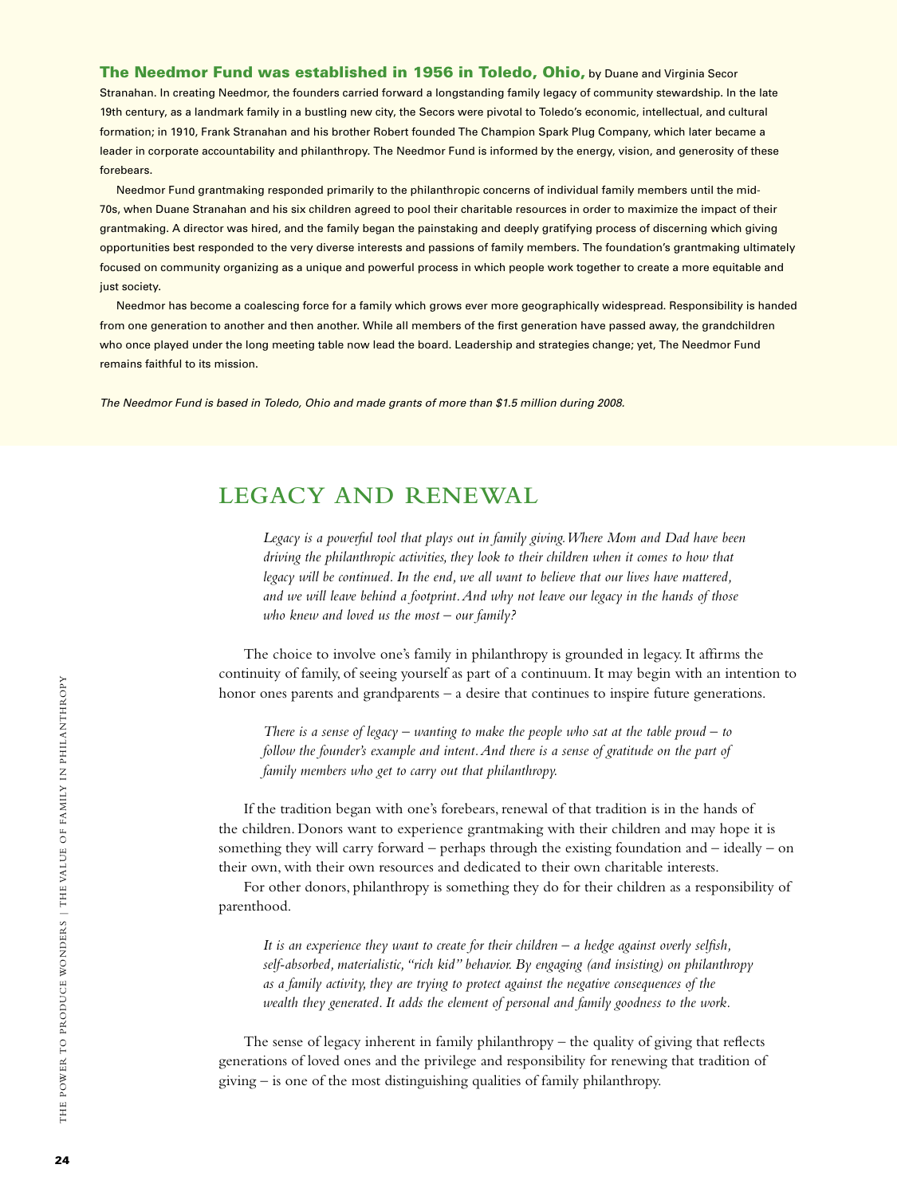**The Needmor Fund was established in 1956 in Toledo, Ohio,** by Duane and Virginia Secor Stranahan. In creating Needmor, the founders carried forward a longstanding family legacy of community stewardship. In the late 19th century, as a landmark family in a bustling new city, the Secors were pivotal to Toledo's economic, intellectual, and cultural formation; in 1910, Frank Stranahan and his brother Robert founded The Champion Spark Plug Company, which later became a leader in corporate accountability and philanthropy. The Needmor Fund is informed by the energy, vision, and generosity of these forebears.

Needmor Fund grantmaking responded primarily to the philanthropic concerns of individual family members until the mid-70s, when Duane Stranahan and his six children agreed to pool their charitable resources in order to maximize the impact of their grantmaking. A director was hired, and the family began the painstaking and deeply gratifying process of discerning which giving opportunities best responded to the very diverse interests and passions of family members. The foundation's grantmaking ultimately focused on community organizing as a unique and powerful process in which people work together to create a more equitable and just society.

Needmor has become a coalescing force for a family which grows ever more geographically widespread. Responsibility is handed from one generation to another and then another. While all members of the first generation have passed away, the grandchildren who once played under the long meeting table now lead the board. Leadership and strategies change; yet, The Needmor Fund remains faithful to its mission.

*The Needmor Fund is based in Toledo, Ohio and made grants of more than $1.5 million during 2008.*

## LEGACY AND RENEWAL

> *Legacy is a powerful tool that plays out in family giving. Where Mom and Dad have been driving the philanthropic activities, they look to their children when it comes to how that legacy will be continued. In the end, we all want to believe that our lives have mattered, and we will leave behind a footprint. And why not leave our legacy in the hands of those who knew and loved us the most – our family?*

The choice to involve one's family in philanthropy is grounded in legacy. It affirms the continuity of family, of seeing yourself as part of a continuum. It may begin with an intention to honor ones parents and grandparents – a desire that continues to inspire future generations.

> *There is a sense of legacy – wanting to make the people who sat at the table proud – to follow the founder's example and intent. And there is a sense of gratitude on the part of family members who get to carry out that philanthropy.*

If the tradition began with one's forebears, renewal of that tradition is in the hands of the children. Donors want to experience grantmaking with their children and may hope it is something they will carry forward – perhaps through the existing foundation and – ideally – on their own, with their own resources and dedicated to their own charitable interests.

For other donors, philanthropy is something they do for their children as a responsibility of parenthood.

> *It is an experience they want to create for their children – a hedge against overly selfish, self-absorbed, materialistic, "rich kid" behavior. By engaging (and insisting) on philanthropy as a family activity, they are trying to protect against the negative consequences of the wealth they generated. It adds the element of personal and family goodness to the work.*

The sense of legacy inherent in family philanthropy – the quality of giving that reflects generations of loved ones and the privilege and responsibility for renewing that tradition of giving – is one of the most distinguishing qualities of family philanthropy.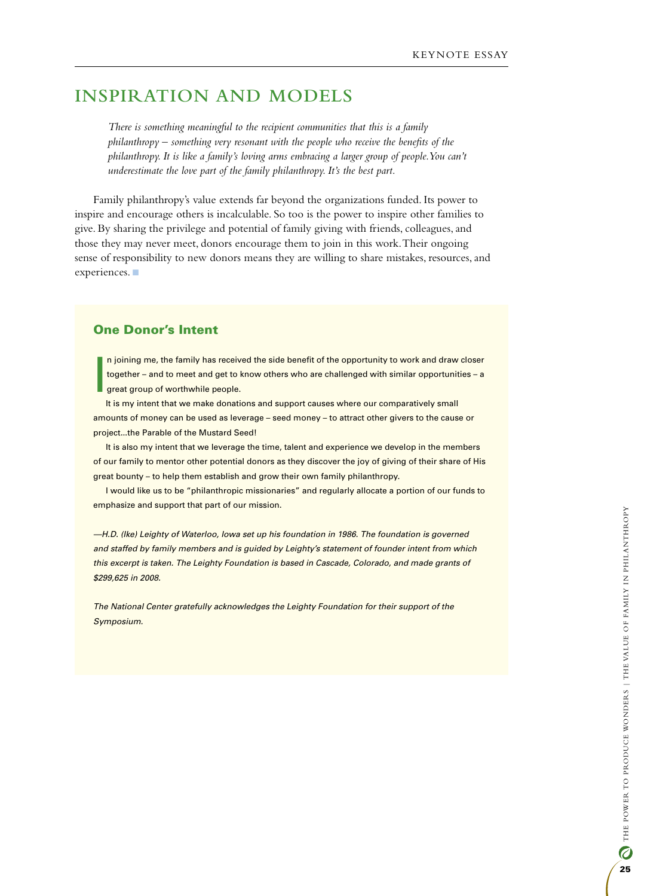## INSPIRATION AND MODELS

> *There is something meaningful to the recipient communities that this is a family philanthropy – something very resonant with the people who receive the benefits of the philanthropy. It is like a family's loving arms embracing a larger group of people. You can't underestimate the love part of the family philanthropy. It's the best part.*

Family philanthropy's value extends far beyond the organizations funded. Its power to inspire and encourage others is incalculable. So too is the power to inspire other families to give. By sharing the privilege and potential of family giving with friends, colleagues, and those they may never meet, donors encourage them to join in this work. Their ongoing sense of responsibility to new donors means they are willing to share mistakes, resources, and experiences.

### One Donor's Intent

In joining me, the family has received the side benefit of the opportunity to work and draw closer together – and to meet and get to know others who are challenged with similar opportunities – a great group of worthwhile people.

It is my intent that we make donations and support causes where our comparatively small amounts of money can be used as leverage – seed money – to attract other givers to the cause or project...the Parable of the Mustard Seed!

It is also my intent that we leverage the time, talent and experience we develop in the members of our family to mentor other potential donors as they discover the joy of giving of their share of His great bounty – to help them establish and grow their own family philanthropy.

I would like us to be "philanthropic missionaries" and regularly allocate a portion of our funds to emphasize and support that part of our mission.

*—H.D. (Ike) Leighty of Waterloo, Iowa set up his foundation in 1986. The foundation is governed and staffed by family members and is guided by Leighty's statement of founder intent from which this excerpt is taken. The Leighty Foundation is based in Cascade, Colorado, and made grants of $299,625 in 2008.*

*The National Center gratefully acknowledges the Leighty Foundation for their support of the Symposium.*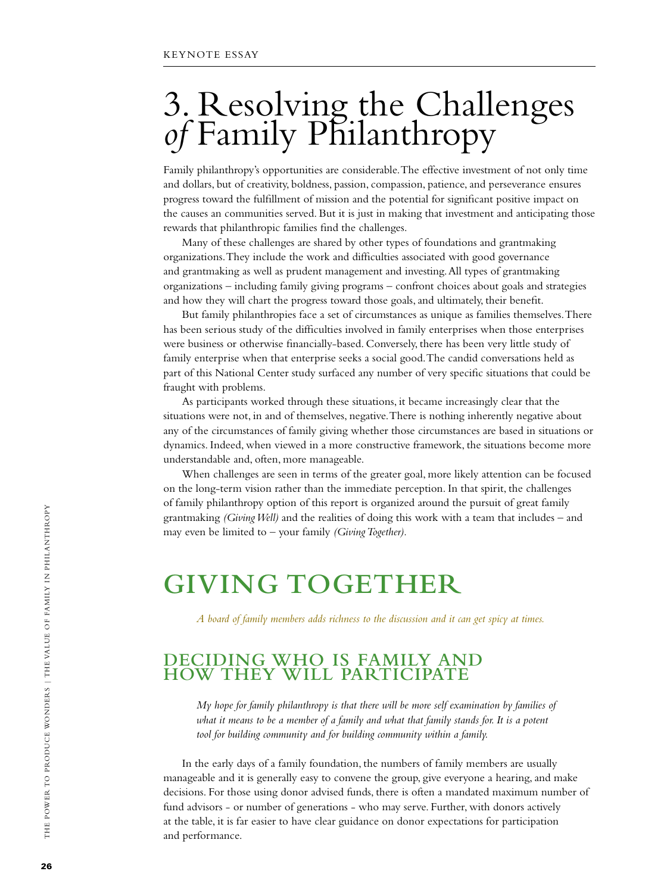# 3. Resolving the Challenges *of* Family Philanthropy

Family philanthropy's opportunities are considerable. The effective investment of not only time and dollars, but of creativity, boldness, passion, compassion, patience, and perseverance ensures progress toward the fulfillment of mission and the potential for significant positive impact on the causes an communities served. But it is just in making that investment and anticipating those rewards that philanthropic families find the challenges.

Many of these challenges are shared by other types of foundations and grantmaking organizations. They include the work and difficulties associated with good governance and grantmaking as well as prudent management and investing. All types of grantmaking organizations – including family giving programs – confront choices about goals and strategies and how they will chart the progress toward those goals, and ultimately, their benefit.

But family philanthropies face a set of circumstances as unique as families themselves. There has been serious study of the difficulties involved in family enterprises when those enterprises were business or otherwise financially-based. Conversely, there has been very little study of family enterprise when that enterprise seeks a social good. The candid conversations held as part of this National Center study surfaced any number of very specific situations that could be fraught with problems.

As participants worked through these situations, it became increasingly clear that the situations were not, in and of themselves, negative. There is nothing inherently negative about any of the circumstances of family giving whether those circumstances are based in situations or dynamics. Indeed, when viewed in a more constructive framework, the situations become more understandable and, often, more manageable.

When challenges are seen in terms of the greater goal, more likely attention can be focused on the long-term vision rather than the immediate perception. In that spirit, the challenges of family philanthropy option of this report is organized around the pursuit of great family grantmaking *(Giving Well)* and the realities of doing this work with a team that includes – and may even be limited to – your family *(Giving Together).*

## GIVING TOGETHER

*A board of family members adds richness to the discussion and it can get spicy at times.*

### DECIDING WHO IS FAMILY AND HOW THEY WILL PARTICIPATE

*My hope for family philanthropy is that there will be more self examination by families of what it means to be a member of a family and what that family stands for. It is a potent tool for building community and for building community within a family.*

In the early days of a family foundation, the numbers of family members are usually manageable and it is generally easy to convene the group, give everyone a hearing, and make decisions. For those using donor advised funds, there is often a mandated maximum number of fund advisors - or number of generations - who may serve. Further, with donors actively at the table, it is far easier to have clear guidance on donor expectations for participation and performance.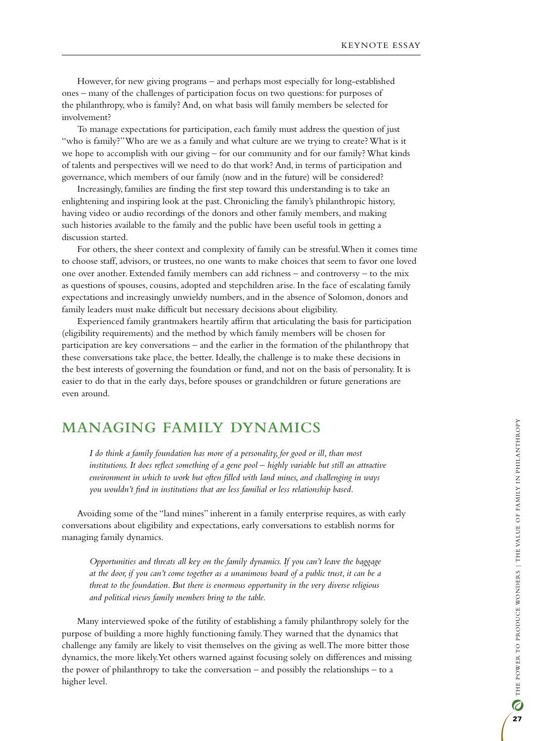However, for new giving programs – and perhaps most especially for long-established ones – many of the challenges of participation focus on two questions: for purposes of the philanthropy, who is family? And, on what basis will family members be selected for involvement?

To manage expectations for participation, each family must address the question of just "who is family?" Who are we as a family and what culture are we trying to create? What is it we hope to accomplish with our giving – for our community and for our family? What kinds of talents and perspectives will we need to do that work? And, in terms of participation and governance, which members of our family (now and in the future) will be considered?

Increasingly, families are finding the first step toward this understanding is to take an enlightening and inspiring look at the past. Chronicling the family's philanthropic history, having video or audio recordings of the donors and other family members, and making such histories available to the family and the public have been useful tools in getting a discussion started.

For others, the sheer context and complexity of family can be stressful. When it comes time to choose staff, advisors, or trustees, no one wants to make choices that seem to favor one loved one over another. Extended family members can add richness – and controversy – to the mix as questions of spouses, cousins, adopted and stepchildren arise. In the face of escalating family expectations and increasingly unwieldy numbers, and in the absence of Solomon, donors and family leaders must make difficult but necessary decisions about eligibility.

Experienced family grantmakers heartily affirm that articulating the basis for participation (eligibility requirements) and the method by which family members will be chosen for participation are key conversations – and the earlier in the formation of the philanthropy that these conversations take place, the better. Ideally, the challenge is to make these decisions in the best interests of governing the foundation or fund, and not on the basis of personality. It is easier to do that in the early days, before spouses or grandchildren or future generations are even around.

## MANAGING FAMILY DYNAMICS

> *I do think a family foundation has more of a personality, for good or ill, than most institutions. It does reflect something of a gene pool – highly variable but still an attractive environment in which to work but often filled with land mines, and challenging in ways you wouldn't find in institutions that are less familial or less relationship based.*

Avoiding some of the "land mines" inherent in a family enterprise requires, as with early conversations about eligibility and expectations, early conversations to establish norms for managing family dynamics.

> *Opportunities and threats all key on the family dynamics. If you can't leave the baggage at the door, if you can't come together as a unanimous board of a public trust, it can be a threat to the foundation. But there is enormous opportunity in the very diverse religious and political views family members bring to the table.*

Many interviewed spoke of the futility of establishing a family philanthropy solely for the purpose of building a more highly functioning family. They warned that the dynamics that challenge any family are likely to visit themselves on the giving as well. The more bitter those dynamics, the more likely. Yet others warned against focusing solely on differences and missing the power of philanthropy to take the conversation – and possibly the relationships – to a higher level.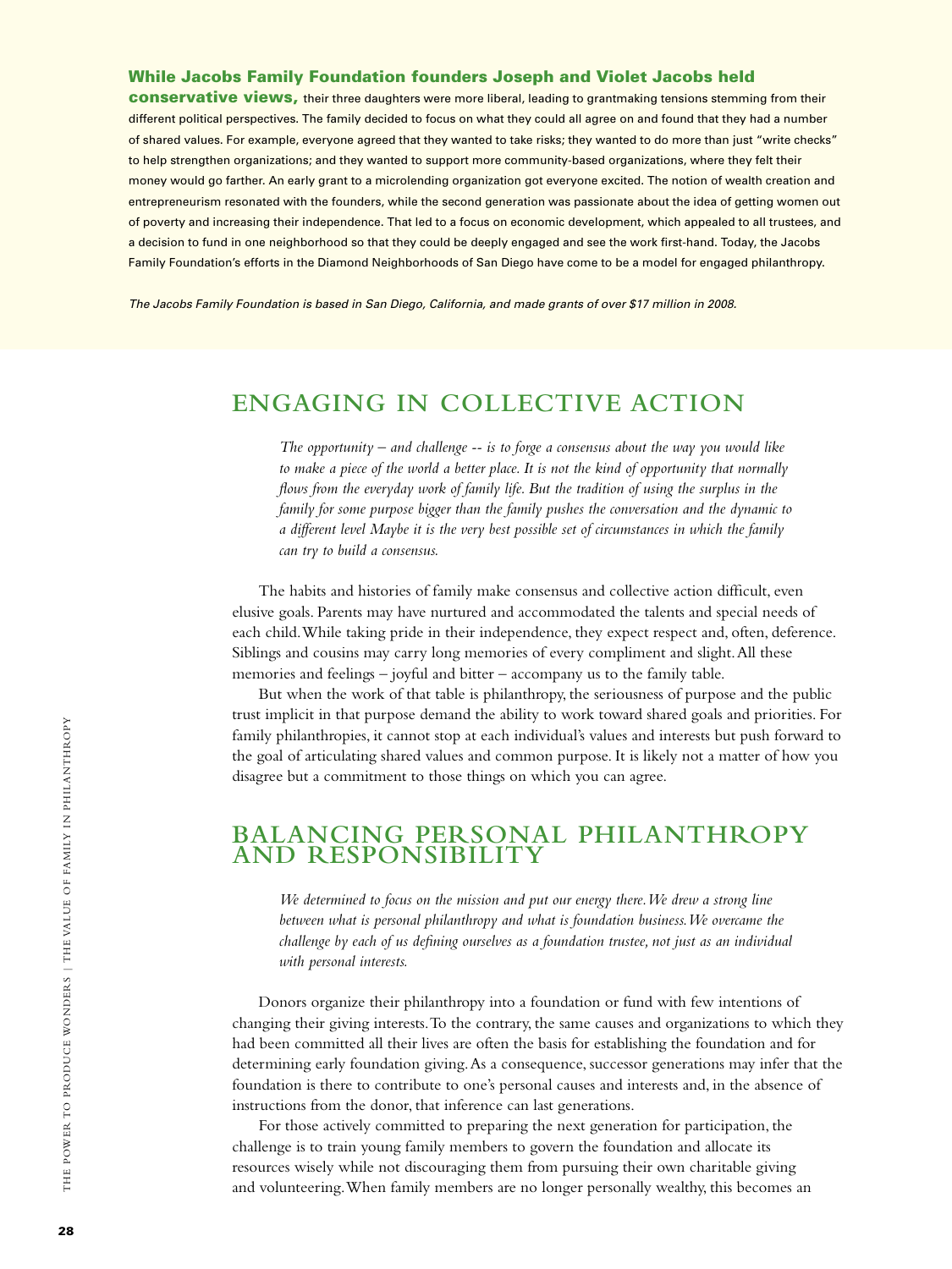**While Jacobs Family Foundation founders Joseph and Violet Jacobs held conservative views,** their three daughters were more liberal, leading to grantmaking tensions stemming from their different political perspectives. The family decided to focus on what they could all agree on and found that they had a number of shared values. For example, everyone agreed that they wanted to take risks; they wanted to do more than just "write checks" to help strengthen organizations; and they wanted to support more community-based organizations, where they felt their money would go farther. An early grant to a microlending organization got everyone excited. The notion of wealth creation and entrepreneurism resonated with the founders, while the second generation was passionate about the idea of getting women out of poverty and increasing their independence. That led to a focus on economic development, which appealed to all trustees, and a decision to fund in one neighborhood so that they could be deeply engaged and see the work first-hand. Today, the Jacobs Family Foundation's efforts in the Diamond Neighborhoods of San Diego have come to be a model for engaged philanthropy.

*The Jacobs Family Foundation is based in San Diego, California, and made grants of over $17 million in 2008.*

## ENGAGING IN COLLECTIVE ACTION

> *The opportunity – and challenge -- is to forge a consensus about the way you would like to make a piece of the world a better place. It is not the kind of opportunity that normally flows from the everyday work of family life. But the tradition of using the surplus in the family for some purpose bigger than the family pushes the conversation and the dynamic to a different level Maybe it is the very best possible set of circumstances in which the family can try to build a consensus.*

The habits and histories of family make consensus and collective action difficult, even elusive goals. Parents may have nurtured and accommodated the talents and special needs of each child. While taking pride in their independence, they expect respect and, often, deference. Siblings and cousins may carry long memories of every compliment and slight. All these memories and feelings – joyful and bitter – accompany us to the family table.

But when the work of that table is philanthropy, the seriousness of purpose and the public trust implicit in that purpose demand the ability to work toward shared goals and priorities. For family philanthropies, it cannot stop at each individual's values and interests but push forward to the goal of articulating shared values and common purpose. It is likely not a matter of how you disagree but a commitment to those things on which you can agree.

## BALANCING PERSONAL PHILANTHROPY AND RESPONSIBILITY

> *We determined to focus on the mission and put our energy there. We drew a strong line between what is personal philanthropy and what is foundation business. We overcame the challenge by each of us defining ourselves as a foundation trustee, not just as an individual with personal interests.*

Donors organize their philanthropy into a foundation or fund with few intentions of changing their giving interests. To the contrary, the same causes and organizations to which they had been committed all their lives are often the basis for establishing the foundation and for determining early foundation giving. As a consequence, successor generations may infer that the foundation is there to contribute to one's personal causes and interests and, in the absence of instructions from the donor, that inference can last generations.

For those actively committed to preparing the next generation for participation, the challenge is to train young family members to govern the foundation and allocate its resources wisely while not discouraging them from pursuing their own charitable giving and volunteering. When family members are no longer personally wealthy, this becomes an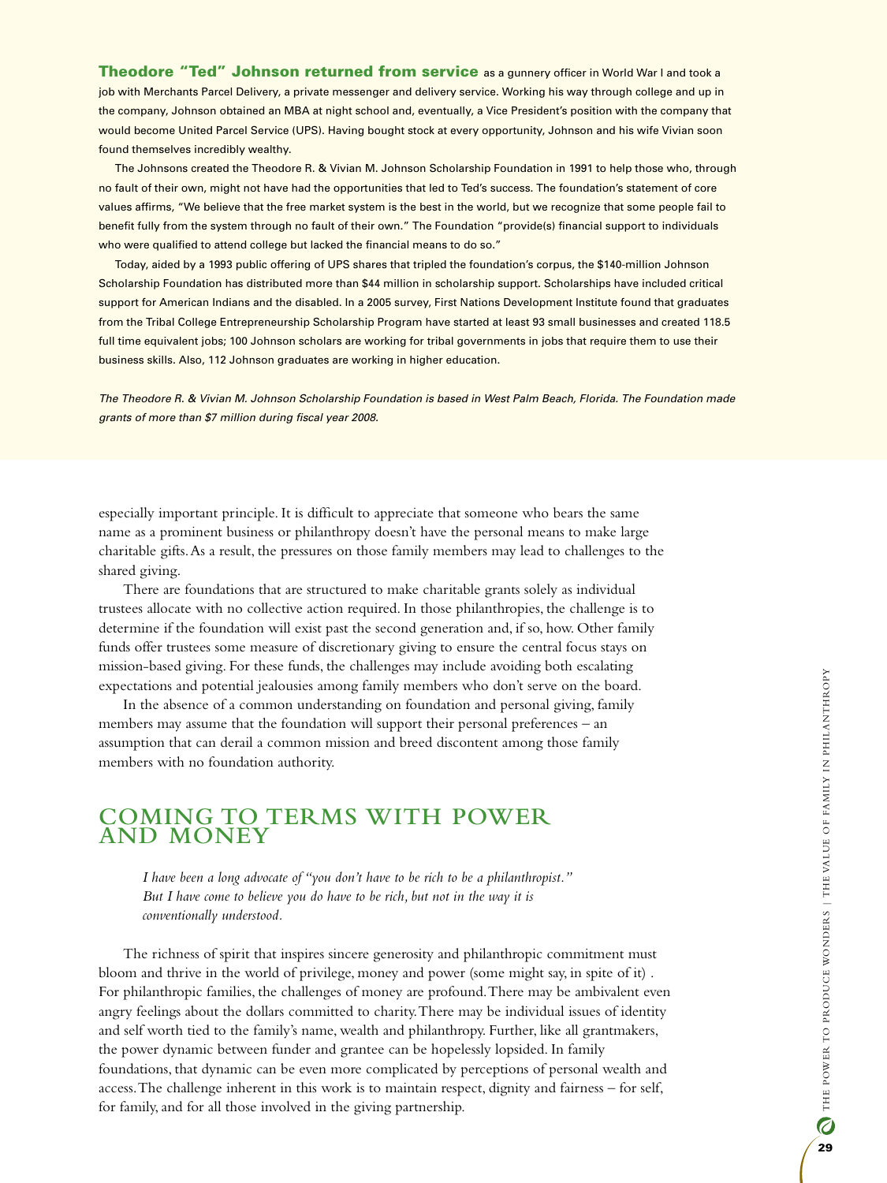**Theodore "Ted" Johnson returned from service** as a gunnery officer in World War I and took a job with Merchants Parcel Delivery, a private messenger and delivery service. Working his way through college and up in the company, Johnson obtained an MBA at night school and, eventually, a Vice President's position with the company that would become United Parcel Service (UPS). Having bought stock at every opportunity, Johnson and his wife Vivian soon found themselves incredibly wealthy.

The Johnsons created the Theodore R. & Vivian M. Johnson Scholarship Foundation in 1991 to help those who, through no fault of their own, might not have had the opportunities that led to Ted's success. The foundation's statement of core values affirms, "We believe that the free market system is the best in the world, but we recognize that some people fail to benefit fully from the system through no fault of their own." The Foundation "provide(s) financial support to individuals who were qualified to attend college but lacked the financial means to do so."

Today, aided by a 1993 public offering of UPS shares that tripled the foundation's corpus, the $140-million Johnson Scholarship Foundation has distributed more than $44 million in scholarship support. Scholarships have included critical support for American Indians and the disabled. In a 2005 survey, First Nations Development Institute found that graduates from the Tribal College Entrepreneurship Scholarship Program have started at least 93 small businesses and created 118.5 full time equivalent jobs; 100 Johnson scholars are working for tribal governments in jobs that require them to use their business skills. Also, 112 Johnson graduates are working in higher education.

*The Theodore R. & Vivian M. Johnson Scholarship Foundation is based in West Palm Beach, Florida. The Foundation made grants of more than $7 million during fiscal year 2008.*

especially important principle. It is difficult to appreciate that someone who bears the same name as a prominent business or philanthropy doesn't have the personal means to make large charitable gifts. As a result, the pressures on those family members may lead to challenges to the shared giving.

There are foundations that are structured to make charitable grants solely as individual trustees allocate with no collective action required. In those philanthropies, the challenge is to determine if the foundation will exist past the second generation and, if so, how. Other family funds offer trustees some measure of discretionary giving to ensure the central focus stays on mission-based giving. For these funds, the challenges may include avoiding both escalating expectations and potential jealousies among family members who don't serve on the board.

In the absence of a common understanding on foundation and personal giving, family members may assume that the foundation will support their personal preferences – an assumption that can derail a common mission and breed discontent among those family members with no foundation authority.

## COMING TO TERMS WITH POWER AND MONEY

> *I have been a long advocate of "you don't have to be rich to be a philanthropist." But I have come to believe you do have to be rich, but not in the way it is conventionally understood.*

The richness of spirit that inspires sincere generosity and philanthropic commitment must bloom and thrive in the world of privilege, money and power (some might say, in spite of it) . For philanthropic families, the challenges of money are profound. There may be ambivalent even angry feelings about the dollars committed to charity. There may be individual issues of identity and self worth tied to the family's name, wealth and philanthropy. Further, like all grantmakers, the power dynamic between funder and grantee can be hopelessly lopsided. In family foundations, that dynamic can be even more complicated by perceptions of personal wealth and access. The challenge inherent in this work is to maintain respect, dignity and fairness – for self, for family, and for all those involved in the giving partnership.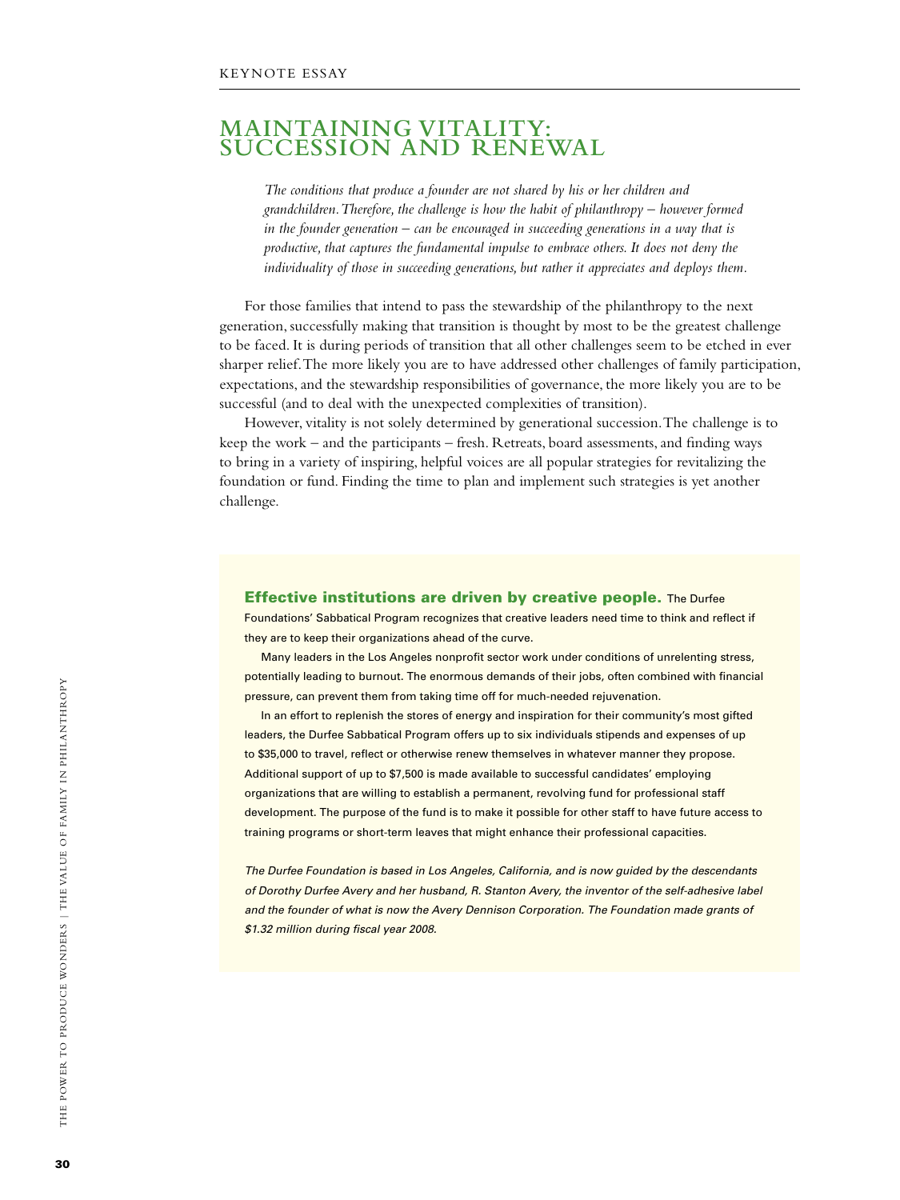KEYNOTE ESSAY

# MAINTAINING VITALITY: SUCCESSION AND RENEWAL

*The conditions that produce a founder are not shared by his or her children and grandchildren. Therefore, the challenge is how the habit of philanthropy – however formed in the founder generation – can be encouraged in succeeding generations in a way that is productive, that captures the fundamental impulse to embrace others. It does not deny the individuality of those in succeeding generations, but rather it appreciates and deploys them.*

For those families that intend to pass the stewardship of the philanthropy to the next generation, successfully making that transition is thought by most to be the greatest challenge to be faced. It is during periods of transition that all other challenges seem to be etched in ever sharper relief. The more likely you are to have addressed other challenges of family participation, expectations, and the stewardship responsibilities of governance, the more likely you are to be successful (and to deal with the unexpected complexities of transition).

However, vitality is not solely determined by generational succession. The challenge is to keep the work – and the participants – fresh. Retreats, board assessments, and finding ways to bring in a variety of inspiring, helpful voices are all popular strategies for revitalizing the foundation or fund. Finding the time to plan and implement such strategies is yet another challenge.

**Effective institutions are driven by creative people.** The Durfee Foundations' Sabbatical Program recognizes that creative leaders need time to think and reflect if they are to keep their organizations ahead of the curve.

Many leaders in the Los Angeles nonprofit sector work under conditions of unrelenting stress, potentially leading to burnout. The enormous demands of their jobs, often combined with financial pressure, can prevent them from taking time off for much-needed rejuvenation.

In an effort to replenish the stores of energy and inspiration for their community's most gifted leaders, the Durfee Sabbatical Program offers up to six individuals stipends and expenses of up to $35,000 to travel, reflect or otherwise renew themselves in whatever manner they propose. Additional support of up to $7,500 is made available to successful candidates' employing organizations that are willing to establish a permanent, revolving fund for professional staff development. The purpose of the fund is to make it possible for other staff to have future access to training programs or short-term leaves that might enhance their professional capacities.

*The Durfee Foundation is based in Los Angeles, California, and is now guided by the descendants of Dorothy Durfee Avery and her husband, R. Stanton Avery, the inventor of the self-adhesive label and the founder of what is now the Avery Dennison Corporation. The Foundation made grants of $1.32 million during fiscal year 2008.*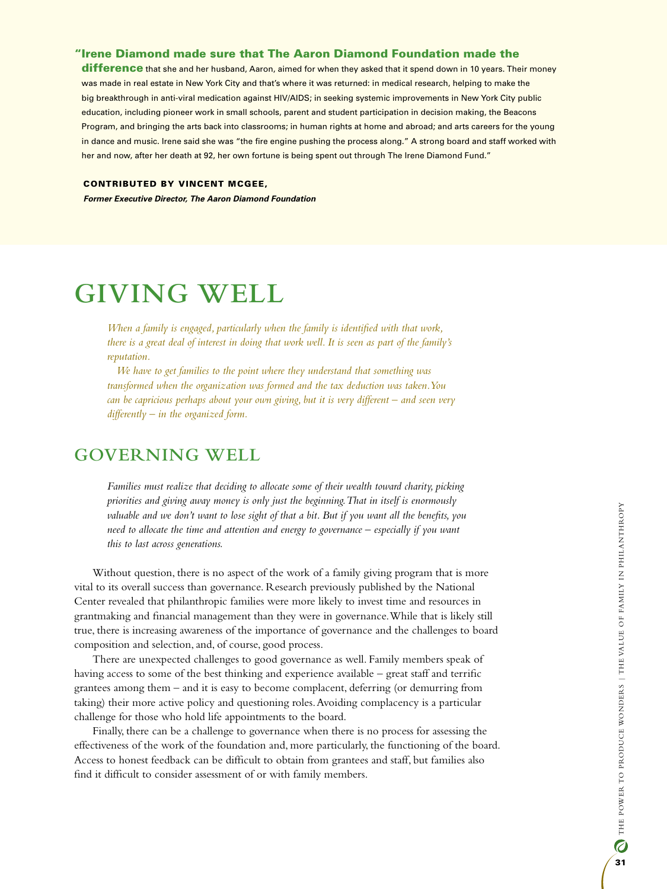**"Irene Diamond made sure that The Aaron Diamond Foundation made the difference** that she and her husband, Aaron, aimed for when they asked that it spend down in 10 years. Their money was made in real estate in New York City and that's where it was returned: in medical research, helping to make the big breakthrough in anti-viral medication against HIV/AIDS; in seeking systemic improvements in New York City public education, including pioneer work in small schools, parent and student participation in decision making, the Beacons Program, and bringing the arts back into classrooms; in human rights at home and abroad; and arts careers for the young in dance and music. Irene said she was "the fire engine pushing the process along." A strong board and staff worked with her and now, after her death at 92, her own fortune is being spent out through The Irene Diamond Fund."

**CONTRIBUTED BY VINCENT MCGEE,**
***Former Executive Director, The Aaron Diamond Foundation***

# GIVING WELL

*When a family is engaged, particularly when the family is identified with that work, there is a great deal of interest in doing that work well. It is seen as part of the family's reputation.*

*We have to get families to the point where they understand that something was transformed when the organization was formed and the tax deduction was taken. You can be capricious perhaps about your own giving, but it is very different – and seen very differently – in the organized form.*

## GOVERNING WELL

*Families must realize that deciding to allocate some of their wealth toward charity, picking priorities and giving away money is only just the beginning. That in itself is enormously valuable and we don't want to lose sight of that a bit. But if you want all the benefits, you need to allocate the time and attention and energy to governance – especially if you want this to last across generations.*

Without question, there is no aspect of the work of a family giving program that is more vital to its overall success than governance. Research previously published by the National Center revealed that philanthropic families were more likely to invest time and resources in grantmaking and financial management than they were in governance. While that is likely still true, there is increasing awareness of the importance of governance and the challenges to board composition and selection, and, of course, good process.

There are unexpected challenges to good governance as well. Family members speak of having access to some of the best thinking and experience available – great staff and terrific grantees among them – and it is easy to become complacent, deferring (or demurring from taking) their more active policy and questioning roles. Avoiding complacency is a particular challenge for those who hold life appointments to the board.

Finally, there can be a challenge to governance when there is no process for assessing the effectiveness of the work of the foundation and, more particularly, the functioning of the board. Access to honest feedback can be difficult to obtain from grantees and staff, but families also find it difficult to consider assessment of or with family members.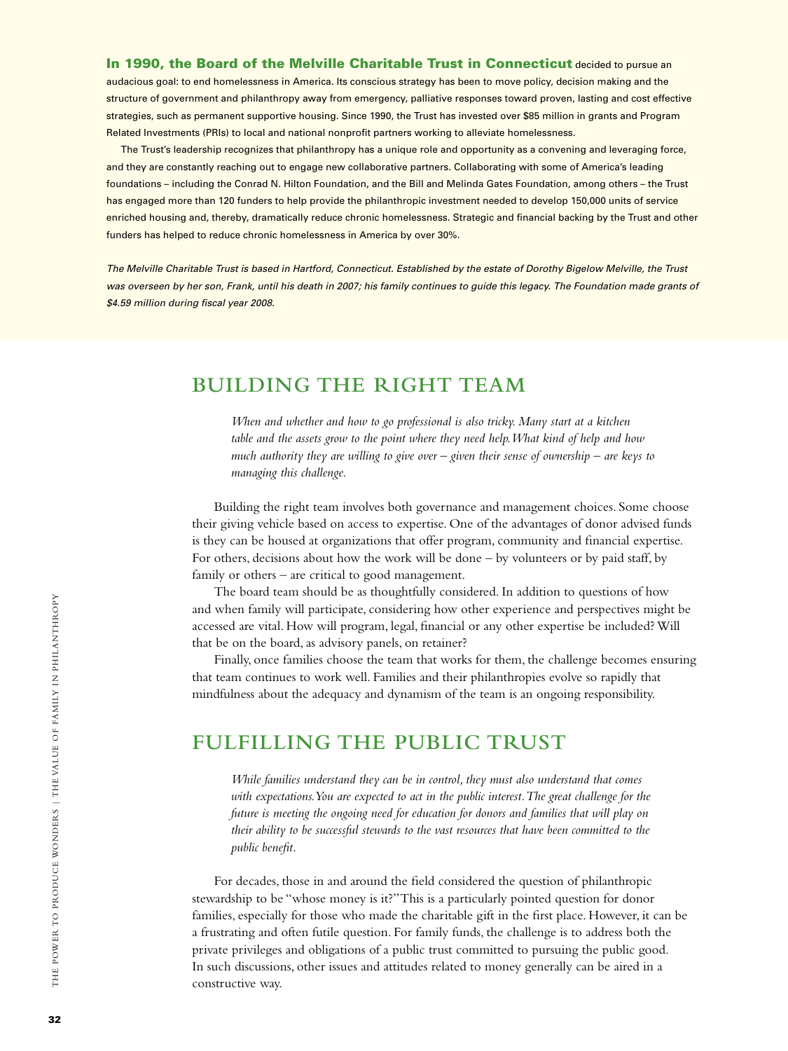**In 1990, the Board of the Melville Charitable Trust in Connecticut** decided to pursue an audacious goal: to end homelessness in America. Its conscious strategy has been to move policy, decision making and the structure of government and philanthropy away from emergency, palliative responses toward proven, lasting and cost effective strategies, such as permanent supportive housing. Since 1990, the Trust has invested over $85 million in grants and Program Related Investments (PRIs) to local and national nonprofit partners working to alleviate homelessness.

The Trust's leadership recognizes that philanthropy has a unique role and opportunity as a convening and leveraging force, and they are constantly reaching out to engage new collaborative partners. Collaborating with some of America's leading foundations – including the Conrad N. Hilton Foundation, and the Bill and Melinda Gates Foundation, among others – the Trust has engaged more than 120 funders to help provide the philanthropic investment needed to develop 150,000 units of service enriched housing and, thereby, dramatically reduce chronic homelessness. Strategic and financial backing by the Trust and other funders has helped to reduce chronic homelessness in America by over 30%.

*The Melville Charitable Trust is based in Hartford, Connecticut. Established by the estate of Dorothy Bigelow Melville, the Trust was overseen by her son, Frank, until his death in 2007; his family continues to guide this legacy. The Foundation made grants of $4.59 million during fiscal year 2008.*

## BUILDING THE RIGHT TEAM

*When and whether and how to go professional is also tricky. Many start at a kitchen table and the assets grow to the point where they need help. What kind of help and how much authority they are willing to give over – given their sense of ownership – are keys to managing this challenge.*

Building the right team involves both governance and management choices. Some choose their giving vehicle based on access to expertise. One of the advantages of donor advised funds is they can be housed at organizations that offer program, community and financial expertise. For others, decisions about how the work will be done – by volunteers or by paid staff, by family or others – are critical to good management.

The board team should be as thoughtfully considered. In addition to questions of how and when family will participate, considering how other experience and perspectives might be accessed are vital. How will program, legal, financial or any other expertise be included? Will that be on the board, as advisory panels, on retainer?

Finally, once families choose the team that works for them, the challenge becomes ensuring that team continues to work well. Families and their philanthropies evolve so rapidly that mindfulness about the adequacy and dynamism of the team is an ongoing responsibility.

## FULFILLING THE PUBLIC TRUST

*While families understand they can be in control, they must also understand that comes with expectations. You are expected to act in the public interest. The great challenge for the future is meeting the ongoing need for education for donors and families that will play on their ability to be successful stewards to the vast resources that have been committed to the public benefit.*

For decades, those in and around the field considered the question of philanthropic stewardship to be "whose money is it?" This is a particularly pointed question for donor families, especially for those who made the charitable gift in the first place. However, it can be a frustrating and often futile question. For family funds, the challenge is to address both the private privileges and obligations of a public trust committed to pursuing the public good. In such discussions, other issues and attitudes related to money generally can be aired in a constructive way.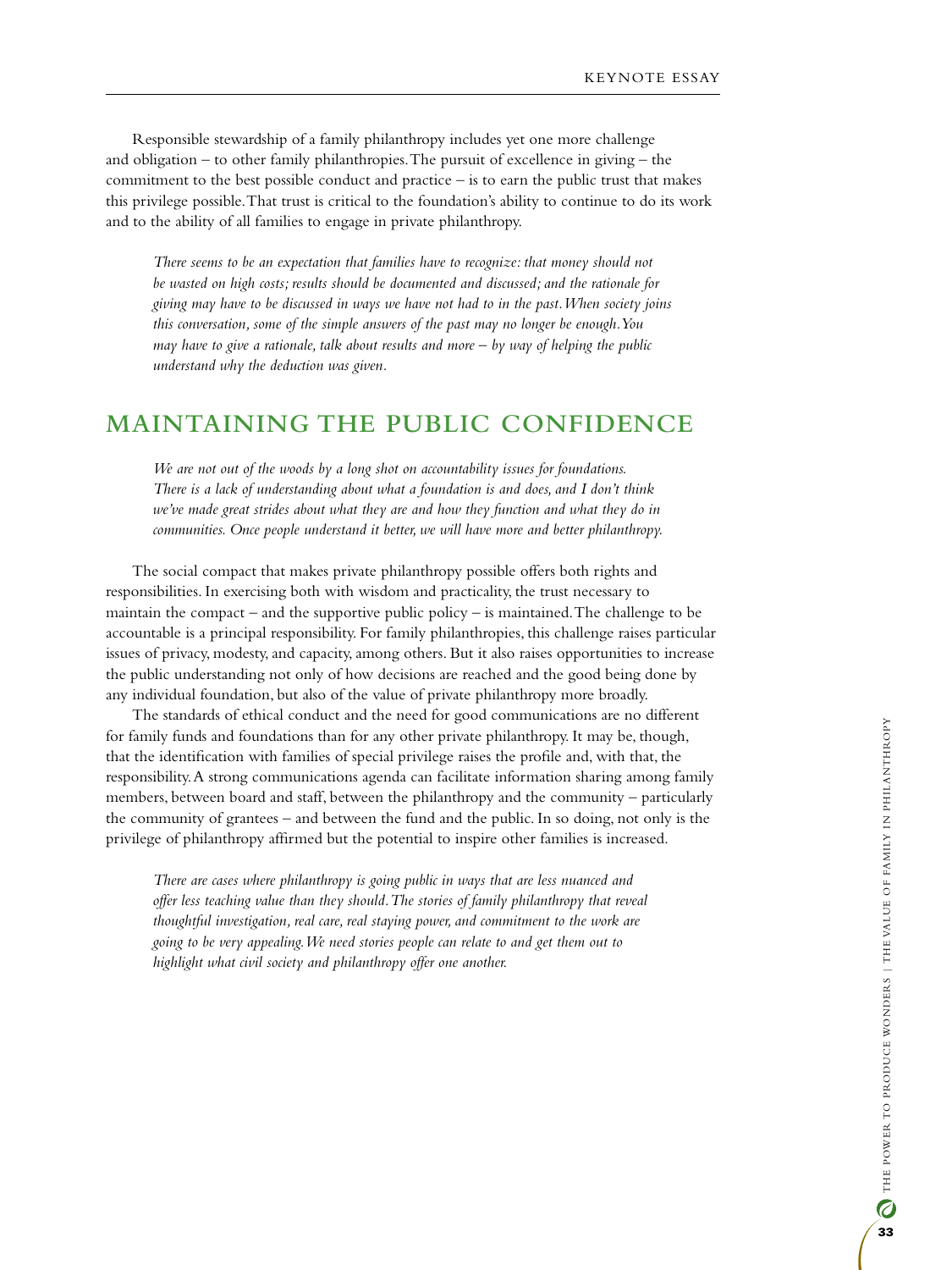Responsible stewardship of a family philanthropy includes yet one more challenge and obligation – to other family philanthropies. The pursuit of excellence in giving – the commitment to the best possible conduct and practice – is to earn the public trust that makes this privilege possible. That trust is critical to the foundation's ability to continue to do its work and to the ability of all families to engage in private philanthropy.

> *There seems to be an expectation that families have to recognize: that money should not be wasted on high costs; results should be documented and discussed; and the rationale for giving may have to be discussed in ways we have not had to in the past. When society joins this conversation, some of the simple answers of the past may no longer be enough. You may have to give a rationale, talk about results and more – by way of helping the public understand why the deduction was given.*

## MAINTAINING THE PUBLIC CONFIDENCE

> *We are not out of the woods by a long shot on accountability issues for foundations. There is a lack of understanding about what a foundation is and does, and I don't think we've made great strides about what they are and how they function and what they do in communities. Once people understand it better, we will have more and better philanthropy.*

The social compact that makes private philanthropy possible offers both rights and responsibilities. In exercising both with wisdom and practicality, the trust necessary to maintain the compact – and the supportive public policy – is maintained. The challenge to be accountable is a principal responsibility. For family philanthropies, this challenge raises particular issues of privacy, modesty, and capacity, among others. But it also raises opportunities to increase the public understanding not only of how decisions are reached and the good being done by any individual foundation, but also of the value of private philanthropy more broadly.

The standards of ethical conduct and the need for good communications are no different for family funds and foundations than for any other private philanthropy. It may be, though, that the identification with families of special privilege raises the profile and, with that, the responsibility. A strong communications agenda can facilitate information sharing among family members, between board and staff, between the philanthropy and the community – particularly the community of grantees – and between the fund and the public. In so doing, not only is the privilege of philanthropy affirmed but the potential to inspire other families is increased.

> *There are cases where philanthropy is going public in ways that are less nuanced and offer less teaching value than they should. The stories of family philanthropy that reveal thoughtful investigation, real care, real staying power, and commitment to the work are going to be very appealing. We need stories people can relate to and get them out to highlight what civil society and philanthropy offer one another.*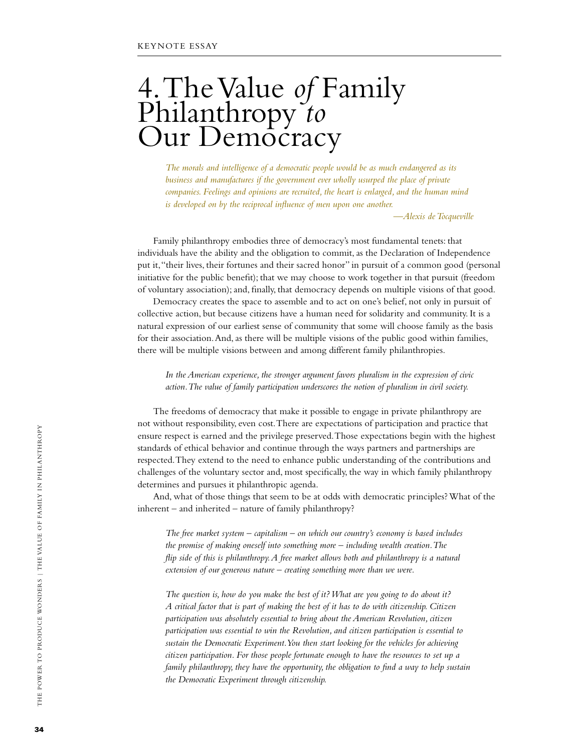KEYNOTE ESSAY

# 4. The Value *of* Family Philanthropy *to* Our Democracy

> *The morals and intelligence of a democratic people would be as much endangered as its business and manufactures if the government ever wholly usurped the place of private companies. Feelings and opinions are recruited, the heart is enlarged, and the human mind is developed on by the reciprocal influence of men upon one another.*
>
> *—Alexis de Tocqueville*

Family philanthropy embodies three of democracy's most fundamental tenets: that individuals have the ability and the obligation to commit, as the Declaration of Independence put it, "their lives, their fortunes and their sacred honor" in pursuit of a common good (personal initiative for the public benefit); that we may choose to work together in that pursuit (freedom of voluntary association); and, finally, that democracy depends on multiple visions of that good.

Democracy creates the space to assemble and to act on one's belief, not only in pursuit of collective action, but because citizens have a human need for solidarity and community. It is a natural expression of our earliest sense of community that some will choose family as the basis for their association. And, as there will be multiple visions of the public good within families, there will be multiple visions between and among different family philanthropies.

> *In the American experience, the stronger argument favors pluralism in the expression of civic action. The value of family participation underscores the notion of pluralism in civil society.*

The freedoms of democracy that make it possible to engage in private philanthropy are not without responsibility, even cost. There are expectations of participation and practice that ensure respect is earned and the privilege preserved. Those expectations begin with the highest standards of ethical behavior and continue through the ways partners and partnerships are respected. They extend to the need to enhance public understanding of the contributions and challenges of the voluntary sector and, most specifically, the way in which family philanthropy determines and pursues it philanthropic agenda.

And, what of those things that seem to be at odds with democratic principles? What of the inherent – and inherited – nature of family philanthropy?

> *The free market system – capitalism – on which our country's economy is based includes the promise of making oneself into something more – including wealth creation. The flip side of this is philanthropy. A free market allows both and philanthropy is a natural extension of our generous nature – creating something more than we were.*
>
> *The question is, how do you make the best of it? What are you going to do about it? A critical factor that is part of making the best of it has to do with citizenship. Citizen participation was absolutely essential to bring about the American Revolution, citizen participation was essential to win the Revolution, and citizen participation is essential to sustain the Democratic Experiment. You then start looking for the vehicles for achieving citizen participation. For those people fortunate enough to have the resources to set up a family philanthropy, they have the opportunity, the obligation to find a way to help sustain the Democratic Experiment through citizenship.*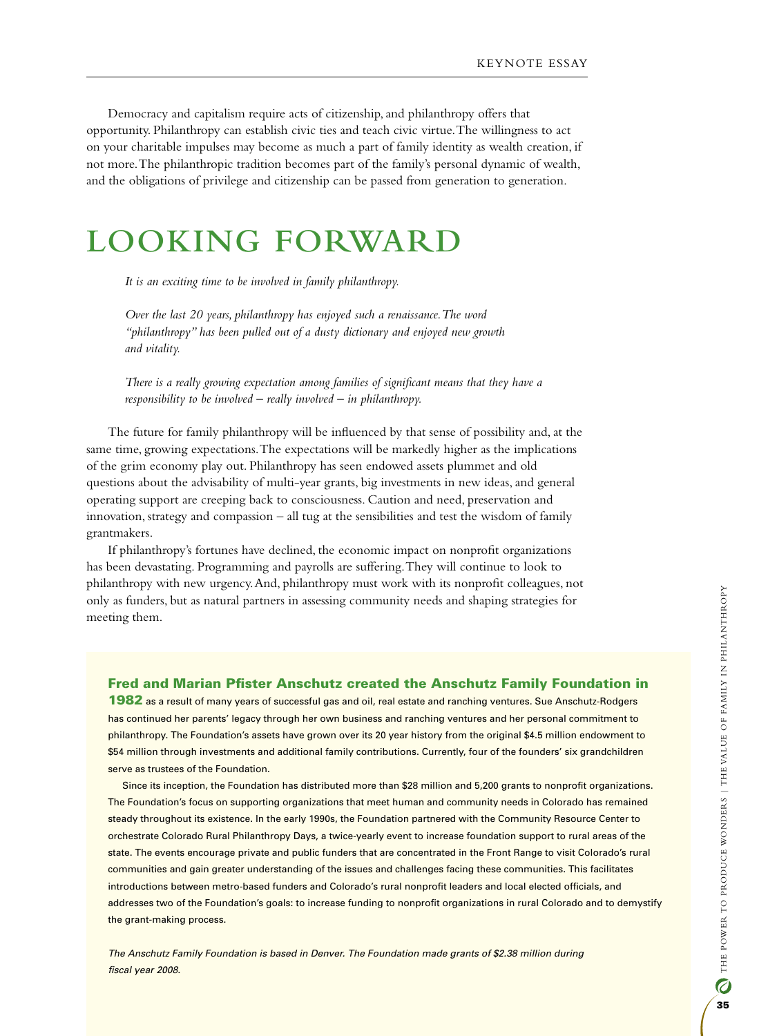Democracy and capitalism require acts of citizenship, and philanthropy offers that opportunity. Philanthropy can establish civic ties and teach civic virtue. The willingness to act on your charitable impulses may become as much a part of family identity as wealth creation, if not more. The philanthropic tradition becomes part of the family's personal dynamic of wealth, and the obligations of privilege and citizenship can be passed from generation to generation.

# LOOKING FORWARD

*It is an exciting time to be involved in family philanthropy.*

*Over the last 20 years, philanthropy has enjoyed such a renaissance. The word "philanthropy" has been pulled out of a dusty dictionary and enjoyed new growth and vitality.*

*There is a really growing expectation among families of significant means that they have a responsibility to be involved – really involved – in philanthropy.*

The future for family philanthropy will be influenced by that sense of possibility and, at the same time, growing expectations. The expectations will be markedly higher as the implications of the grim economy play out. Philanthropy has seen endowed assets plummet and old questions about the advisability of multi-year grants, big investments in new ideas, and general operating support are creeping back to consciousness. Caution and need, preservation and innovation, strategy and compassion – all tug at the sensibilities and test the wisdom of family grantmakers.

If philanthropy's fortunes have declined, the economic impact on nonprofit organizations has been devastating. Programming and payrolls are suffering. They will continue to look to philanthropy with new urgency. And, philanthropy must work with its nonprofit colleagues, not only as funders, but as natural partners in assessing community needs and shaping strategies for meeting them.

**Fred and Marian Pfister Anschutz created the Anschutz Family Foundation in 1982** as a result of many years of successful gas and oil, real estate and ranching ventures. Sue Anschutz-Rodgers has continued her parents' legacy through her own business and ranching ventures and her personal commitment to philanthropy. The Foundation's assets have grown over its 20 year history from the original $4.5 million endowment to $54 million through investments and additional family contributions. Currently, four of the founders' six grandchildren serve as trustees of the Foundation.

Since its inception, the Foundation has distributed more than $28 million and 5,200 grants to nonprofit organizations. The Foundation's focus on supporting organizations that meet human and community needs in Colorado has remained steady throughout its existence. In the early 1990s, the Foundation partnered with the Community Resource Center to orchestrate Colorado Rural Philanthropy Days, a twice-yearly event to increase foundation support to rural areas of the state. The events encourage private and public funders that are concentrated in the Front Range to visit Colorado's rural communities and gain greater understanding of the issues and challenges facing these communities. This facilitates introductions between metro-based funders and Colorado's rural nonprofit leaders and local elected officials, and addresses two of the Foundation's goals: to increase funding to nonprofit organizations in rural Colorado and to demystify the grant-making process.

*The Anschutz Family Foundation is based in Denver. The Foundation made grants of $2.38 million during fiscal year 2008.*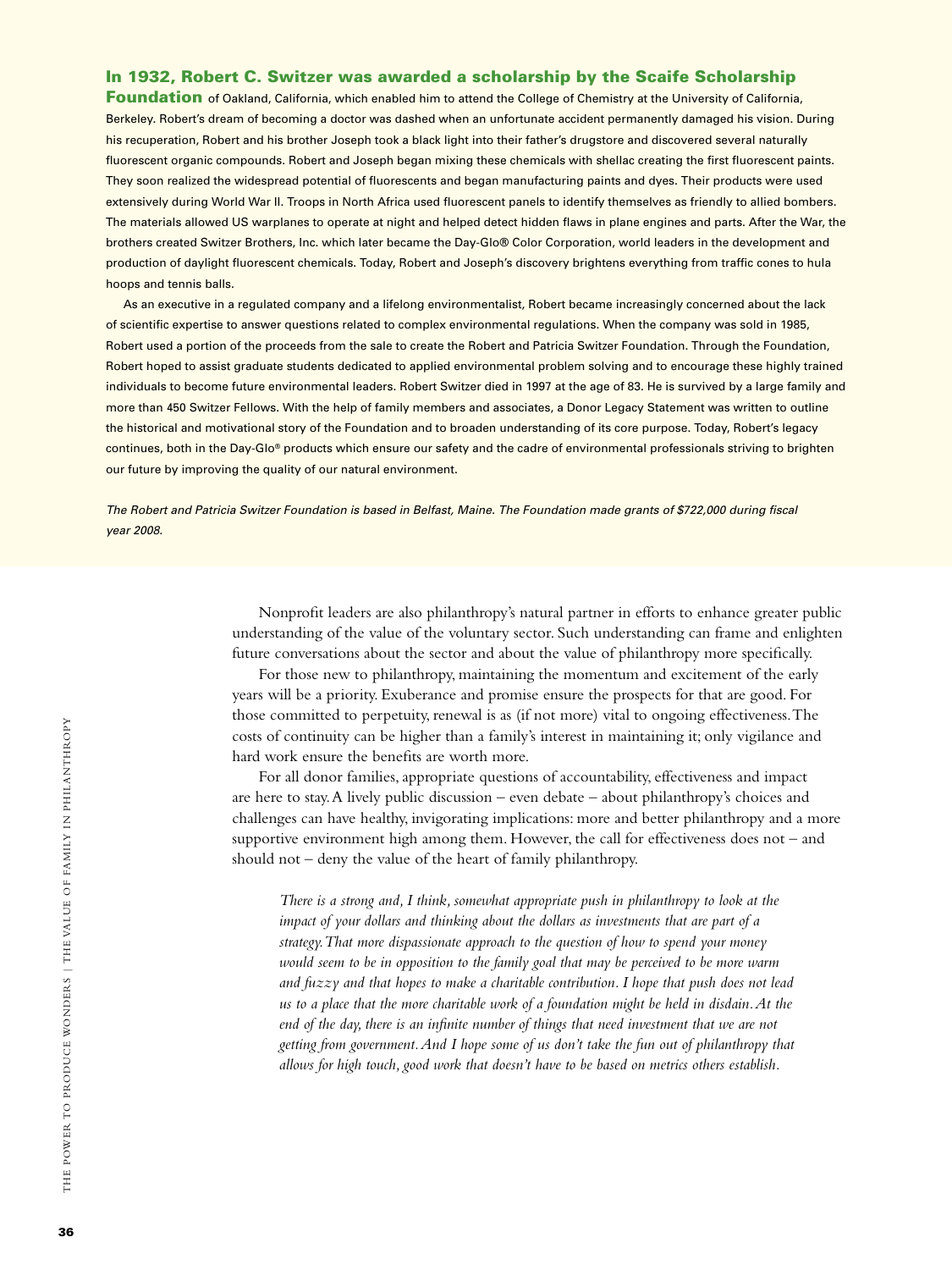**In 1932, Robert C. Switzer was awarded a scholarship by the Scaife Scholarship Foundation** of Oakland, California, which enabled him to attend the College of Chemistry at the University of California, Berkeley. Robert's dream of becoming a doctor was dashed when an unfortunate accident permanently damaged his vision. During his recuperation, Robert and his brother Joseph took a black light into their father's drugstore and discovered several naturally fluorescent organic compounds. Robert and Joseph began mixing these chemicals with shellac creating the first fluorescent paints. They soon realized the widespread potential of fluorescents and began manufacturing paints and dyes. Their products were used extensively during World War II. Troops in North Africa used fluorescent panels to identify themselves as friendly to allied bombers. The materials allowed US warplanes to operate at night and helped detect hidden flaws in plane engines and parts. After the War, the brothers created Switzer Brothers, Inc. which later became the Day-Glo® Color Corporation, world leaders in the development and production of daylight fluorescent chemicals. Today, Robert and Joseph's discovery brightens everything from traffic cones to hula hoops and tennis balls.

As an executive in a regulated company and a lifelong environmentalist, Robert became increasingly concerned about the lack of scientific expertise to answer questions related to complex environmental regulations. When the company was sold in 1985, Robert used a portion of the proceeds from the sale to create the Robert and Patricia Switzer Foundation. Through the Foundation, Robert hoped to assist graduate students dedicated to applied environmental problem solving and to encourage these highly trained individuals to become future environmental leaders. Robert Switzer died in 1997 at the age of 83. He is survived by a large family and more than 450 Switzer Fellows. With the help of family members and associates, a Donor Legacy Statement was written to outline the historical and motivational story of the Foundation and to broaden understanding of its core purpose. Today, Robert's legacy continues, both in the Day-Glo® products which ensure our safety and the cadre of environmental professionals striving to brighten our future by improving the quality of our natural environment.

*The Robert and Patricia Switzer Foundation is based in Belfast, Maine. The Foundation made grants of $722,000 during fiscal year 2008.*

Nonprofit leaders are also philanthropy's natural partner in efforts to enhance greater public understanding of the value of the voluntary sector. Such understanding can frame and enlighten future conversations about the sector and about the value of philanthropy more specifically.

For those new to philanthropy, maintaining the momentum and excitement of the early years will be a priority. Exuberance and promise ensure the prospects for that are good. For those committed to perpetuity, renewal is as (if not more) vital to ongoing effectiveness. The costs of continuity can be higher than a family's interest in maintaining it; only vigilance and hard work ensure the benefits are worth more.

For all donor families, appropriate questions of accountability, effectiveness and impact are here to stay. A lively public discussion – even debate – about philanthropy's choices and challenges can have healthy, invigorating implications: more and better philanthropy and a more supportive environment high among them. However, the call for effectiveness does not – and should not – deny the value of the heart of family philanthropy.

> *There is a strong and, I think, somewhat appropriate push in philanthropy to look at the impact of your dollars and thinking about the dollars as investments that are part of a strategy. That more dispassionate approach to the question of how to spend your money would seem to be in opposition to the family goal that may be perceived to be more warm and fuzzy and that hopes to make a charitable contribution. I hope that push does not lead us to a place that the more charitable work of a foundation might be held in disdain. At the end of the day, there is an infinite number of things that need investment that we are not getting from government. And I hope some of us don't take the fun out of philanthropy that allows for high touch, good work that doesn't have to be based on metrics others establish.*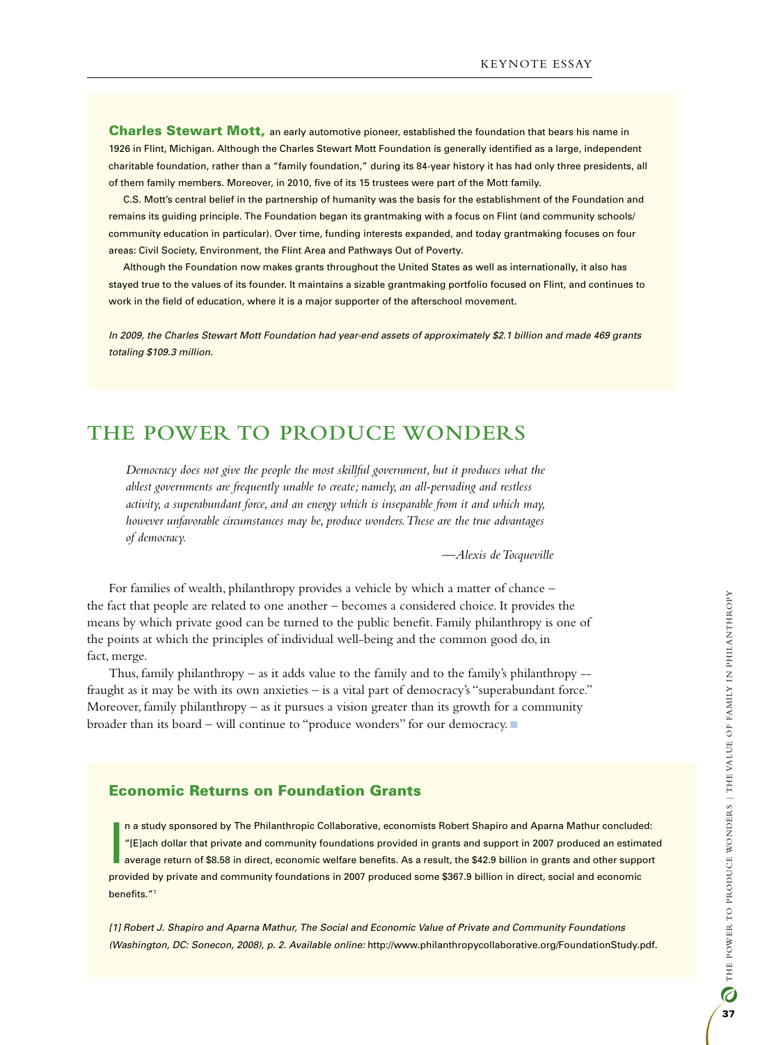**Charles Stewart Mott,** an early automotive pioneer, established the foundation that bears his name in 1926 in Flint, Michigan. Although the Charles Stewart Mott Foundation is generally identified as a large, independent charitable foundation, rather than a "family foundation," during its 84-year history it has had only three presidents, all of them family members. Moreover, in 2010, five of its 15 trustees were part of the Mott family.

C.S. Mott's central belief in the partnership of humanity was the basis for the establishment of the Foundation and remains its guiding principle. The Foundation began its grantmaking with a focus on Flint (and community schools/community education in particular). Over time, funding interests expanded, and today grantmaking focuses on four areas: Civil Society, Environment, the Flint Area and Pathways Out of Poverty.

Although the Foundation now makes grants throughout the United States as well as internationally, it also has stayed true to the values of its founder. It maintains a sizable grantmaking portfolio focused on Flint, and continues to work in the field of education, where it is a major supporter of the afterschool movement.

*In 2009, the Charles Stewart Mott Foundation had year-end assets of approximately $2.1 billion and made 469 grants totaling $109.3 million.*

## THE POWER TO PRODUCE WONDERS

> *Democracy does not give the people the most skillful government, but it produces what the ablest governments are frequently unable to create; namely, an all-pervading and restless activity, a superabundant force, and an energy which is inseparable from it and which may, however unfavorable circumstances may be, produce wonders. These are the true advantages of democracy.*
>
> —*Alexis de Tocqueville*

For families of wealth, philanthropy provides a vehicle by which a matter of chance – the fact that people are related to one another – becomes a considered choice. It provides the means by which private good can be turned to the public benefit. Family philanthropy is one of the points at which the principles of individual well-being and the common good do, in fact, merge.

Thus, family philanthropy – as it adds value to the family and to the family's philanthropy -- fraught as it may be with its own anxieties – is a vital part of democracy's "superabundant force." Moreover, family philanthropy – as it pursues a vision greater than its growth for a community broader than its board – will continue to "produce wonders" for our democracy. ■

### Economic Returns on Foundation Grants

In a study sponsored by The Philanthropic Collaborative, economists Robert Shapiro and Aparna Mathur concluded: "[E]ach dollar that private and community foundations provided in grants and support in 2007 produced an estimated average return of $8.58 in direct, economic welfare benefits. As a result, the $42.9 billion in grants and other support provided by private and community foundations in 2007 produced some $367.9 billion in direct, social and economic benefits."[1]

*[1] Robert J. Shapiro and Aparna Mathur, The Social and Economic Value of Private and Community Foundations (Washington, DC: Sonecon, 2008), p. 2. Available online:* http://www.philanthropycollaborative.org/FoundationStudy.pdf.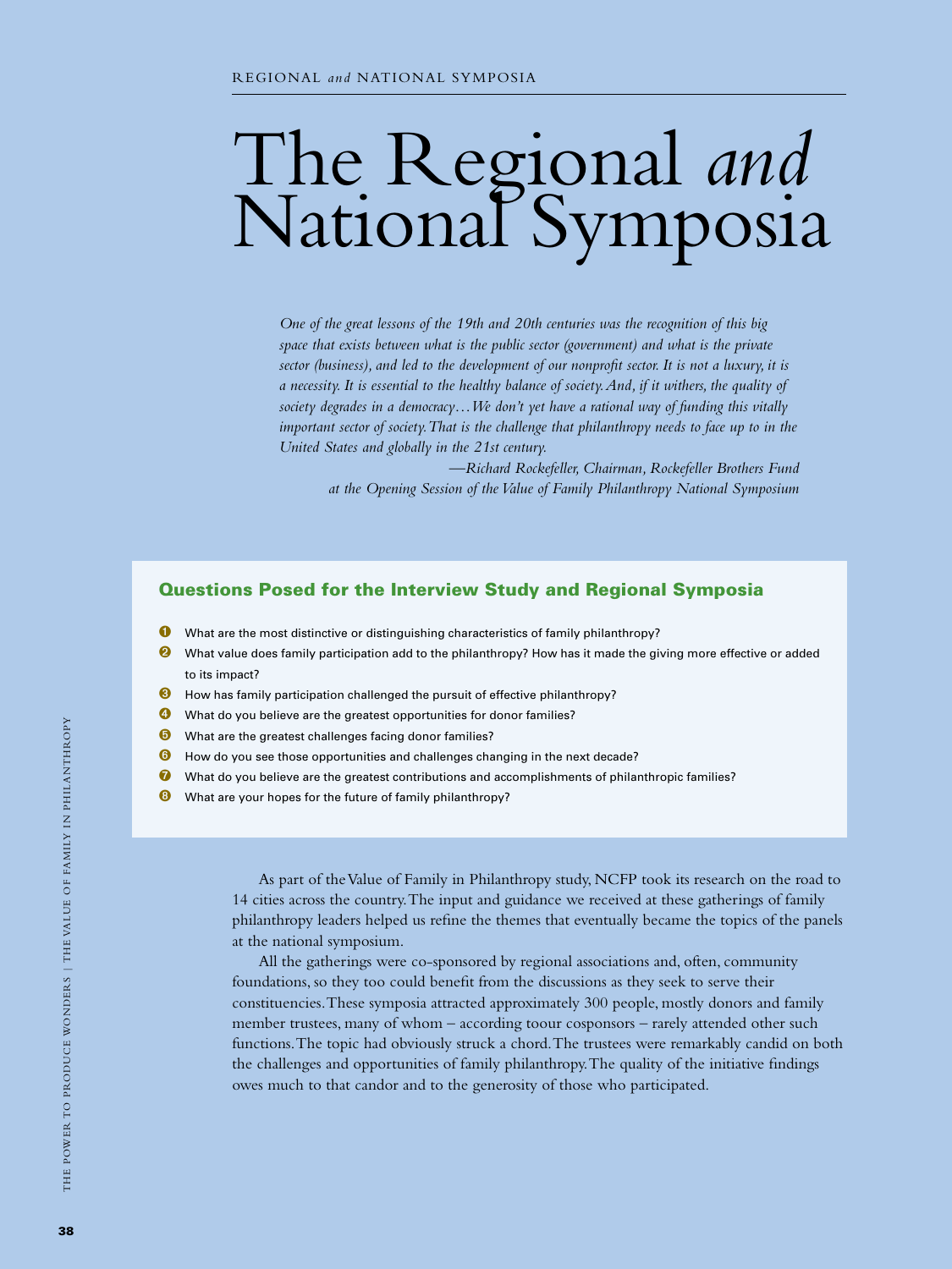# The Regional *and* National Symposia

*One of the great lessons of the 19th and 20th centuries was the recognition of this big space that exists between what is the public sector (government) and what is the private sector (business), and led to the development of our nonprofit sector. It is not a luxury, it is a necessity. It is essential to the healthy balance of society. And, if it withers, the quality of society degrades in a democracy…We don't yet have a rational way of funding this vitally important sector of society. That is the challenge that philanthropy needs to face up to in the United States and globally in the 21st century.*

*—Richard Rockefeller, Chairman, Rockefeller Brothers Fund at the Opening Session of the Value of Family Philanthropy National Symposium*

## Questions Posed for the Interview Study and Regional Symposia

1. What are the most distinctive or distinguishing characteristics of family philanthropy?
2. What value does family participation add to the philanthropy? How has it made the giving more effective or added to its impact?
3. How has family participation challenged the pursuit of effective philanthropy?
4. What do you believe are the greatest opportunities for donor families?
5. What are the greatest challenges facing donor families?
6. How do you see those opportunities and challenges changing in the next decade?
7. What do you believe are the greatest contributions and accomplishments of philanthropic families?
8. What are your hopes for the future of family philanthropy?

As part of the Value of Family in Philanthropy study, NCFP took its research on the road to 14 cities across the country. The input and guidance we received at these gatherings of family philanthropy leaders helped us refine the themes that eventually became the topics of the panels at the national symposium.

All the gatherings were co-sponsored by regional associations and, often, community foundations, so they too could benefit from the discussions as they seek to serve their constituencies. These symposia attracted approximately 300 people, mostly donors and family member trustees, many of whom – according toour cosponsors – rarely attended other such functions. The topic had obviously struck a chord. The trustees were remarkably candid on both the challenges and opportunities of family philanthropy. The quality of the initiative findings owes much to that candor and to the generosity of those who participated.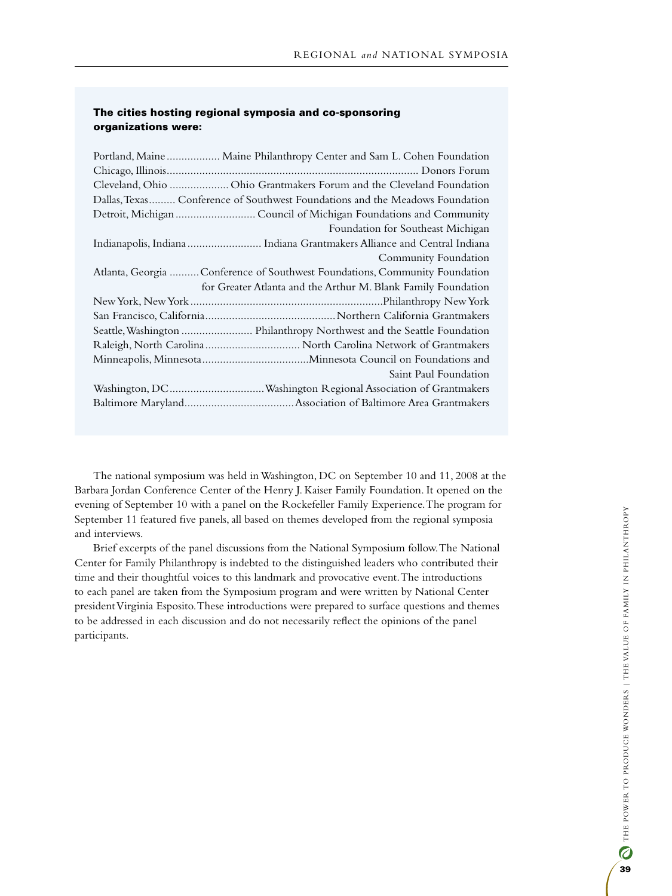**The cities hosting regional symposia and co-sponsoring organizations were:**

| City | Co-sponsoring organizations |
|---|---|
| Portland, Maine | Maine Philanthropy Center and Sam L. Cohen Foundation |
| Chicago, Illinois | Donors Forum |
| Cleveland, Ohio | Ohio Grantmakers Forum and the Cleveland Foundation |
| Dallas, Texas | Conference of Southwest Foundations and the Meadows Foundation |
| Detroit, Michigan | Council of Michigan Foundations and Community Foundation for Southeast Michigan |
| Indianapolis, Indiana | Indiana Grantmakers Alliance and Central Indiana Community Foundation |
| Atlanta, Georgia | Conference of Southwest Foundations, Community Foundation for Greater Atlanta and the Arthur M. Blank Family Foundation |
| New York, New York | Philanthropy New York |
| San Francisco, California | Northern California Grantmakers |
| Seattle, Washington | Philanthropy Northwest and the Seattle Foundation |
| Raleigh, North Carolina | North Carolina Network of Grantmakers |
| Minneapolis, Minnesota | Minnesota Council on Foundations and Saint Paul Foundation |
| Washington, DC | Washington Regional Association of Grantmakers |
| Baltimore Maryland | Association of Baltimore Area Grantmakers |

The national symposium was held in Washington, DC on September 10 and 11, 2008 at the Barbara Jordan Conference Center of the Henry J. Kaiser Family Foundation. It opened on the evening of September 10 with a panel on the Rockefeller Family Experience. The program for September 11 featured five panels, all based on themes developed from the regional symposia and interviews.

Brief excerpts of the panel discussions from the National Symposium follow. The National Center for Family Philanthropy is indebted to the distinguished leaders who contributed their time and their thoughtful voices to this landmark and provocative event. The introductions to each panel are taken from the Symposium program and were written by National Center president Virginia Esposito. These introductions were prepared to surface questions and themes to be addressed in each discussion and do not necessarily reflect the opinions of the panel participants.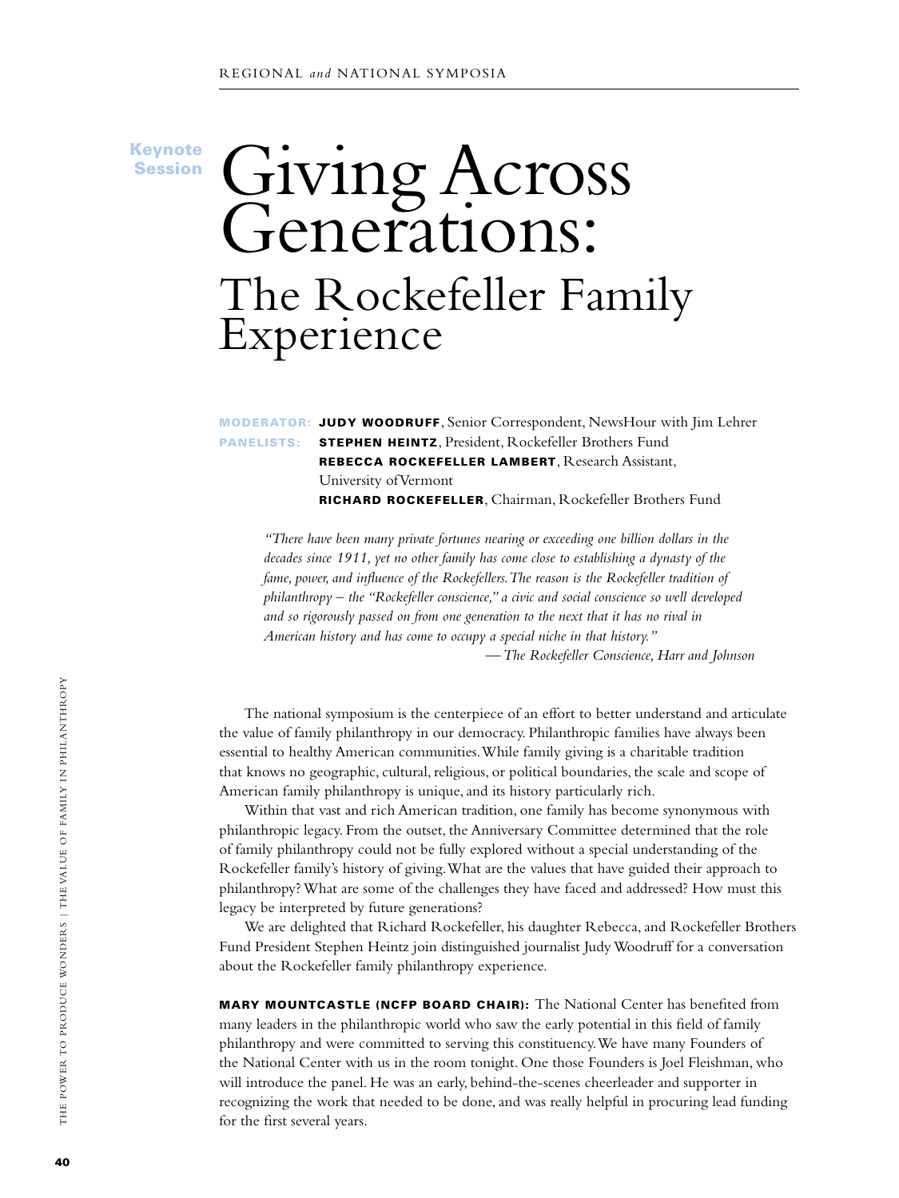Keynote Session

# Giving Across Generations:

## The Rockefeller Family Experience

**MODERATOR:** **JUDY WOODRUFF**, Senior Correspondent, NewsHour with Jim Lehrer

**PANELISTS:** **STEPHEN HEINTZ**, President, Rockefeller Brothers Fund
**REBECCA ROCKEFELLER LAMBERT**, Research Assistant, University of Vermont
**RICHARD ROCKEFELLER**, Chairman, Rockefeller Brothers Fund

> *"There have been many private fortunes nearing or exceeding one billion dollars in the decades since 1911, yet no other family has come close to establishing a dynasty of the fame, power, and influence of the Rockefellers. The reason is the Rockefeller tradition of philanthropy – the "Rockefeller conscience," a civic and social conscience so well developed and so rigorously passed on from one generation to the next that it has no rival in American history and has come to occupy a special niche in that history."*
>
> — *The Rockefeller Conscience, Harr and Johnson*

The national symposium is the centerpiece of an effort to better understand and articulate the value of family philanthropy in our democracy. Philanthropic families have always been essential to healthy American communities. While family giving is a charitable tradition that knows no geographic, cultural, religious, or political boundaries, the scale and scope of American family philanthropy is unique, and its history particularly rich.

Within that vast and rich American tradition, one family has become synonymous with philanthropic legacy. From the outset, the Anniversary Committee determined that the role of family philanthropy could not be fully explored without a special understanding of the Rockefeller family's history of giving. What are the values that have guided their approach to philanthropy? What are some of the challenges they have faced and addressed? How must this legacy be interpreted by future generations?

We are delighted that Richard Rockefeller, his daughter Rebecca, and Rockefeller Brothers Fund President Stephen Heintz join distinguished journalist Judy Woodruff for a conversation about the Rockefeller family philanthropy experience.

**MARY MOUNTCASTLE (NCFP BOARD CHAIR):** The National Center has benefited from many leaders in the philanthropic world who saw the early potential in this field of family philanthropy and were committed to serving this constituency. We have many Founders of the National Center with us in the room tonight. One those Founders is Joel Fleishman, who will introduce the panel. He was an early, behind-the-scenes cheerleader and supporter in recognizing the work that needed to be done, and was really helpful in procuring lead funding for the first several years.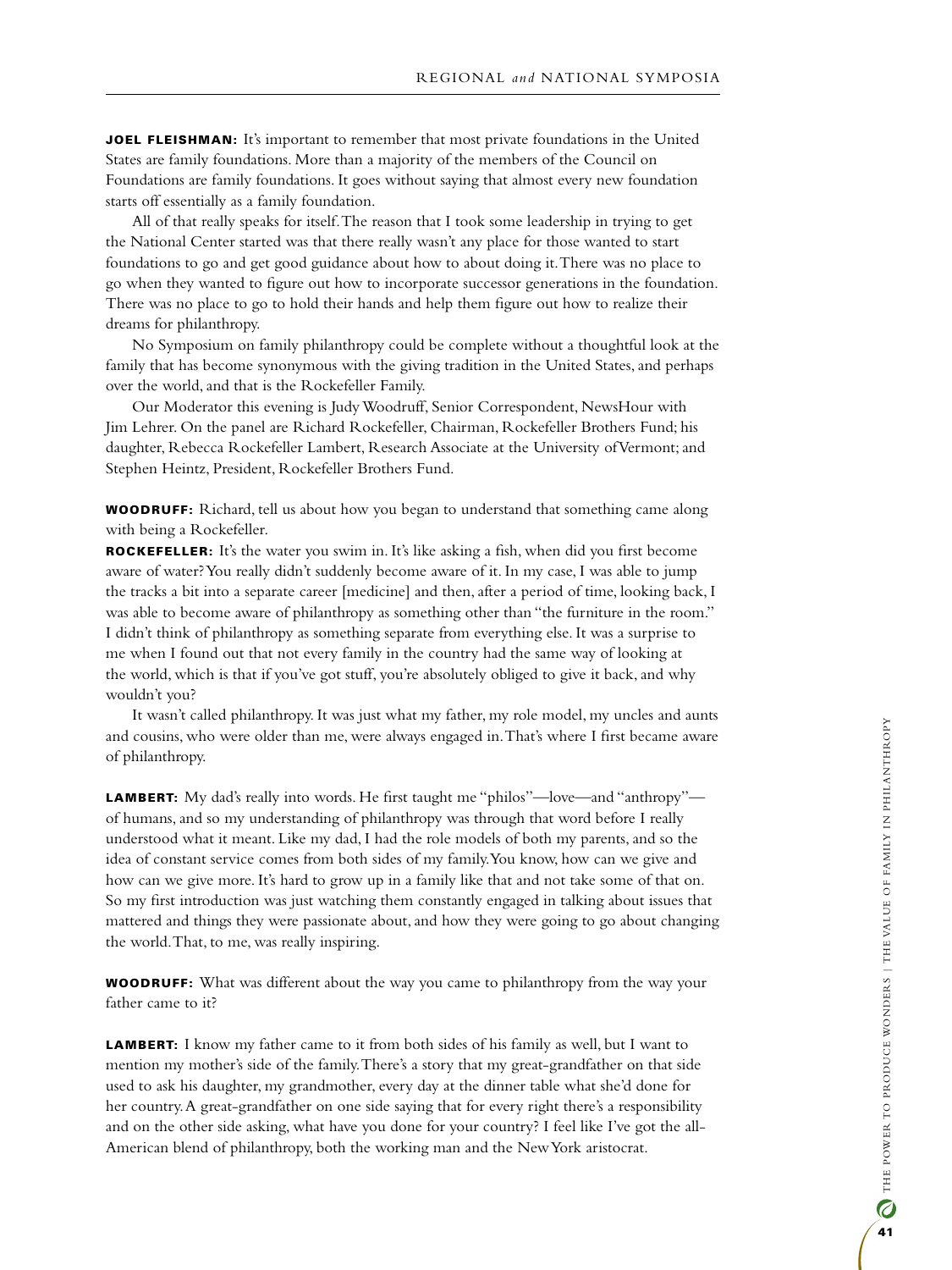**JOEL FLEISHMAN:** It's important to remember that most private foundations in the United States are family foundations. More than a majority of the members of the Council on Foundations are family foundations. It goes without saying that almost every new foundation starts off essentially as a family foundation.

All of that really speaks for itself. The reason that I took some leadership in trying to get the National Center started was that there really wasn't any place for those wanted to start foundations to go and get good guidance about how to about doing it. There was no place to go when they wanted to figure out how to incorporate successor generations in the foundation. There was no place to go to hold their hands and help them figure out how to realize their dreams for philanthropy.

No Symposium on family philanthropy could be complete without a thoughtful look at the family that has become synonymous with the giving tradition in the United States, and perhaps over the world, and that is the Rockefeller Family.

Our Moderator this evening is Judy Woodruff, Senior Correspondent, NewsHour with Jim Lehrer. On the panel are Richard Rockefeller, Chairman, Rockefeller Brothers Fund; his daughter, Rebecca Rockefeller Lambert, Research Associate at the University of Vermont; and Stephen Heintz, President, Rockefeller Brothers Fund.

**WOODRUFF:** Richard, tell us about how you began to understand that something came along with being a Rockefeller.

**ROCKEFELLER:** It's the water you swim in. It's like asking a fish, when did you first become aware of water? You really didn't suddenly become aware of it. In my case, I was able to jump the tracks a bit into a separate career [medicine] and then, after a period of time, looking back, I was able to become aware of philanthropy as something other than "the furniture in the room." I didn't think of philanthropy as something separate from everything else. It was a surprise to me when I found out that not every family in the country had the same way of looking at the world, which is that if you've got stuff, you're absolutely obliged to give it back, and why wouldn't you?

It wasn't called philanthropy. It was just what my father, my role model, my uncles and aunts and cousins, who were older than me, were always engaged in. That's where I first became aware of philanthropy.

**LAMBERT:** My dad's really into words. He first taught me "philos"—love—and "anthropy"—of humans, and so my understanding of philanthropy was through that word before I really understood what it meant. Like my dad, I had the role models of both my parents, and so the idea of constant service comes from both sides of my family. You know, how can we give and how can we give more. It's hard to grow up in a family like that and not take some of that on. So my first introduction was just watching them constantly engaged in talking about issues that mattered and things they were passionate about, and how they were going to go about changing the world. That, to me, was really inspiring.

**WOODRUFF:** What was different about the way you came to philanthropy from the way your father came to it?

**LAMBERT:** I know my father came to it from both sides of his family as well, but I want to mention my mother's side of the family. There's a story that my great-grandfather on that side used to ask his daughter, my grandmother, every day at the dinner table what she'd done for her country. A great-grandfather on one side saying that for every right there's a responsibility and on the other side asking, what have you done for your country? I feel like I've got the all-American blend of philanthropy, both the working man and the New York aristocrat.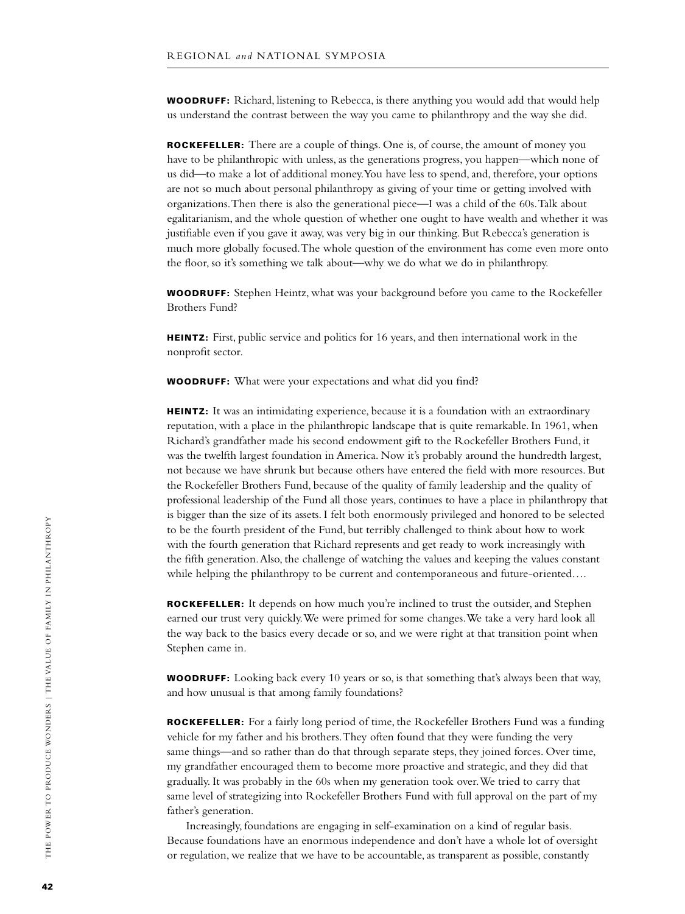**WOODRUFF:** Richard, listening to Rebecca, is there anything you would add that would help us understand the contrast between the way you came to philanthropy and the way she did.

**ROCKEFELLER:** There are a couple of things. One is, of course, the amount of money you have to be philanthropic with unless, as the generations progress, you happen—which none of us did—to make a lot of additional money. You have less to spend, and, therefore, your options are not so much about personal philanthropy as giving of your time or getting involved with organizations. Then there is also the generational piece—I was a child of the 60s. Talk about egalitarianism, and the whole question of whether one ought to have wealth and whether it was justifiable even if you gave it away, was very big in our thinking. But Rebecca's generation is much more globally focused. The whole question of the environment has come even more onto the floor, so it's something we talk about—why we do what we do in philanthropy.

**WOODRUFF:** Stephen Heintz, what was your background before you came to the Rockefeller Brothers Fund?

**HEINTZ:** First, public service and politics for 16 years, and then international work in the nonprofit sector.

**WOODRUFF:** What were your expectations and what did you find?

**HEINTZ:** It was an intimidating experience, because it is a foundation with an extraordinary reputation, with a place in the philanthropic landscape that is quite remarkable. In 1961, when Richard's grandfather made his second endowment gift to the Rockefeller Brothers Fund, it was the twelfth largest foundation in America. Now it's probably around the hundredth largest, not because we have shrunk but because others have entered the field with more resources. But the Rockefeller Brothers Fund, because of the quality of family leadership and the quality of professional leadership of the Fund all those years, continues to have a place in philanthropy that is bigger than the size of its assets. I felt both enormously privileged and honored to be selected to be the fourth president of the Fund, but terribly challenged to think about how to work with the fourth generation that Richard represents and get ready to work increasingly with the fifth generation. Also, the challenge of watching the values and keeping the values constant while helping the philanthropy to be current and contemporaneous and future-oriented….

**ROCKEFELLER:** It depends on how much you're inclined to trust the outsider, and Stephen earned our trust very quickly. We were primed for some changes. We take a very hard look all the way back to the basics every decade or so, and we were right at that transition point when Stephen came in.

**WOODRUFF:** Looking back every 10 years or so, is that something that's always been that way, and how unusual is that among family foundations?

**ROCKEFELLER:** For a fairly long period of time, the Rockefeller Brothers Fund was a funding vehicle for my father and his brothers. They often found that they were funding the very same things—and so rather than do that through separate steps, they joined forces. Over time, my grandfather encouraged them to become more proactive and strategic, and they did that gradually. It was probably in the 60s when my generation took over. We tried to carry that same level of strategizing into Rockefeller Brothers Fund with full approval on the part of my father's generation.

Increasingly, foundations are engaging in self-examination on a kind of regular basis. Because foundations have an enormous independence and don't have a whole lot of oversight or regulation, we realize that we have to be accountable, as transparent as possible, constantly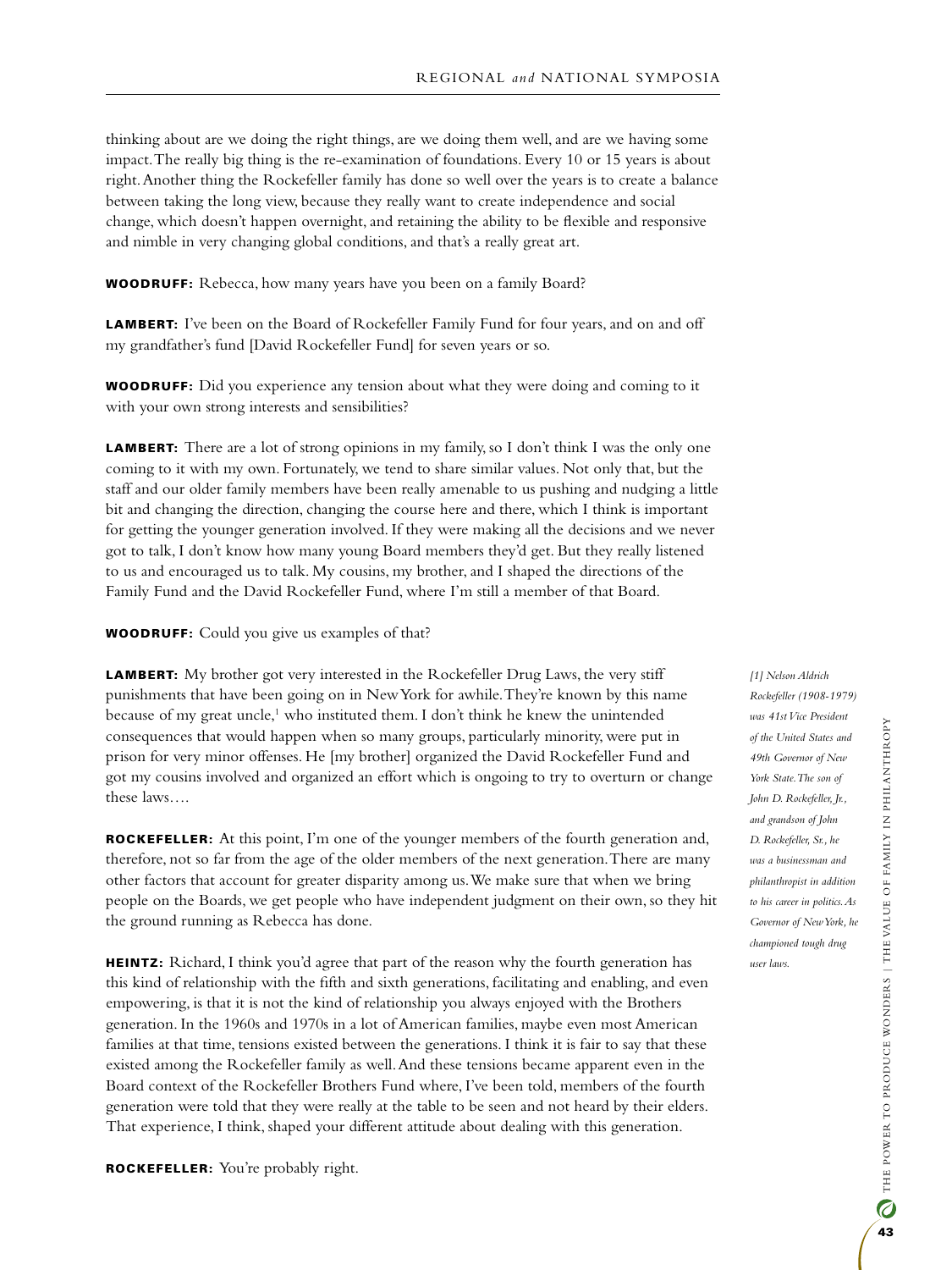thinking about are we doing the right things, are we doing them well, and are we having some impact. The really big thing is the re-examination of foundations. Every 10 or 15 years is about right. Another thing the Rockefeller family has done so well over the years is to create a balance between taking the long view, because they really want to create independence and social change, which doesn't happen overnight, and retaining the ability to be flexible and responsive and nimble in very changing global conditions, and that's a really great art.

**WOODRUFF:** Rebecca, how many years have you been on a family Board?

**LAMBERT:** I've been on the Board of Rockefeller Family Fund for four years, and on and off my grandfather's fund [David Rockefeller Fund] for seven years or so.

**WOODRUFF:** Did you experience any tension about what they were doing and coming to it with your own strong interests and sensibilities?

**LAMBERT:** There are a lot of strong opinions in my family, so I don't think I was the only one coming to it with my own. Fortunately, we tend to share similar values. Not only that, but the staff and our older family members have been really amenable to us pushing and nudging a little bit and changing the direction, changing the course here and there, which I think is important for getting the younger generation involved. If they were making all the decisions and we never got to talk, I don't know how many young Board members they'd get. But they really listened to us and encouraged us to talk. My cousins, my brother, and I shaped the directions of the Family Fund and the David Rockefeller Fund, where I'm still a member of that Board.

**WOODRUFF:** Could you give us examples of that?

**LAMBERT:** My brother got very interested in the Rockefeller Drug Laws, the very stiff punishments that have been going on in New York for awhile. They're known by this name because of my great uncle,[1] who instituted them. I don't think he knew the unintended consequences that would happen when so many groups, particularly minority, were put in prison for very minor offenses. He [my brother] organized the David Rockefeller Fund and got my cousins involved and organized an effort which is ongoing to try to overturn or change these laws….

**ROCKEFELLER:** At this point, I'm one of the younger members of the fourth generation and, therefore, not so far from the age of the older members of the next generation. There are many other factors that account for greater disparity among us. We make sure that when we bring people on the Boards, we get people who have independent judgment on their own, so they hit the ground running as Rebecca has done.

**HEINTZ:** Richard, I think you'd agree that part of the reason why the fourth generation has this kind of relationship with the fifth and sixth generations, facilitating and enabling, and even empowering, is that it is not the kind of relationship you always enjoyed with the Brothers generation. In the 1960s and 1970s in a lot of American families, maybe even most American families at that time, tensions existed between the generations. I think it is fair to say that these existed among the Rockefeller family as well. And these tensions became apparent even in the Board context of the Rockefeller Brothers Fund where, I've been told, members of the fourth generation were told that they were really at the table to be seen and not heard by their elders. That experience, I think, shaped your different attitude about dealing with this generation.

**ROCKEFELLER:** You're probably right.

*[1] Nelson Aldrich Rockefeller (1908-1979) was 41st Vice President of the United States and 49th Governor of New York State. The son of John D. Rockefeller, Jr., and grandson of John D. Rockefeller, Sr., he was a businessman and philanthropist in addition to his career in politics. As Governor of New York, he championed tough drug user laws.*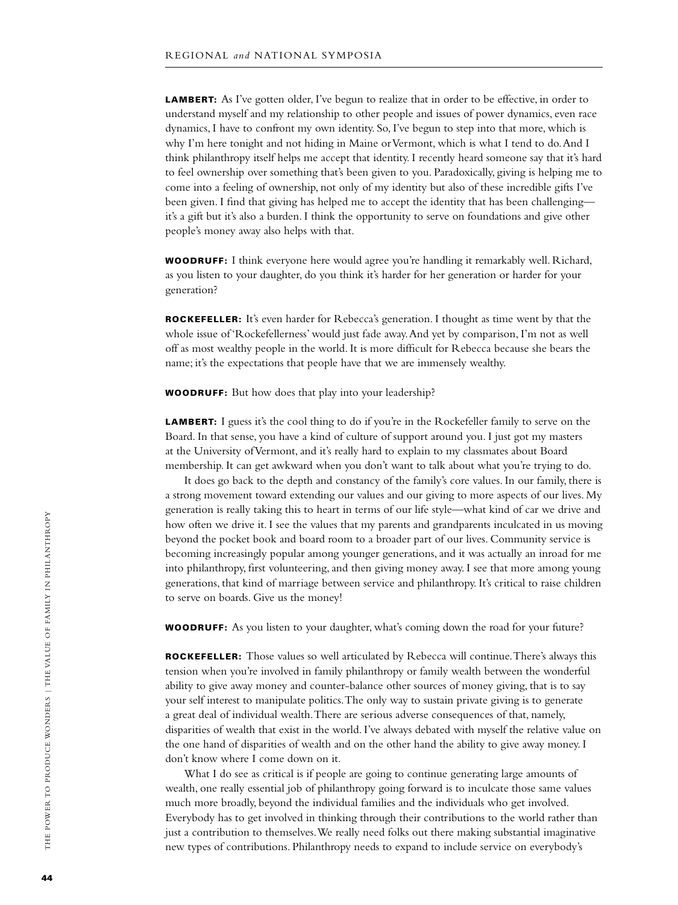**LAMBERT:** As I've gotten older, I've begun to realize that in order to be effective, in order to understand myself and my relationship to other people and issues of power dynamics, even race dynamics, I have to confront my own identity. So, I've begun to step into that more, which is why I'm here tonight and not hiding in Maine or Vermont, which is what I tend to do. And I think philanthropy itself helps me accept that identity. I recently heard someone say that it's hard to feel ownership over something that's been given to you. Paradoxically, giving is helping me to come into a feeling of ownership, not only of my identity but also of these incredible gifts I've been given. I find that giving has helped me to accept the identity that has been challenging—it's a gift but it's also a burden. I think the opportunity to serve on foundations and give other people's money away also helps with that.

**WOODRUFF:** I think everyone here would agree you're handling it remarkably well. Richard, as you listen to your daughter, do you think it's harder for her generation or harder for your generation?

**ROCKEFELLER:** It's even harder for Rebecca's generation. I thought as time went by that the whole issue of 'Rockefellerness' would just fade away. And yet by comparison, I'm not as well off as most wealthy people in the world. It is more difficult for Rebecca because she bears the name; it's the expectations that people have that we are immensely wealthy.

**WOODRUFF:** But how does that play into your leadership?

**LAMBERT:** I guess it's the cool thing to do if you're in the Rockefeller family to serve on the Board. In that sense, you have a kind of culture of support around you. I just got my masters at the University of Vermont, and it's really hard to explain to my classmates about Board membership. It can get awkward when you don't want to talk about what you're trying to do.

It does go back to the depth and constancy of the family's core values. In our family, there is a strong movement toward extending our values and our giving to more aspects of our lives. My generation is really taking this to heart in terms of our life style—what kind of car we drive and how often we drive it. I see the values that my parents and grandparents inculcated in us moving beyond the pocket book and board room to a broader part of our lives. Community service is becoming increasingly popular among younger generations, and it was actually an inroad for me into philanthropy, first volunteering, and then giving money away. I see that more among young generations, that kind of marriage between service and philanthropy. It's critical to raise children to serve on boards. Give us the money!

**WOODRUFF:** As you listen to your daughter, what's coming down the road for your future?

**ROCKEFELLER:** Those values so well articulated by Rebecca will continue. There's always this tension when you're involved in family philanthropy or family wealth between the wonderful ability to give away money and counter-balance other sources of money giving, that is to say your self interest to manipulate politics. The only way to sustain private giving is to generate a great deal of individual wealth. There are serious adverse consequences of that, namely, disparities of wealth that exist in the world. I've always debated with myself the relative value on the one hand of disparities of wealth and on the other hand the ability to give away money. I don't know where I come down on it.

What I do see as critical is if people are going to continue generating large amounts of wealth, one really essential job of philanthropy going forward is to inculcate those same values much more broadly, beyond the individual families and the individuals who get involved. Everybody has to get involved in thinking through their contributions to the world rather than just a contribution to themselves. We really need folks out there making substantial imaginative new types of contributions. Philanthropy needs to expand to include service on everybody's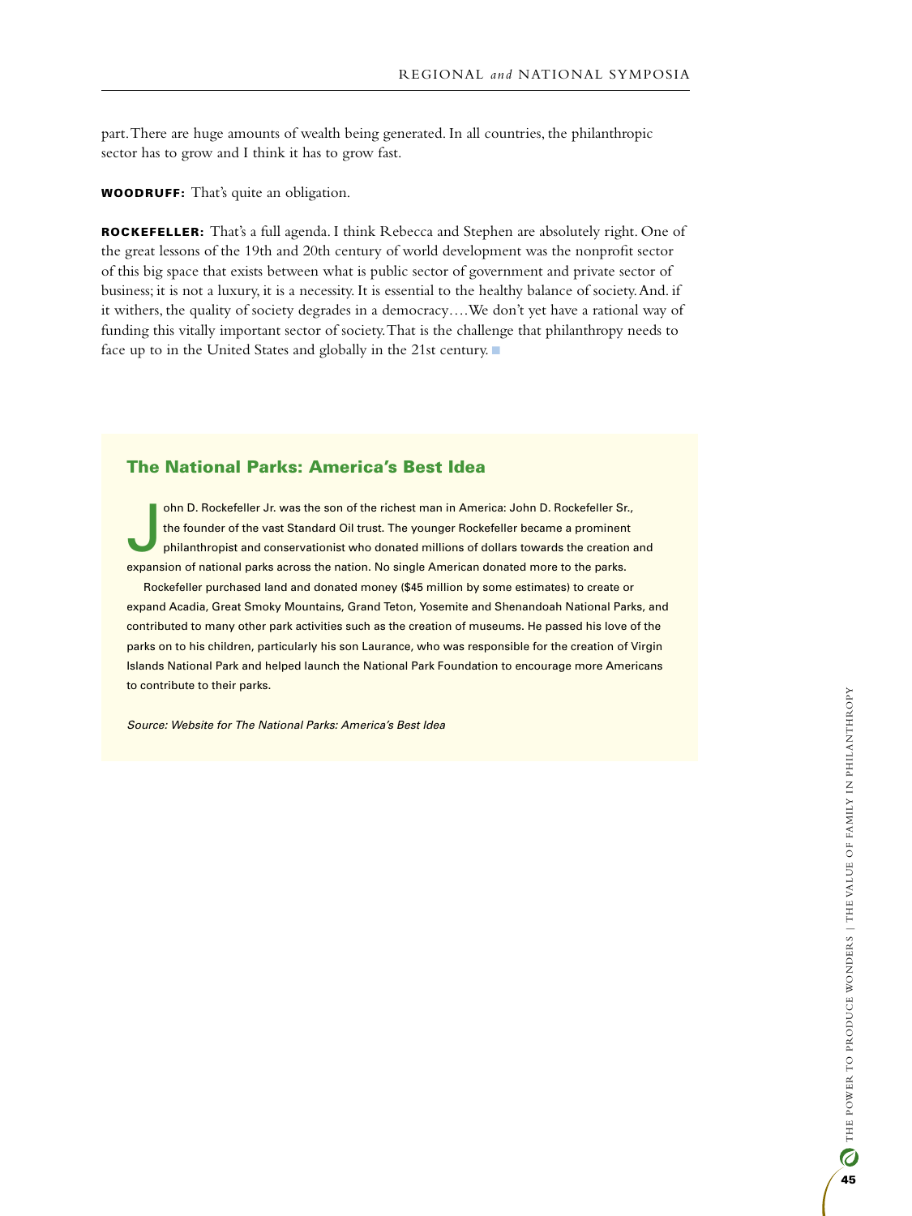part. There are huge amounts of wealth being generated. In all countries, the philanthropic sector has to grow and I think it has to grow fast.

**WOODRUFF:** That's quite an obligation.

**ROCKEFELLER:** That's a full agenda. I think Rebecca and Stephen are absolutely right. One of the great lessons of the 19th and 20th century of world development was the nonprofit sector of this big space that exists between what is public sector of government and private sector of business; it is not a luxury, it is a necessity. It is essential to the healthy balance of society. And. if it withers, the quality of society degrades in a democracy….We don't yet have a rational way of funding this vitally important sector of society. That is the challenge that philanthropy needs to face up to in the United States and globally in the 21st century.

## The National Parks: America's Best Idea

John D. Rockefeller Jr. was the son of the richest man in America: John D. Rockefeller Sr., the founder of the vast Standard Oil trust. The younger Rockefeller became a prominent philanthropist and conservationist who donated millions of dollars towards the creation and expansion of national parks across the nation. No single American donated more to the parks.

Rockefeller purchased land and donated money ($45 million by some estimates) to create or expand Acadia, Great Smoky Mountains, Grand Teton, Yosemite and Shenandoah National Parks, and contributed to many other park activities such as the creation of museums. He passed his love of the parks on to his children, particularly his son Laurance, who was responsible for the creation of Virgin Islands National Park and helped launch the National Park Foundation to encourage more Americans to contribute to their parks.

*Source: Website for The National Parks: America's Best Idea*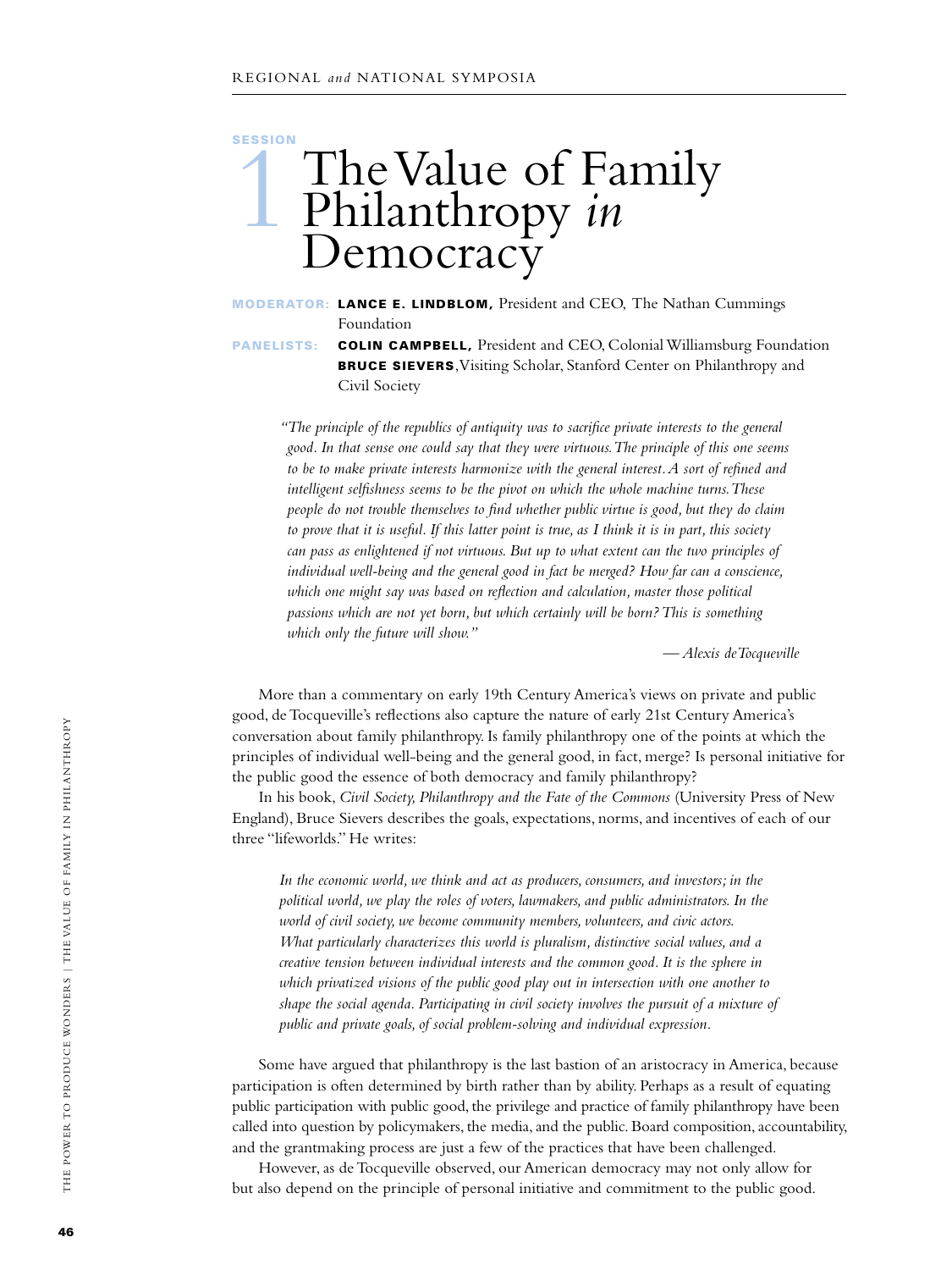SESSION 1

# The Value of Family Philanthropy *in* Democracy

**MODERATOR:** **LANCE E. LINDBLOM,** President and CEO, The Nathan Cummings Foundation

**PANELISTS:** **COLIN CAMPBELL,** President and CEO, Colonial Williamsburg Foundation
**BRUCE SIEVERS**, Visiting Scholar, Stanford Center on Philanthropy and Civil Society

> *"The principle of the republics of antiquity was to sacrifice private interests to the general good. In that sense one could say that they were virtuous. The principle of this one seems to be to make private interests harmonize with the general interest. A sort of refined and intelligent selfishness seems to be the pivot on which the whole machine turns. These people do not trouble themselves to find whether public virtue is good, but they do claim to prove that it is useful. If this latter point is true, as I think it is in part, this society can pass as enlightened if not virtuous. But up to what extent can the two principles of individual well-being and the general good in fact be merged? How far can a conscience, which one might say was based on reflection and calculation, master those political passions which are not yet born, but which certainly will be born? This is something which only the future will show."*
>
> — *Alexis de Tocqueville*

More than a commentary on early 19th Century America's views on private and public good, de Tocqueville's reflections also capture the nature of early 21st Century America's conversation about family philanthropy. Is family philanthropy one of the points at which the principles of individual well-being and the general good, in fact, merge? Is personal initiative for the public good the essence of both democracy and family philanthropy?

In his book, *Civil Society, Philanthropy and the Fate of the Commons* (University Press of New England), Bruce Sievers describes the goals, expectations, norms, and incentives of each of our three "lifeworlds." He writes:

> *In the economic world, we think and act as producers, consumers, and investors; in the political world, we play the roles of voters, lawmakers, and public administrators. In the world of civil society, we become community members, volunteers, and civic actors. What particularly characterizes this world is pluralism, distinctive social values, and a creative tension between individual interests and the common good. It is the sphere in which privatized visions of the public good play out in intersection with one another to shape the social agenda. Participating in civil society involves the pursuit of a mixture of public and private goals, of social problem-solving and individual expression.*

Some have argued that philanthropy is the last bastion of an aristocracy in America, because participation is often determined by birth rather than by ability. Perhaps as a result of equating public participation with public good, the privilege and practice of family philanthropy have been called into question by policymakers, the media, and the public. Board composition, accountability, and the grantmaking process are just a few of the practices that have been challenged.

However, as de Tocqueville observed, our American democracy may not only allow for but also depend on the principle of personal initiative and commitment to the public good.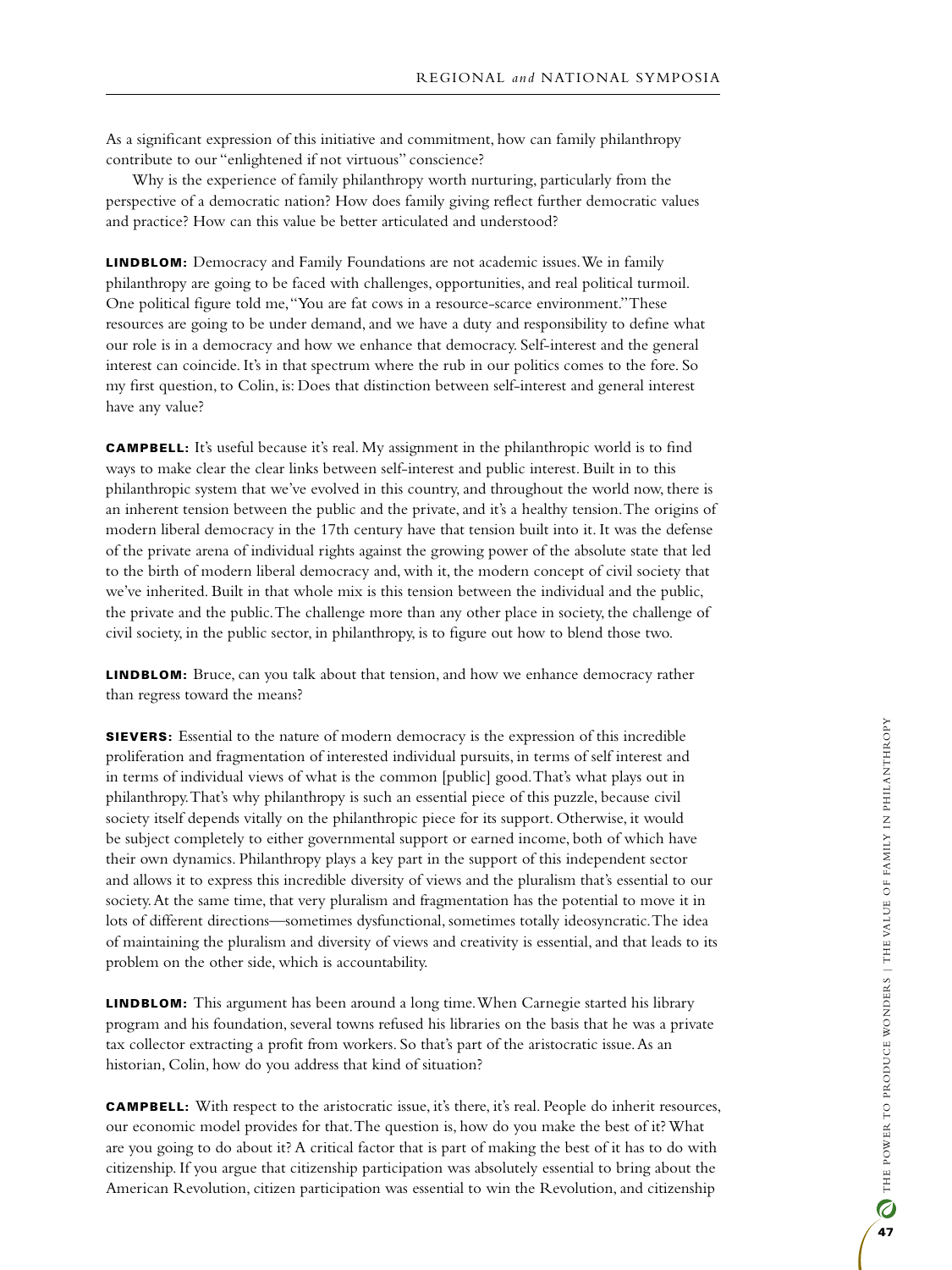As a significant expression of this initiative and commitment, how can family philanthropy contribute to our "enlightened if not virtuous" conscience?

Why is the experience of family philanthropy worth nurturing, particularly from the perspective of a democratic nation? How does family giving reflect further democratic values and practice? How can this value be better articulated and understood?

**LINDBLOM:** Democracy and Family Foundations are not academic issues. We in family philanthropy are going to be faced with challenges, opportunities, and real political turmoil. One political figure told me, "You are fat cows in a resource-scarce environment." These resources are going to be under demand, and we have a duty and responsibility to define what our role is in a democracy and how we enhance that democracy. Self-interest and the general interest can coincide. It's in that spectrum where the rub in our politics comes to the fore. So my first question, to Colin, is: Does that distinction between self-interest and general interest have any value?

**CAMPBELL:** It's useful because it's real. My assignment in the philanthropic world is to find ways to make clear the clear links between self-interest and public interest. Built in to this philanthropic system that we've evolved in this country, and throughout the world now, there is an inherent tension between the public and the private, and it's a healthy tension. The origins of modern liberal democracy in the 17th century have that tension built into it. It was the defense of the private arena of individual rights against the growing power of the absolute state that led to the birth of modern liberal democracy and, with it, the modern concept of civil society that we've inherited. Built in that whole mix is this tension between the individual and the public, the private and the public. The challenge more than any other place in society, the challenge of civil society, in the public sector, in philanthropy, is to figure out how to blend those two.

**LINDBLOM:** Bruce, can you talk about that tension, and how we enhance democracy rather than regress toward the means?

**SIEVERS:** Essential to the nature of modern democracy is the expression of this incredible proliferation and fragmentation of interested individual pursuits, in terms of self interest and in terms of individual views of what is the common [public] good. That's what plays out in philanthropy. That's why philanthropy is such an essential piece of this puzzle, because civil society itself depends vitally on the philanthropic piece for its support. Otherwise, it would be subject completely to either governmental support or earned income, both of which have their own dynamics. Philanthropy plays a key part in the support of this independent sector and allows it to express this incredible diversity of views and the pluralism that's essential to our society. At the same time, that very pluralism and fragmentation has the potential to move it in lots of different directions—sometimes dysfunctional, sometimes totally ideosyncratic. The idea of maintaining the pluralism and diversity of views and creativity is essential, and that leads to its problem on the other side, which is accountability.

**LINDBLOM:** This argument has been around a long time. When Carnegie started his library program and his foundation, several towns refused his libraries on the basis that he was a private tax collector extracting a profit from workers. So that's part of the aristocratic issue. As an historian, Colin, how do you address that kind of situation?

**CAMPBELL:** With respect to the aristocratic issue, it's there, it's real. People do inherit resources, our economic model provides for that. The question is, how do you make the best of it? What are you going to do about it? A critical factor that is part of making the best of it has to do with citizenship. If you argue that citizenship participation was absolutely essential to bring about the American Revolution, citizen participation was essential to win the Revolution, and citizenship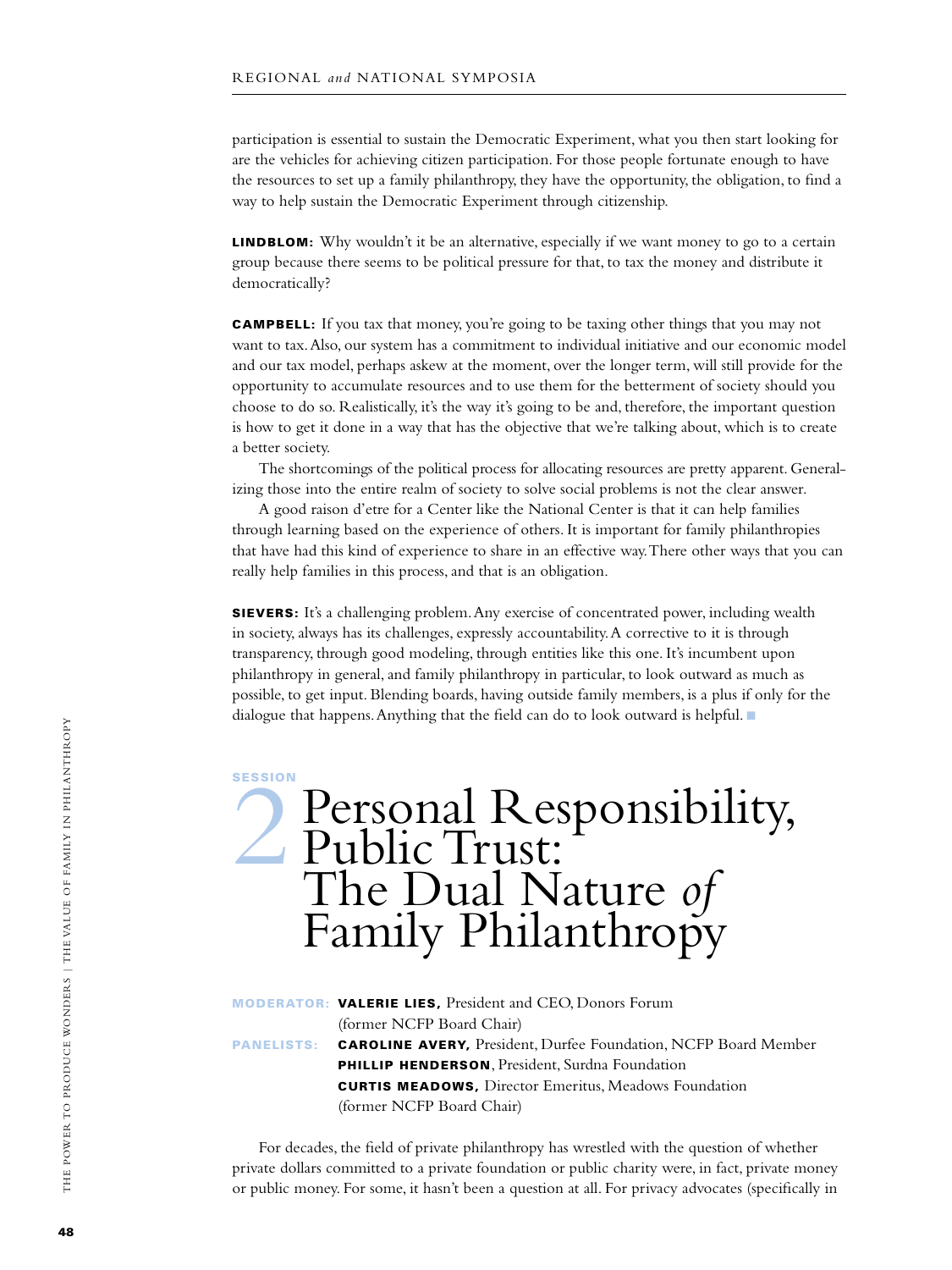participation is essential to sustain the Democratic Experiment, what you then start looking for are the vehicles for achieving citizen participation. For those people fortunate enough to have the resources to set up a family philanthropy, they have the opportunity, the obligation, to find a way to help sustain the Democratic Experiment through citizenship.

**LINDBLOM:** Why wouldn't it be an alternative, especially if we want money to go to a certain group because there seems to be political pressure for that, to tax the money and distribute it democratically?

**CAMPBELL:** If you tax that money, you're going to be taxing other things that you may not want to tax. Also, our system has a commitment to individual initiative and our economic model and our tax model, perhaps askew at the moment, over the longer term, will still provide for the opportunity to accumulate resources and to use them for the betterment of society should you choose to do so. Realistically, it's the way it's going to be and, therefore, the important question is how to get it done in a way that has the objective that we're talking about, which is to create a better society.

The shortcomings of the political process for allocating resources are pretty apparent. Generalizing those into the entire realm of society to solve social problems is not the clear answer.

A good raison d'etre for a Center like the National Center is that it can help families through learning based on the experience of others. It is important for family philanthropies that have had this kind of experience to share in an effective way. There other ways that you can really help families in this process, and that is an obligation.

**SIEVERS:** It's a challenging problem. Any exercise of concentrated power, including wealth in society, always has its challenges, expressly accountability. A corrective to it is through transparency, through good modeling, through entities like this one. It's incumbent upon philanthropy in general, and family philanthropy in particular, to look outward as much as possible, to get input. Blending boards, having outside family members, is a plus if only for the dialogue that happens. Anything that the field can do to look outward is helpful. ■

## SESSION 2 Personal Responsibility, Public Trust: The Dual Nature *of* Family Philanthropy

**MODERATOR:** **VALERIE LIES,** President and CEO, Donors Forum (former NCFP Board Chair)

**PANELISTS:** **CAROLINE AVERY,** President, Durfee Foundation, NCFP Board Member
**PHILLIP HENDERSON**, President, Surdna Foundation
**CURTIS MEADOWS,** Director Emeritus, Meadows Foundation (former NCFP Board Chair)

For decades, the field of private philanthropy has wrestled with the question of whether private dollars committed to a private foundation or public charity were, in fact, private money or public money. For some, it hasn't been a question at all. For privacy advocates (specifically in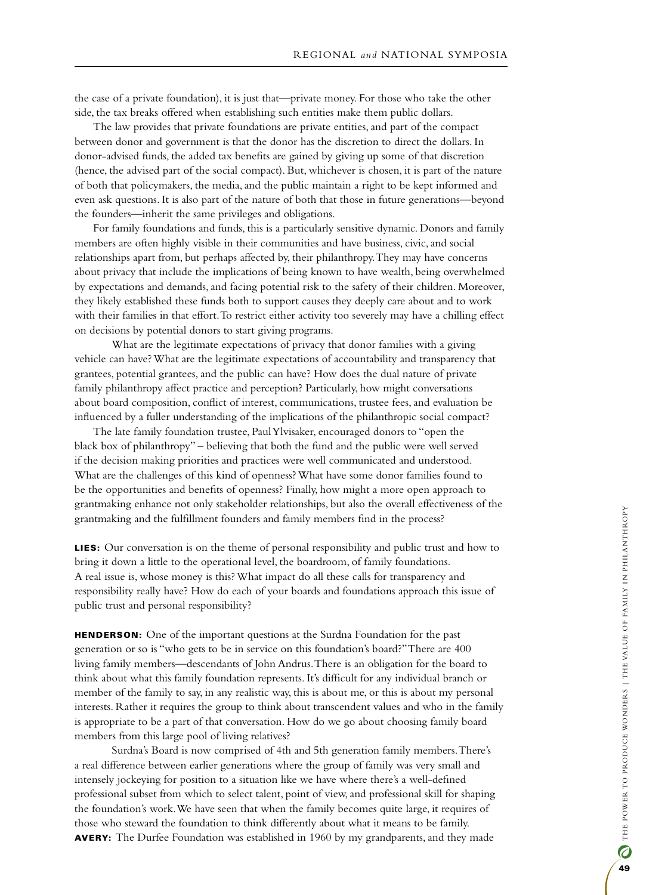the case of a private foundation), it is just that—private money. For those who take the other side, the tax breaks offered when establishing such entities make them public dollars.

The law provides that private foundations are private entities, and part of the compact between donor and government is that the donor has the discretion to direct the dollars. In donor-advised funds, the added tax benefits are gained by giving up some of that discretion (hence, the advised part of the social compact). But, whichever is chosen, it is part of the nature of both that policymakers, the media, and the public maintain a right to be kept informed and even ask questions. It is also part of the nature of both that those in future generations—beyond the founders—inherit the same privileges and obligations.

For family foundations and funds, this is a particularly sensitive dynamic. Donors and family members are often highly visible in their communities and have business, civic, and social relationships apart from, but perhaps affected by, their philanthropy. They may have concerns about privacy that include the implications of being known to have wealth, being overwhelmed by expectations and demands, and facing potential risk to the safety of their children. Moreover, they likely established these funds both to support causes they deeply care about and to work with their families in that effort. To restrict either activity too severely may have a chilling effect on decisions by potential donors to start giving programs.

What are the legitimate expectations of privacy that donor families with a giving vehicle can have? What are the legitimate expectations of accountability and transparency that grantees, potential grantees, and the public can have? How does the dual nature of private family philanthropy affect practice and perception? Particularly, how might conversations about board composition, conflict of interest, communications, trustee fees, and evaluation be influenced by a fuller understanding of the implications of the philanthropic social compact?

The late family foundation trustee, Paul Ylvisaker, encouraged donors to "open the black box of philanthropy" – believing that both the fund and the public were well served if the decision making priorities and practices were well communicated and understood. What are the challenges of this kind of openness? What have some donor families found to be the opportunities and benefits of openness? Finally, how might a more open approach to grantmaking enhance not only stakeholder relationships, but also the overall effectiveness of the grantmaking and the fulfillment founders and family members find in the process?

**LIES:** Our conversation is on the theme of personal responsibility and public trust and how to bring it down a little to the operational level, the boardroom, of family foundations. A real issue is, whose money is this? What impact do all these calls for transparency and responsibility really have? How do each of your boards and foundations approach this issue of public trust and personal responsibility?

**HENDERSON:** One of the important questions at the Surdna Foundation for the past generation or so is "who gets to be in service on this foundation's board?" There are 400 living family members—descendants of John Andrus. There is an obligation for the board to think about what this family foundation represents. It's difficult for any individual branch or member of the family to say, in any realistic way, this is about me, or this is about my personal interests. Rather it requires the group to think about transcendent values and who in the family is appropriate to be a part of that conversation. How do we go about choosing family board members from this large pool of living relatives?

Surdna's Board is now comprised of 4th and 5th generation family members. There's a real difference between earlier generations where the group of family was very small and intensely jockeying for position to a situation like we have where there's a well-defined professional subset from which to select talent, point of view, and professional skill for shaping the foundation's work. We have seen that when the family becomes quite large, it requires of those who steward the foundation to think differently about what it means to be family.

**AVERY:** The Durfee Foundation was established in 1960 by my grandparents, and they made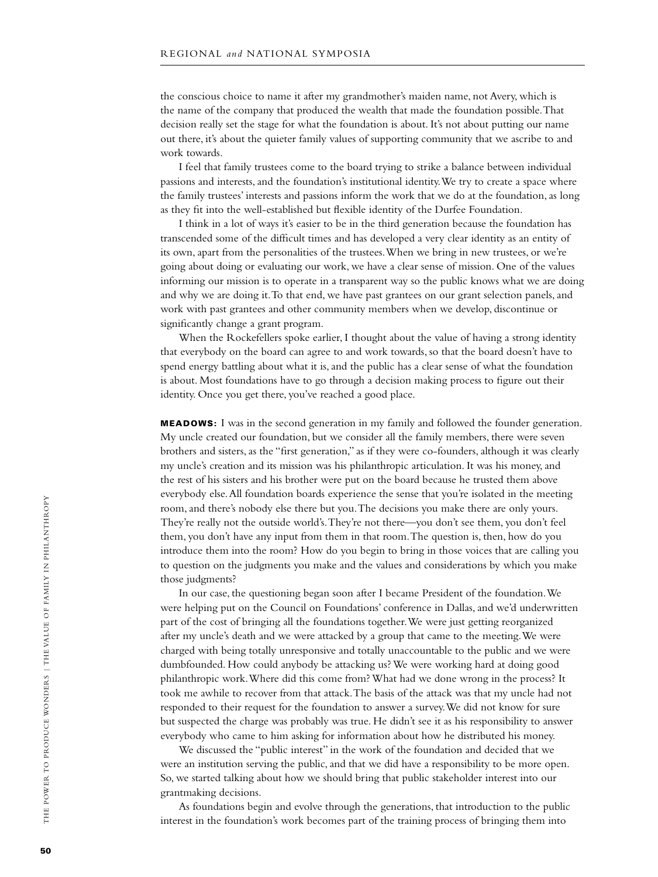the conscious choice to name it after my grandmother's maiden name, not Avery, which is the name of the company that produced the wealth that made the foundation possible. That decision really set the stage for what the foundation is about. It's not about putting our name out there, it's about the quieter family values of supporting community that we ascribe to and work towards.

I feel that family trustees come to the board trying to strike a balance between individual passions and interests, and the foundation's institutional identity. We try to create a space where the family trustees' interests and passions inform the work that we do at the foundation, as long as they fit into the well-established but flexible identity of the Durfee Foundation.

I think in a lot of ways it's easier to be in the third generation because the foundation has transcended some of the difficult times and has developed a very clear identity as an entity of its own, apart from the personalities of the trustees. When we bring in new trustees, or we're going about doing or evaluating our work, we have a clear sense of mission. One of the values informing our mission is to operate in a transparent way so the public knows what we are doing and why we are doing it. To that end, we have past grantees on our grant selection panels, and work with past grantees and other community members when we develop, discontinue or significantly change a grant program.

When the Rockefellers spoke earlier, I thought about the value of having a strong identity that everybody on the board can agree to and work towards, so that the board doesn't have to spend energy battling about what it is, and the public has a clear sense of what the foundation is about. Most foundations have to go through a decision making process to figure out their identity. Once you get there, you've reached a good place.

**MEADOWS:** I was in the second generation in my family and followed the founder generation. My uncle created our foundation, but we consider all the family members, there were seven brothers and sisters, as the "first generation," as if they were co-founders, although it was clearly my uncle's creation and its mission was his philanthropic articulation. It was his money, and the rest of his sisters and his brother were put on the board because he trusted them above everybody else. All foundation boards experience the sense that you're isolated in the meeting room, and there's nobody else there but you. The decisions you make there are only yours. They're really not the outside world's. They're not there—you don't see them, you don't feel them, you don't have any input from them in that room. The question is, then, how do you introduce them into the room? How do you begin to bring in those voices that are calling you to question on the judgments you make and the values and considerations by which you make those judgments?

In our case, the questioning began soon after I became President of the foundation. We were helping put on the Council on Foundations' conference in Dallas, and we'd underwritten part of the cost of bringing all the foundations together. We were just getting reorganized after my uncle's death and we were attacked by a group that came to the meeting. We were charged with being totally unresponsive and totally unaccountable to the public and we were dumbfounded. How could anybody be attacking us? We were working hard at doing good philanthropic work. Where did this come from? What had we done wrong in the process? It took me awhile to recover from that attack. The basis of the attack was that my uncle had not responded to their request for the foundation to answer a survey. We did not know for sure but suspected the charge was probably was true. He didn't see it as his responsibility to answer everybody who came to him asking for information about how he distributed his money.

We discussed the "public interest" in the work of the foundation and decided that we were an institution serving the public, and that we did have a responsibility to be more open. So, we started talking about how we should bring that public stakeholder interest into our grantmaking decisions.

As foundations begin and evolve through the generations, that introduction to the public interest in the foundation's work becomes part of the training process of bringing them into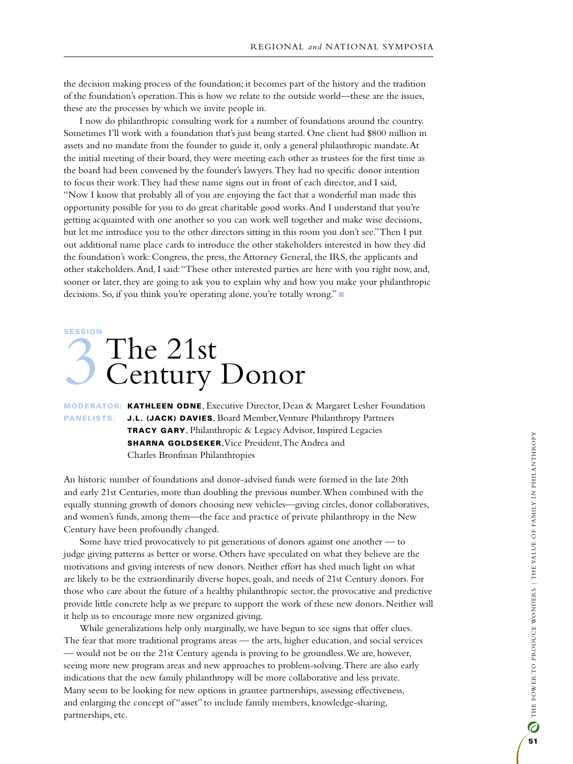the decision making process of the foundation; it becomes part of the history and the tradition of the foundation's operation. This is how we relate to the outside world—these are the issues, these are the processes by which we invite people in.

I now do philanthropic consulting work for a number of foundations around the country. Sometimes I'll work with a foundation that's just being started. One client had $800 million in assets and no mandate from the founder to guide it, only a general philanthropic mandate. At the initial meeting of their board, they were meeting each other as trustees for the first time as the board had been convened by the founder's lawyers. They had no specific donor intention to focus their work. They had these name signs out in front of each director, and I said, "Now I know that probably all of you are enjoying the fact that a wonderful man made this opportunity possible for you to do great charitable good works. And I understand that you're getting acquainted with one another so you can work well together and make wise decisions, but let me introduce you to the other directors sitting in this room you don't see." Then I put out additional name place cards to introduce the other stakeholders interested in how they did the foundation's work: Congress, the press, the Attorney General, the IRS, the applicants and other stakeholders. And, I said: "These other interested parties are here with you right now, and, sooner or later, they are going to ask you to explain why and how you make your philanthropic decisions. So, if you think you're operating alone, you're totally wrong."

## SESSION 3 The 21st Century Donor

**MODERATOR:** **KATHLEEN ODNE**, Executive Director, Dean & Margaret Lesher Foundation

**PANELISTS:** **J.L. (JACK) DAVIES**, Board Member, Venture Philanthropy Partners
**TRACY GARY**, Philanthropic & Legacy Advisor, Inspired Legacies
**SHARNA GOLDSEKER**, Vice President, The Andrea and Charles Bronfman Philanthropies

An historic number of foundations and donor-advised funds were formed in the late 20th and early 21st Centuries, more than doubling the previous number. When combined with the equally stunning growth of donors choosing new vehicles—giving circles, donor collaboratives, and women's funds, among them—the face and practice of private philanthropy in the New Century have been profoundly changed.

Some have tried provocatively to pit generations of donors against one another — to judge giving patterns as better or worse. Others have speculated on what they believe are the motivations and giving interests of new donors. Neither effort has shed much light on what are likely to be the extraordinarily diverse hopes, goals, and needs of 21st Century donors. For those who care about the future of a healthy philanthropic sector, the provocative and predictive provide little concrete help as we prepare to support the work of these new donors. Neither will it help us to encourage more new organized giving.

While generalizations help only marginally, we have begun to see signs that offer clues. The fear that more traditional programs areas — the arts, higher education, and social services — would not be on the 21st Century agenda is proving to be groundless. We are, however, seeing more new program areas and new approaches to problem-solving. There are also early indications that the new family philanthropy will be more collaborative and less private. Many seem to be looking for new options in grantee partnerships, assessing effectiveness, and enlarging the concept of "asset" to include family members, knowledge-sharing, partnerships, etc.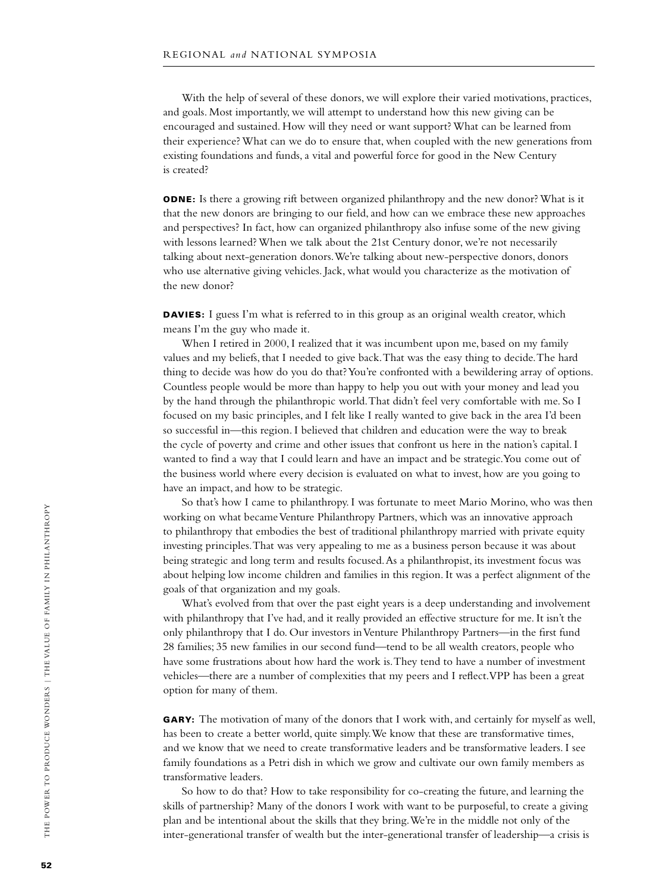With the help of several of these donors, we will explore their varied motivations, practices, and goals. Most importantly, we will attempt to understand how this new giving can be encouraged and sustained. How will they need or want support? What can be learned from their experience? What can we do to ensure that, when coupled with the new generations from existing foundations and funds, a vital and powerful force for good in the New Century is created?

**ODNE:** Is there a growing rift between organized philanthropy and the new donor? What is it that the new donors are bringing to our field, and how can we embrace these new approaches and perspectives? In fact, how can organized philanthropy also infuse some of the new giving with lessons learned? When we talk about the 21st Century donor, we're not necessarily talking about next-generation donors. We're talking about new-perspective donors, donors who use alternative giving vehicles. Jack, what would you characterize as the motivation of the new donor?

**DAVIES:** I guess I'm what is referred to in this group as an original wealth creator, which means I'm the guy who made it.

When I retired in 2000, I realized that it was incumbent upon me, based on my family values and my beliefs, that I needed to give back. That was the easy thing to decide. The hard thing to decide was how do you do that? You're confronted with a bewildering array of options. Countless people would be more than happy to help you out with your money and lead you by the hand through the philanthropic world. That didn't feel very comfortable with me. So I focused on my basic principles, and I felt like I really wanted to give back in the area I'd been so successful in—this region. I believed that children and education were the way to break the cycle of poverty and crime and other issues that confront us here in the nation's capital. I wanted to find a way that I could learn and have an impact and be strategic. You come out of the business world where every decision is evaluated on what to invest, how are you going to have an impact, and how to be strategic.

So that's how I came to philanthropy. I was fortunate to meet Mario Morino, who was then working on what became Venture Philanthropy Partners, which was an innovative approach to philanthropy that embodies the best of traditional philanthropy married with private equity investing principles. That was very appealing to me as a business person because it was about being strategic and long term and results focused. As a philanthropist, its investment focus was about helping low income children and families in this region. It was a perfect alignment of the goals of that organization and my goals.

What's evolved from that over the past eight years is a deep understanding and involvement with philanthropy that I've had, and it really provided an effective structure for me. It isn't the only philanthropy that I do. Our investors in Venture Philanthropy Partners—in the first fund 28 families; 35 new families in our second fund—tend to be all wealth creators, people who have some frustrations about how hard the work is. They tend to have a number of investment vehicles—there are a number of complexities that my peers and I reflect. VPP has been a great option for many of them.

**GARY:** The motivation of many of the donors that I work with, and certainly for myself as well, has been to create a better world, quite simply. We know that these are transformative times, and we know that we need to create transformative leaders and be transformative leaders. I see family foundations as a Petri dish in which we grow and cultivate our own family members as transformative leaders.

So how to do that? How to take responsibility for co-creating the future, and learning the skills of partnership? Many of the donors I work with want to be purposeful, to create a giving plan and be intentional about the skills that they bring. We're in the middle not only of the inter-generational transfer of wealth but the inter-generational transfer of leadership—a crisis is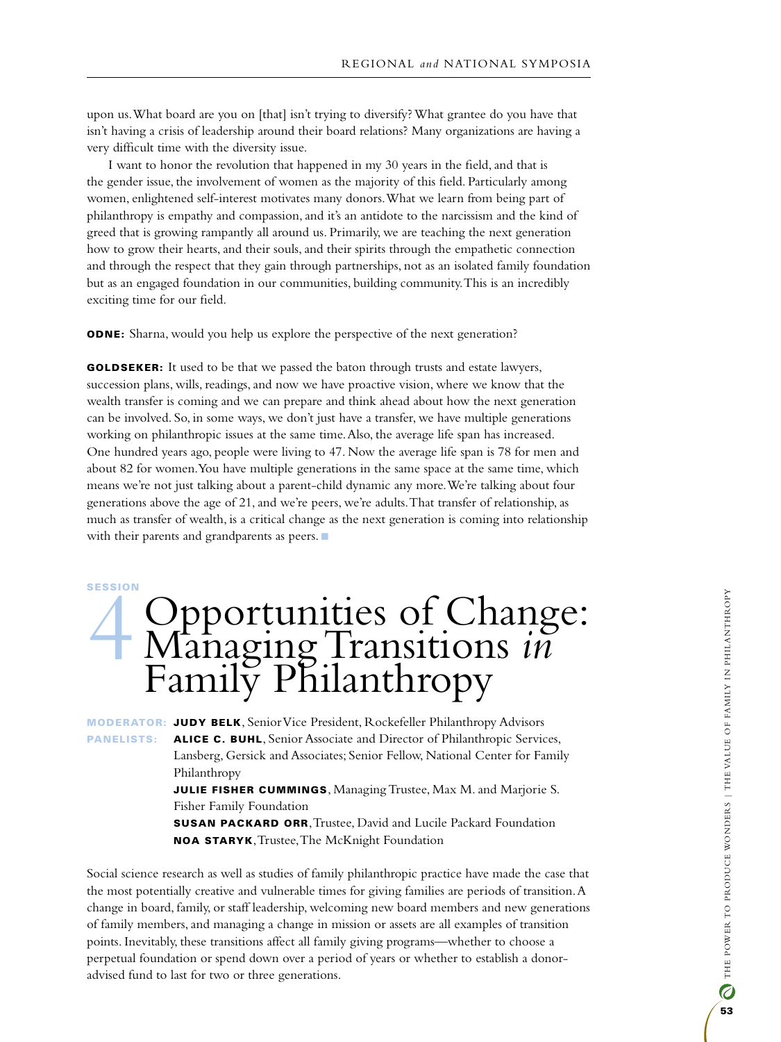upon us. What board are you on [that] isn't trying to diversify? What grantee do you have that isn't having a crisis of leadership around their board relations? Many organizations are having a very difficult time with the diversity issue.

I want to honor the revolution that happened in my 30 years in the field, and that is the gender issue, the involvement of women as the majority of this field. Particularly among women, enlightened self-interest motivates many donors. What we learn from being part of philanthropy is empathy and compassion, and it's an antidote to the narcissism and the kind of greed that is growing rampantly all around us. Primarily, we are teaching the next generation how to grow their hearts, and their souls, and their spirits through the empathetic connection and through the respect that they gain through partnerships, not as an isolated family foundation but as an engaged foundation in our communities, building community. This is an incredibly exciting time for our field.

**ODNE:** Sharna, would you help us explore the perspective of the next generation?

**GOLDSEKER:** It used to be that we passed the baton through trusts and estate lawyers, succession plans, wills, readings, and now we have proactive vision, where we know that the wealth transfer is coming and we can prepare and think ahead about how the next generation can be involved. So, in some ways, we don't just have a transfer, we have multiple generations working on philanthropic issues at the same time. Also, the average life span has increased. One hundred years ago, people were living to 47. Now the average life span is 78 for men and about 82 for women. You have multiple generations in the same space at the same time, which means we're not just talking about a parent-child dynamic any more. We're talking about four generations above the age of 21, and we're peers, we're adults. That transfer of relationship, as much as transfer of wealth, is a critical change as the next generation is coming into relationship with their parents and grandparents as peers.

## SESSION 4 Opportunities of Change: Managing Transitions *in* Family Philanthropy

**MODERATOR:** **JUDY BELK**, Senior Vice President, Rockefeller Philanthropy Advisors

**PANELISTS:**
**ALICE C. BUHL**, Senior Associate and Director of Philanthropic Services, Lansberg, Gersick and Associates; Senior Fellow, National Center for Family Philanthropy
**JULIE FISHER CUMMINGS**, Managing Trustee, Max M. and Marjorie S. Fisher Family Foundation
**SUSAN PACKARD ORR**, Trustee, David and Lucile Packard Foundation
**NOA STARYK**, Trustee, The McKnight Foundation

Social science research as well as studies of family philanthropic practice have made the case that the most potentially creative and vulnerable times for giving families are periods of transition. A change in board, family, or staff leadership, welcoming new board members and new generations of family members, and managing a change in mission or assets are all examples of transition points. Inevitably, these transitions affect all family giving programs—whether to choose a perpetual foundation or spend down over a period of years or whether to establish a donor-advised fund to last for two or three generations.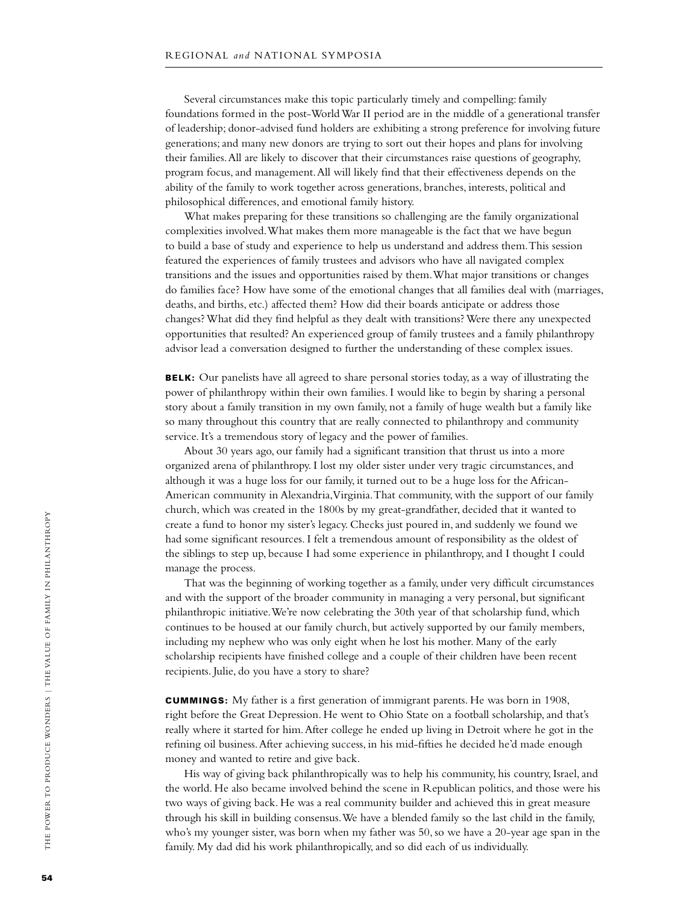Several circumstances make this topic particularly timely and compelling: family foundations formed in the post-World War II period are in the middle of a generational transfer of leadership; donor-advised fund holders are exhibiting a strong preference for involving future generations; and many new donors are trying to sort out their hopes and plans for involving their families. All are likely to discover that their circumstances raise questions of geography, program focus, and management. All will likely find that their effectiveness depends on the ability of the family to work together across generations, branches, interests, political and philosophical differences, and emotional family history.

What makes preparing for these transitions so challenging are the family organizational complexities involved. What makes them more manageable is the fact that we have begun to build a base of study and experience to help us understand and address them. This session featured the experiences of family trustees and advisors who have all navigated complex transitions and the issues and opportunities raised by them. What major transitions or changes do families face? How have some of the emotional changes that all families deal with (marriages, deaths, and births, etc.) affected them? How did their boards anticipate or address those changes? What did they find helpful as they dealt with transitions? Were there any unexpected opportunities that resulted? An experienced group of family trustees and a family philanthropy advisor lead a conversation designed to further the understanding of these complex issues.

**BELK:** Our panelists have all agreed to share personal stories today, as a way of illustrating the power of philanthropy within their own families. I would like to begin by sharing a personal story about a family transition in my own family, not a family of huge wealth but a family like so many throughout this country that are really connected to philanthropy and community service. It's a tremendous story of legacy and the power of families.

About 30 years ago, our family had a significant transition that thrust us into a more organized arena of philanthropy. I lost my older sister under very tragic circumstances, and although it was a huge loss for our family, it turned out to be a huge loss for the African-American community in Alexandria, Virginia. That community, with the support of our family church, which was created in the 1800s by my great-grandfather, decided that it wanted to create a fund to honor my sister's legacy. Checks just poured in, and suddenly we found we had some significant resources. I felt a tremendous amount of responsibility as the oldest of the siblings to step up, because I had some experience in philanthropy, and I thought I could manage the process.

That was the beginning of working together as a family, under very difficult circumstances and with the support of the broader community in managing a very personal, but significant philanthropic initiative. We're now celebrating the 30th year of that scholarship fund, which continues to be housed at our family church, but actively supported by our family members, including my nephew who was only eight when he lost his mother. Many of the early scholarship recipients have finished college and a couple of their children have been recent recipients. Julie, do you have a story to share?

**CUMMINGS:** My father is a first generation of immigrant parents. He was born in 1908, right before the Great Depression. He went to Ohio State on a football scholarship, and that's really where it started for him. After college he ended up living in Detroit where he got in the refining oil business. After achieving success, in his mid-fifties he decided he'd made enough money and wanted to retire and give back.

His way of giving back philanthropically was to help his community, his country, Israel, and the world. He also became involved behind the scene in Republican politics, and those were his two ways of giving back. He was a real community builder and achieved this in great measure through his skill in building consensus. We have a blended family so the last child in the family, who's my younger sister, was born when my father was 50, so we have a 20-year age span in the family. My dad did his work philanthropically, and so did each of us individually.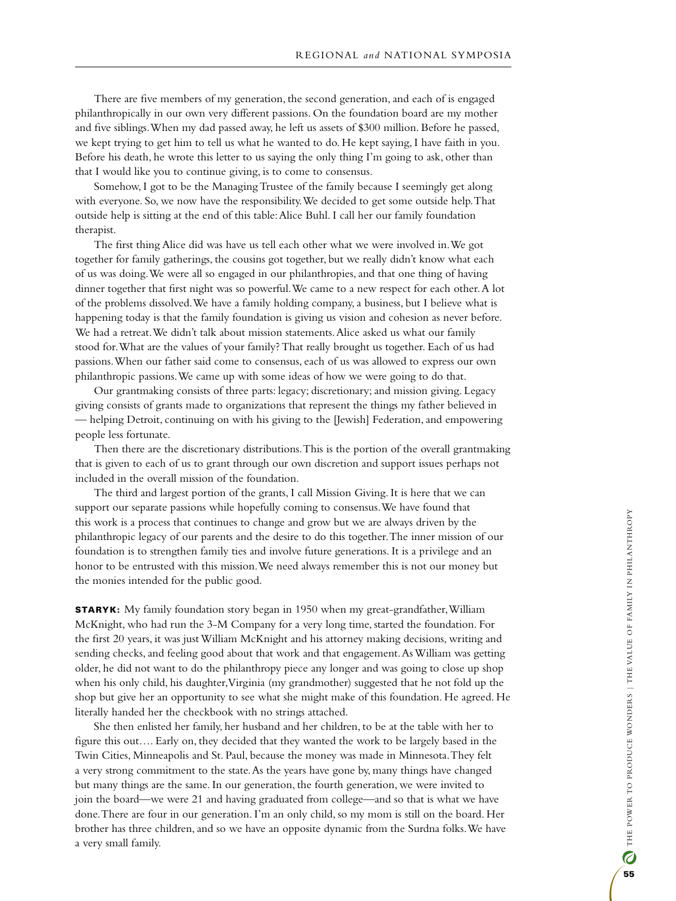There are five members of my generation, the second generation, and each of is engaged philanthropically in our own very different passions. On the foundation board are my mother and five siblings. When my dad passed away, he left us assets of $300 million. Before he passed, we kept trying to get him to tell us what he wanted to do. He kept saying, I have faith in you. Before his death, he wrote this letter to us saying the only thing I'm going to ask, other than that I would like you to continue giving, is to come to consensus.

Somehow, I got to be the Managing Trustee of the family because I seemingly get along with everyone. So, we now have the responsibility. We decided to get some outside help. That outside help is sitting at the end of this table: Alice Buhl. I call her our family foundation therapist.

The first thing Alice did was have us tell each other what we were involved in. We got together for family gatherings, the cousins got together, but we really didn't know what each of us was doing. We were all so engaged in our philanthropies, and that one thing of having dinner together that first night was so powerful. We came to a new respect for each other. A lot of the problems dissolved. We have a family holding company, a business, but I believe what is happening today is that the family foundation is giving us vision and cohesion as never before. We had a retreat. We didn't talk about mission statements. Alice asked us what our family stood for. What are the values of your family? That really brought us together. Each of us had passions. When our father said come to consensus, each of us was allowed to express our own philanthropic passions. We came up with some ideas of how we were going to do that.

Our grantmaking consists of three parts: legacy; discretionary; and mission giving. Legacy giving consists of grants made to organizations that represent the things my father believed in — helping Detroit, continuing on with his giving to the [Jewish] Federation, and empowering people less fortunate.

Then there are the discretionary distributions. This is the portion of the overall grantmaking that is given to each of us to grant through our own discretion and support issues perhaps not included in the overall mission of the foundation.

The third and largest portion of the grants, I call Mission Giving. It is here that we can support our separate passions while hopefully coming to consensus. We have found that this work is a process that continues to change and grow but we are always driven by the philanthropic legacy of our parents and the desire to do this together. The inner mission of our foundation is to strengthen family ties and involve future generations. It is a privilege and an honor to be entrusted with this mission. We need always remember this is not our money but the monies intended for the public good.

**STARYK:** My family foundation story began in 1950 when my great-grandfather, William McKnight, who had run the 3-M Company for a very long time, started the foundation. For the first 20 years, it was just William McKnight and his attorney making decisions, writing and sending checks, and feeling good about that work and that engagement. As William was getting older, he did not want to do the philanthropy piece any longer and was going to close up shop when his only child, his daughter, Virginia (my grandmother) suggested that he not fold up the shop but give her an opportunity to see what she might make of this foundation. He agreed. He literally handed her the checkbook with no strings attached.

She then enlisted her family, her husband and her children, to be at the table with her to figure this out…. Early on, they decided that they wanted the work to be largely based in the Twin Cities, Minneapolis and St. Paul, because the money was made in Minnesota. They felt a very strong commitment to the state. As the years have gone by, many things have changed but many things are the same. In our generation, the fourth generation, we were invited to join the board—we were 21 and having graduated from college—and so that is what we have done. There are four in our generation. I'm an only child, so my mom is still on the board. Her brother has three children, and so we have an opposite dynamic from the Surdna folks. We have a very small family.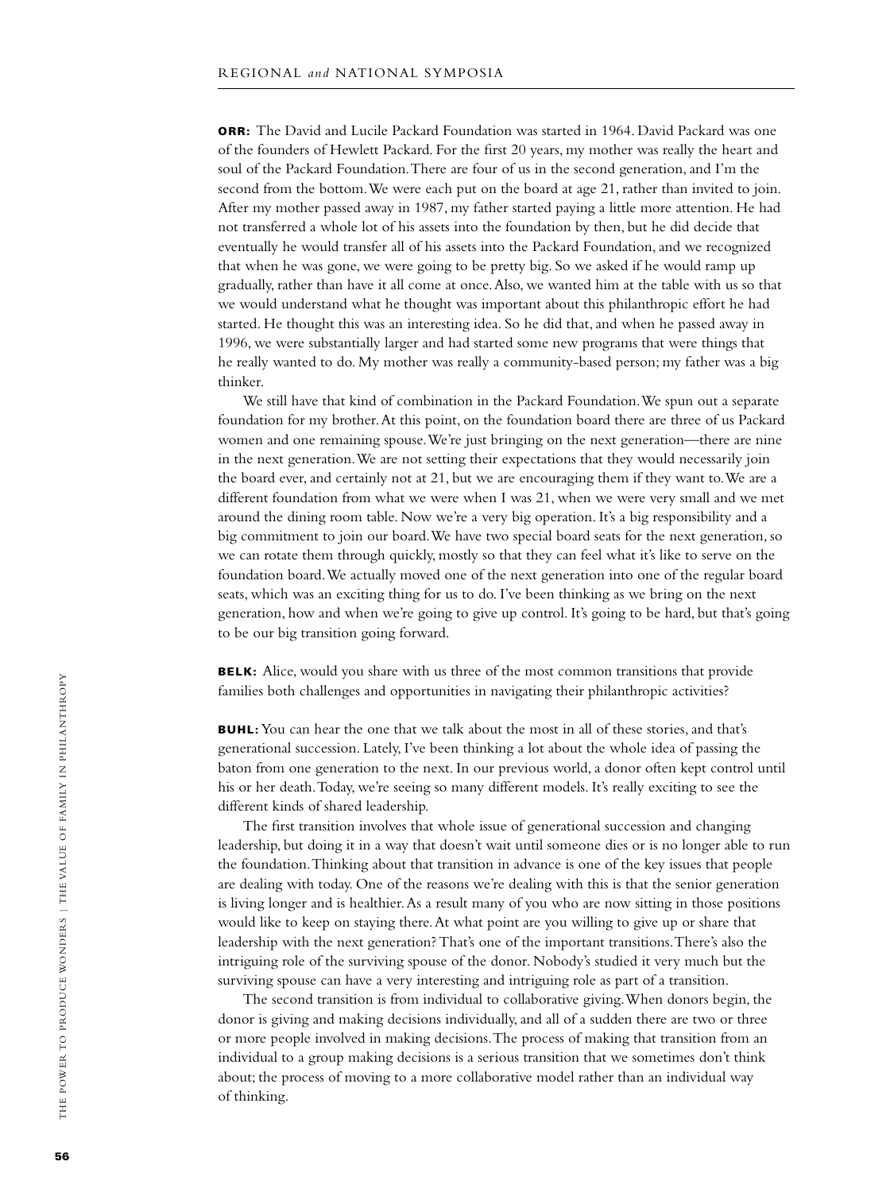**ORR:** The David and Lucile Packard Foundation was started in 1964. David Packard was one of the founders of Hewlett Packard. For the first 20 years, my mother was really the heart and soul of the Packard Foundation. There are four of us in the second generation, and I'm the second from the bottom. We were each put on the board at age 21, rather than invited to join. After my mother passed away in 1987, my father started paying a little more attention. He had not transferred a whole lot of his assets into the foundation by then, but he did decide that eventually he would transfer all of his assets into the Packard Foundation, and we recognized that when he was gone, we were going to be pretty big. So we asked if he would ramp up gradually, rather than have it all come at once. Also, we wanted him at the table with us so that we would understand what he thought was important about this philanthropic effort he had started. He thought this was an interesting idea. So he did that, and when he passed away in 1996, we were substantially larger and had started some new programs that were things that he really wanted to do. My mother was really a community-based person; my father was a big thinker.

We still have that kind of combination in the Packard Foundation. We spun out a separate foundation for my brother. At this point, on the foundation board there are three of us Packard women and one remaining spouse. We're just bringing on the next generation—there are nine in the next generation. We are not setting their expectations that they would necessarily join the board ever, and certainly not at 21, but we are encouraging them if they want to. We are a different foundation from what we were when I was 21, when we were very small and we met around the dining room table. Now we're a very big operation. It's a big responsibility and a big commitment to join our board. We have two special board seats for the next generation, so we can rotate them through quickly, mostly so that they can feel what it's like to serve on the foundation board. We actually moved one of the next generation into one of the regular board seats, which was an exciting thing for us to do. I've been thinking as we bring on the next generation, how and when we're going to give up control. It's going to be hard, but that's going to be our big transition going forward.

**BELK:** Alice, would you share with us three of the most common transitions that provide families both challenges and opportunities in navigating their philanthropic activities?

**BUHL:** You can hear the one that we talk about the most in all of these stories, and that's generational succession. Lately, I've been thinking a lot about the whole idea of passing the baton from one generation to the next. In our previous world, a donor often kept control until his or her death. Today, we're seeing so many different models. It's really exciting to see the different kinds of shared leadership.

The first transition involves that whole issue of generational succession and changing leadership, but doing it in a way that doesn't wait until someone dies or is no longer able to run the foundation. Thinking about that transition in advance is one of the key issues that people are dealing with today. One of the reasons we're dealing with this is that the senior generation is living longer and is healthier. As a result many of you who are now sitting in those positions would like to keep on staying there. At what point are you willing to give up or share that leadership with the next generation? That's one of the important transitions. There's also the intriguing role of the surviving spouse of the donor. Nobody's studied it very much but the surviving spouse can have a very interesting and intriguing role as part of a transition.

The second transition is from individual to collaborative giving. When donors begin, the donor is giving and making decisions individually, and all of a sudden there are two or three or more people involved in making decisions. The process of making that transition from an individual to a group making decisions is a serious transition that we sometimes don't think about; the process of moving to a more collaborative model rather than an individual way of thinking.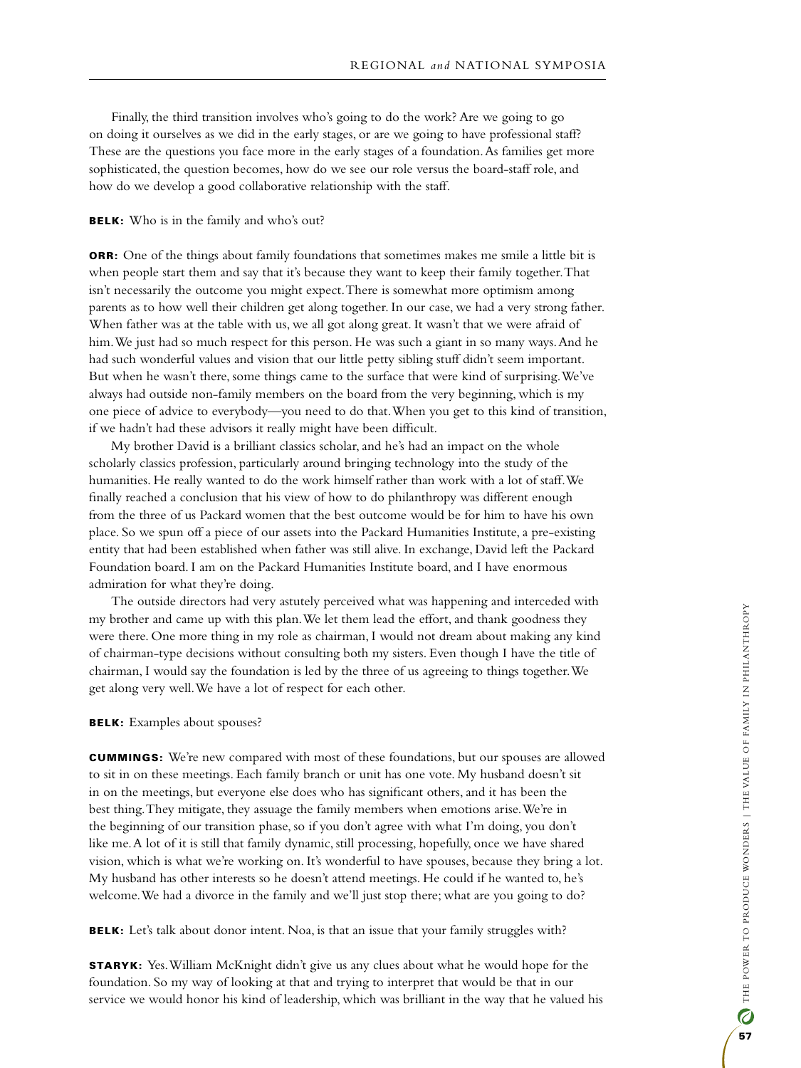Finally, the third transition involves who's going to do the work? Are we going to go on doing it ourselves as we did in the early stages, or are we going to have professional staff? These are the questions you face more in the early stages of a foundation. As families get more sophisticated, the question becomes, how do we see our role versus the board-staff role, and how do we develop a good collaborative relationship with the staff.

**BELK:** Who is in the family and who's out?

**ORR:** One of the things about family foundations that sometimes makes me smile a little bit is when people start them and say that it's because they want to keep their family together. That isn't necessarily the outcome you might expect. There is somewhat more optimism among parents as to how well their children get along together. In our case, we had a very strong father. When father was at the table with us, we all got along great. It wasn't that we were afraid of him. We just had so much respect for this person. He was such a giant in so many ways. And he had such wonderful values and vision that our little petty sibling stuff didn't seem important. But when he wasn't there, some things came to the surface that were kind of surprising. We've always had outside non-family members on the board from the very beginning, which is my one piece of advice to everybody—you need to do that. When you get to this kind of transition, if we hadn't had these advisors it really might have been difficult.

My brother David is a brilliant classics scholar, and he's had an impact on the whole scholarly classics profession, particularly around bringing technology into the study of the humanities. He really wanted to do the work himself rather than work with a lot of staff. We finally reached a conclusion that his view of how to do philanthropy was different enough from the three of us Packard women that the best outcome would be for him to have his own place. So we spun off a piece of our assets into the Packard Humanities Institute, a pre-existing entity that had been established when father was still alive. In exchange, David left the Packard Foundation board. I am on the Packard Humanities Institute board, and I have enormous admiration for what they're doing.

The outside directors had very astutely perceived what was happening and interceded with my brother and came up with this plan. We let them lead the effort, and thank goodness they were there. One more thing in my role as chairman, I would not dream about making any kind of chairman-type decisions without consulting both my sisters. Even though I have the title of chairman, I would say the foundation is led by the three of us agreeing to things together. We get along very well. We have a lot of respect for each other.

**BELK:** Examples about spouses?

**CUMMINGS:** We're new compared with most of these foundations, but our spouses are allowed to sit in on these meetings. Each family branch or unit has one vote. My husband doesn't sit in on the meetings, but everyone else does who has significant others, and it has been the best thing. They mitigate, they assuage the family members when emotions arise. We're in the beginning of our transition phase, so if you don't agree with what I'm doing, you don't like me. A lot of it is still that family dynamic, still processing, hopefully, once we have shared vision, which is what we're working on. It's wonderful to have spouses, because they bring a lot. My husband has other interests so he doesn't attend meetings. He could if he wanted to, he's welcome. We had a divorce in the family and we'll just stop there; what are you going to do?

**BELK:** Let's talk about donor intent. Noa, is that an issue that your family struggles with?

**STARYK:** Yes. William McKnight didn't give us any clues about what he would hope for the foundation. So my way of looking at that and trying to interpret that would be that in our service we would honor his kind of leadership, which was brilliant in the way that he valued his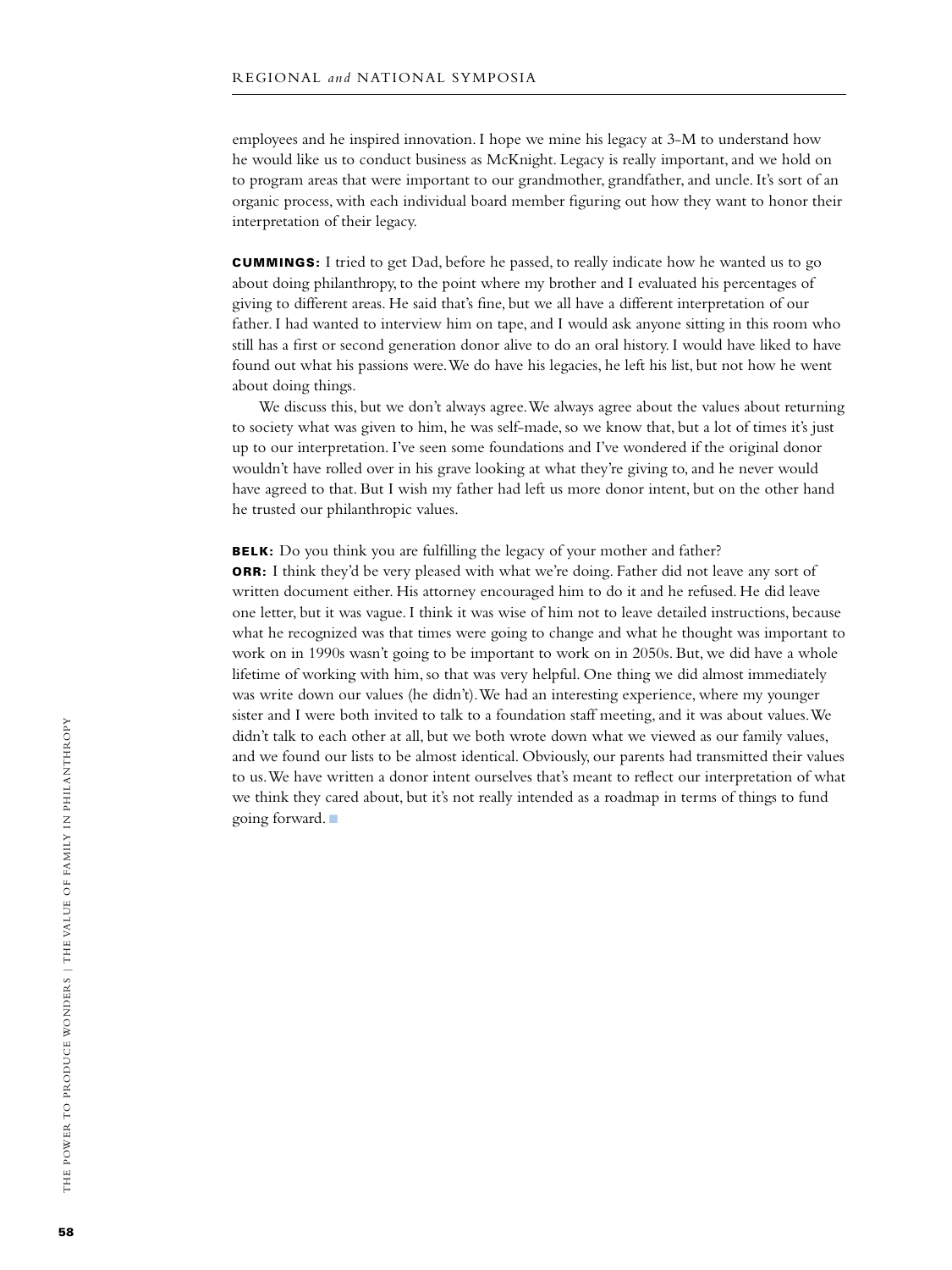employees and he inspired innovation. I hope we mine his legacy at 3-M to understand how he would like us to conduct business as McKnight. Legacy is really important, and we hold on to program areas that were important to our grandmother, grandfather, and uncle. It's sort of an organic process, with each individual board member figuring out how they want to honor their interpretation of their legacy.

**CUMMINGS:** I tried to get Dad, before he passed, to really indicate how he wanted us to go about doing philanthropy, to the point where my brother and I evaluated his percentages of giving to different areas. He said that's fine, but we all have a different interpretation of our father. I had wanted to interview him on tape, and I would ask anyone sitting in this room who still has a first or second generation donor alive to do an oral history. I would have liked to have found out what his passions were. We do have his legacies, he left his list, but not how he went about doing things.

We discuss this, but we don't always agree. We always agree about the values about returning to society what was given to him, he was self-made, so we know that, but a lot of times it's just up to our interpretation. I've seen some foundations and I've wondered if the original donor wouldn't have rolled over in his grave looking at what they're giving to, and he never would have agreed to that. But I wish my father had left us more donor intent, but on the other hand he trusted our philanthropic values.

**BELK:** Do you think you are fulfilling the legacy of your mother and father?

**ORR:** I think they'd be very pleased with what we're doing. Father did not leave any sort of written document either. His attorney encouraged him to do it and he refused. He did leave one letter, but it was vague. I think it was wise of him not to leave detailed instructions, because what he recognized was that times were going to change and what he thought was important to work on in 1990s wasn't going to be important to work on in 2050s. But, we did have a whole lifetime of working with him, so that was very helpful. One thing we did almost immediately was write down our values (he didn't). We had an interesting experience, where my younger sister and I were both invited to talk to a foundation staff meeting, and it was about values. We didn't talk to each other at all, but we both wrote down what we viewed as our family values, and we found our lists to be almost identical. Obviously, our parents had transmitted their values to us. We have written a donor intent ourselves that's meant to reflect our interpretation of what we think they cared about, but it's not really intended as a roadmap in terms of things to fund going forward.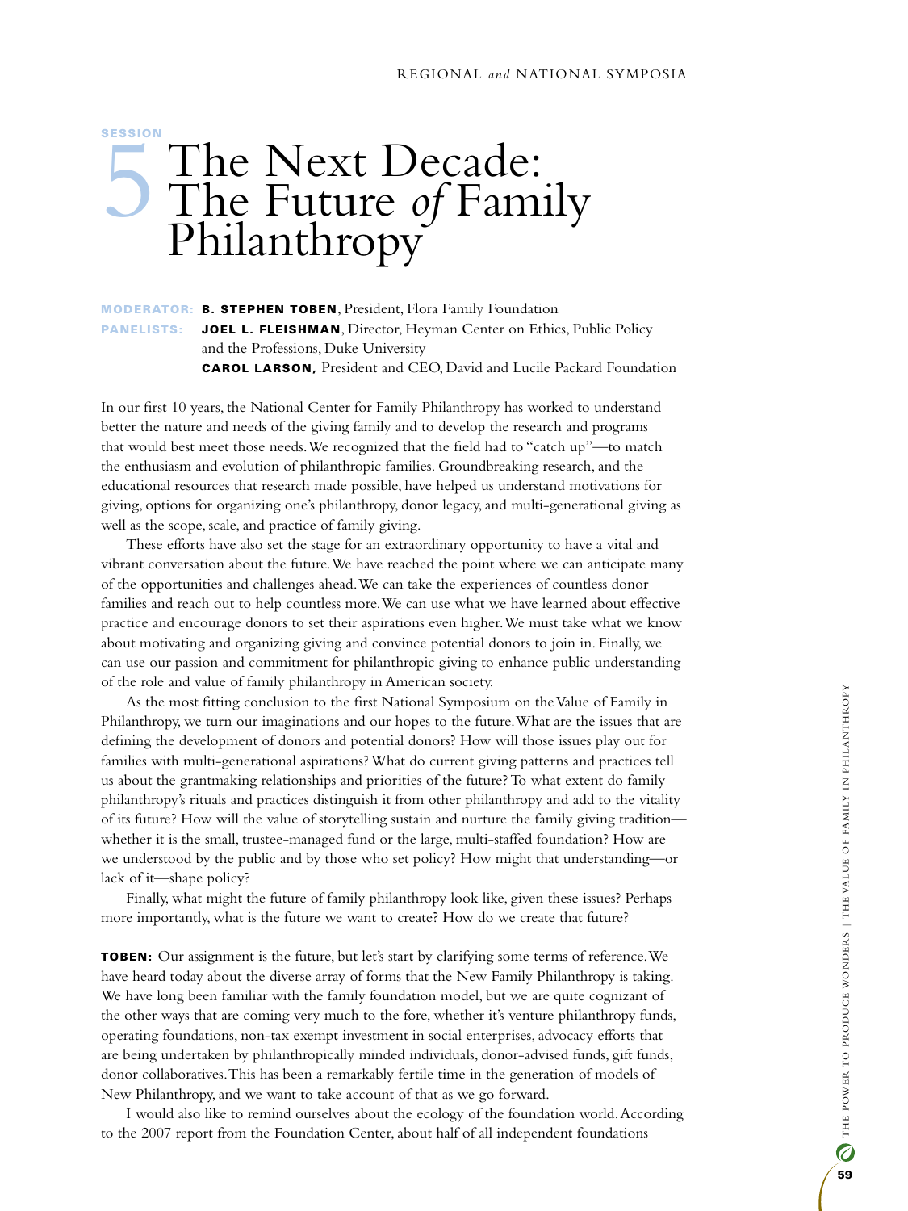SESSION

# 5 The Next Decade: The Future *of* Family Philanthropy

**MODERATOR:** **B. STEPHEN TOBEN**, President, Flora Family Foundation
**PANELISTS:** **JOEL L. FLEISHMAN**, Director, Heyman Center on Ethics, Public Policy and the Professions, Duke University
**CAROL LARSON,** President and CEO, David and Lucile Packard Foundation

In our first 10 years, the National Center for Family Philanthropy has worked to understand better the nature and needs of the giving family and to develop the research and programs that would best meet those needs. We recognized that the field had to "catch up"—to match the enthusiasm and evolution of philanthropic families. Groundbreaking research, and the educational resources that research made possible, have helped us understand motivations for giving, options for organizing one's philanthropy, donor legacy, and multi-generational giving as well as the scope, scale, and practice of family giving.

These efforts have also set the stage for an extraordinary opportunity to have a vital and vibrant conversation about the future. We have reached the point where we can anticipate many of the opportunities and challenges ahead. We can take the experiences of countless donor families and reach out to help countless more. We can use what we have learned about effective practice and encourage donors to set their aspirations even higher. We must take what we know about motivating and organizing giving and convince potential donors to join in. Finally, we can use our passion and commitment for philanthropic giving to enhance public understanding of the role and value of family philanthropy in American society.

As the most fitting conclusion to the first National Symposium on the Value of Family in Philanthropy, we turn our imaginations and our hopes to the future. What are the issues that are defining the development of donors and potential donors? How will those issues play out for families with multi-generational aspirations? What do current giving patterns and practices tell us about the grantmaking relationships and priorities of the future? To what extent do family philanthropy's rituals and practices distinguish it from other philanthropy and add to the vitality of its future? How will the value of storytelling sustain and nurture the family giving tradition—whether it is the small, trustee-managed fund or the large, multi-staffed foundation? How are we understood by the public and by those who set policy? How might that understanding—or lack of it—shape policy?

Finally, what might the future of family philanthropy look like, given these issues? Perhaps more importantly, what is the future we want to create? How do we create that future?

**TOBEN:** Our assignment is the future, but let's start by clarifying some terms of reference. We have heard today about the diverse array of forms that the New Family Philanthropy is taking. We have long been familiar with the family foundation model, but we are quite cognizant of the other ways that are coming very much to the fore, whether it's venture philanthropy funds, operating foundations, non-tax exempt investment in social enterprises, advocacy efforts that are being undertaken by philanthropically minded individuals, donor-advised funds, gift funds, donor collaboratives. This has been a remarkably fertile time in the generation of models of New Philanthropy, and we want to take account of that as we go forward.

I would also like to remind ourselves about the ecology of the foundation world. According to the 2007 report from the Foundation Center, about half of all independent foundations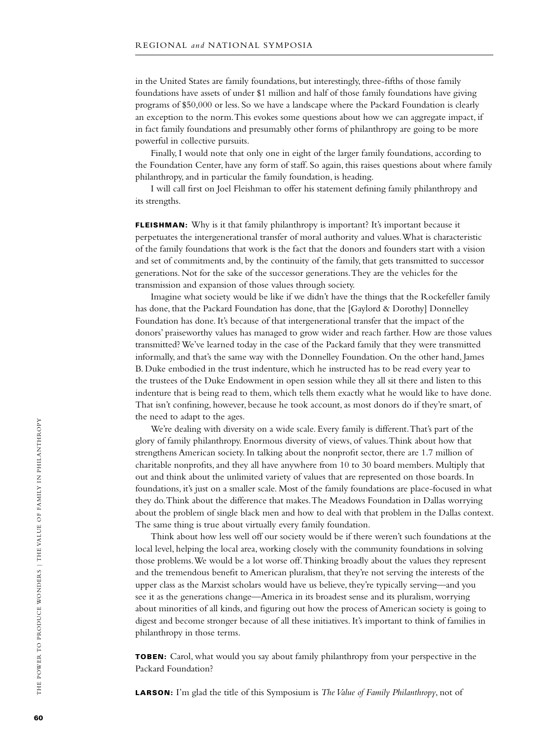in the United States are family foundations, but interestingly, three-fifths of those family foundations have assets of under $1 million and half of those family foundations have giving programs of $50,000 or less. So we have a landscape where the Packard Foundation is clearly an exception to the norm. This evokes some questions about how we can aggregate impact, if in fact family foundations and presumably other forms of philanthropy are going to be more powerful in collective pursuits.

Finally, I would note that only one in eight of the larger family foundations, according to the Foundation Center, have any form of staff. So again, this raises questions about where family philanthropy, and in particular the family foundation, is heading.

I will call first on Joel Fleishman to offer his statement defining family philanthropy and its strengths.

**FLEISHMAN:** Why is it that family philanthropy is important? It's important because it perpetuates the intergenerational transfer of moral authority and values. What is characteristic of the family foundations that work is the fact that the donors and founders start with a vision and set of commitments and, by the continuity of the family, that gets transmitted to successor generations. Not for the sake of the successor generations. They are the vehicles for the transmission and expansion of those values through society.

Imagine what society would be like if we didn't have the things that the Rockefeller family has done, that the Packard Foundation has done, that the [Gaylord & Dorothy] Donnelley Foundation has done. It's because of that intergenerational transfer that the impact of the donors' praiseworthy values has managed to grow wider and reach farther. How are those values transmitted? We've learned today in the case of the Packard family that they were transmitted informally, and that's the same way with the Donnelley Foundation. On the other hand, James B. Duke embodied in the trust indenture, which he instructed has to be read every year to the trustees of the Duke Endowment in open session while they all sit there and listen to this indenture that is being read to them, which tells them exactly what he would like to have done. That isn't confining, however, because he took account, as most donors do if they're smart, of the need to adapt to the ages.

We're dealing with diversity on a wide scale. Every family is different. That's part of the glory of family philanthropy. Enormous diversity of views, of values. Think about how that strengthens American society. In talking about the nonprofit sector, there are 1.7 million of charitable nonprofits, and they all have anywhere from 10 to 30 board members. Multiply that out and think about the unlimited variety of values that are represented on those boards. In foundations, it's just on a smaller scale. Most of the family foundations are place-focused in what they do. Think about the difference that makes. The Meadows Foundation in Dallas worrying about the problem of single black men and how to deal with that problem in the Dallas context. The same thing is true about virtually every family foundation.

Think about how less well off our society would be if there weren't such foundations at the local level, helping the local area, working closely with the community foundations in solving those problems. We would be a lot worse off. Thinking broadly about the values they represent and the tremendous benefit to American pluralism, that they're not serving the interests of the upper class as the Marxist scholars would have us believe, they're typically serving—and you see it as the generations change—America in its broadest sense and its pluralism, worrying about minorities of all kinds, and figuring out how the process of American society is going to digest and become stronger because of all these initiatives. It's important to think of families in philanthropy in those terms.

**TOBEN:** Carol, what would you say about family philanthropy from your perspective in the Packard Foundation?

**LARSON:** I'm glad the title of this Symposium is *The Value of Family Philanthropy*, not of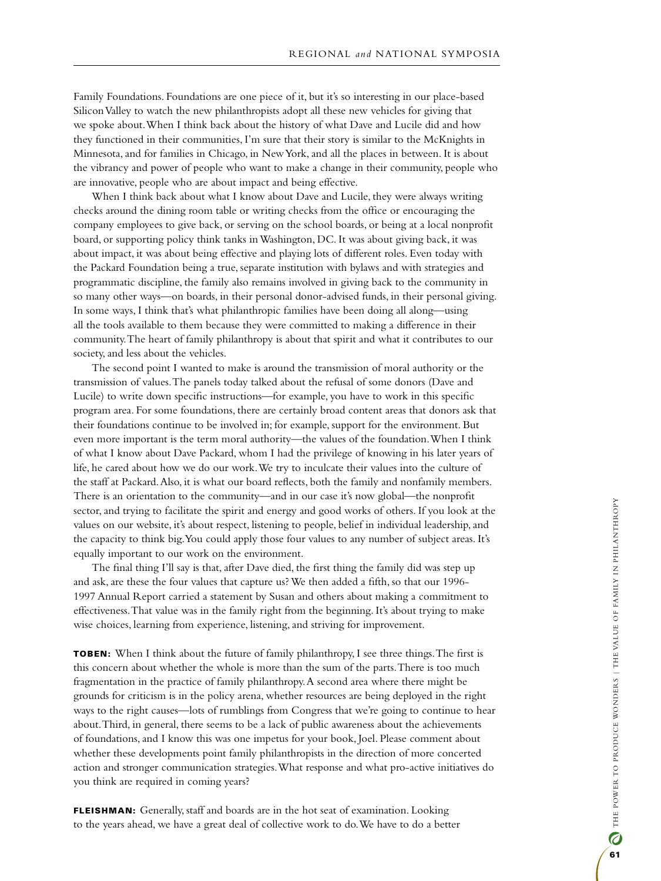Family Foundations. Foundations are one piece of it, but it's so interesting in our place-based Silicon Valley to watch the new philanthropists adopt all these new vehicles for giving that we spoke about. When I think back about the history of what Dave and Lucile did and how they functioned in their communities, I'm sure that their story is similar to the McKnights in Minnesota, and for families in Chicago, in New York, and all the places in between. It is about the vibrancy and power of people who want to make a change in their community, people who are innovative, people who are about impact and being effective.

When I think back about what I know about Dave and Lucile, they were always writing checks around the dining room table or writing checks from the office or encouraging the company employees to give back, or serving on the school boards, or being at a local nonprofit board, or supporting policy think tanks in Washington, DC. It was about giving back, it was about impact, it was about being effective and playing lots of different roles. Even today with the Packard Foundation being a true, separate institution with bylaws and with strategies and programmatic discipline, the family also remains involved in giving back to the community in so many other ways—on boards, in their personal donor-advised funds, in their personal giving. In some ways, I think that's what philanthropic families have been doing all along—using all the tools available to them because they were committed to making a difference in their community. The heart of family philanthropy is about that spirit and what it contributes to our society, and less about the vehicles.

The second point I wanted to make is around the transmission of moral authority or the transmission of values. The panels today talked about the refusal of some donors (Dave and Lucile) to write down specific instructions—for example, you have to work in this specific program area. For some foundations, there are certainly broad content areas that donors ask that their foundations continue to be involved in; for example, support for the environment. But even more important is the term moral authority—the values of the foundation. When I think of what I know about Dave Packard, whom I had the privilege of knowing in his later years of life, he cared about how we do our work. We try to inculcate their values into the culture of the staff at Packard. Also, it is what our board reflects, both the family and nonfamily members. There is an orientation to the community—and in our case it's now global—the nonprofit sector, and trying to facilitate the spirit and energy and good works of others. If you look at the values on our website, it's about respect, listening to people, belief in individual leadership, and the capacity to think big. You could apply those four values to any number of subject areas. It's equally important to our work on the environment.

The final thing I'll say is that, after Dave died, the first thing the family did was step up and ask, are these the four values that capture us? We then added a fifth, so that our 1996-1997 Annual Report carried a statement by Susan and others about making a commitment to effectiveness. That value was in the family right from the beginning. It's about trying to make wise choices, learning from experience, listening, and striving for improvement.

**TOBEN:** When I think about the future of family philanthropy, I see three things. The first is this concern about whether the whole is more than the sum of the parts. There is too much fragmentation in the practice of family philanthropy. A second area where there might be grounds for criticism is in the policy arena, whether resources are being deployed in the right ways to the right causes—lots of rumblings from Congress that we're going to continue to hear about. Third, in general, there seems to be a lack of public awareness about the achievements of foundations, and I know this was one impetus for your book, Joel. Please comment about whether these developments point family philanthropists in the direction of more concerted action and stronger communication strategies. What response and what pro-active initiatives do you think are required in coming years?

**FLEISHMAN:** Generally, staff and boards are in the hot seat of examination. Looking to the years ahead, we have a great deal of collective work to do. We have to do a better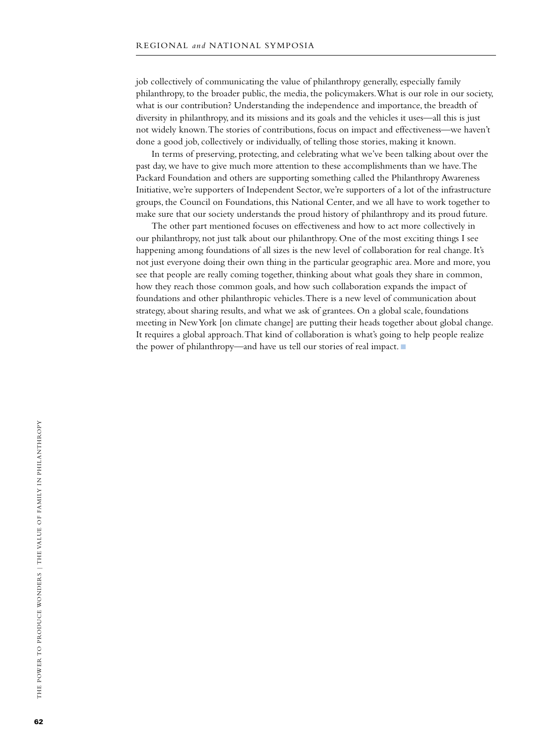job collectively of communicating the value of philanthropy generally, especially family philanthropy, to the broader public, the media, the policymakers. What is our role in our society, what is our contribution? Understanding the independence and importance, the breadth of diversity in philanthropy, and its missions and its goals and the vehicles it uses—all this is just not widely known. The stories of contributions, focus on impact and effectiveness—we haven't done a good job, collectively or individually, of telling those stories, making it known.

In terms of preserving, protecting, and celebrating what we've been talking about over the past day, we have to give much more attention to these accomplishments than we have. The Packard Foundation and others are supporting something called the Philanthropy Awareness Initiative, we're supporters of Independent Sector, we're supporters of a lot of the infrastructure groups, the Council on Foundations, this National Center, and we all have to work together to make sure that our society understands the proud history of philanthropy and its proud future.

The other part mentioned focuses on effectiveness and how to act more collectively in our philanthropy, not just talk about our philanthropy. One of the most exciting things I see happening among foundations of all sizes is the new level of collaboration for real change. It's not just everyone doing their own thing in the particular geographic area. More and more, you see that people are really coming together, thinking about what goals they share in common, how they reach those common goals, and how such collaboration expands the impact of foundations and other philanthropic vehicles. There is a new level of communication about strategy, about sharing results, and what we ask of grantees. On a global scale, foundations meeting in New York [on climate change] are putting their heads together about global change. It requires a global approach. That kind of collaboration is what's going to help people realize the power of philanthropy—and have us tell our stories of real impact. ■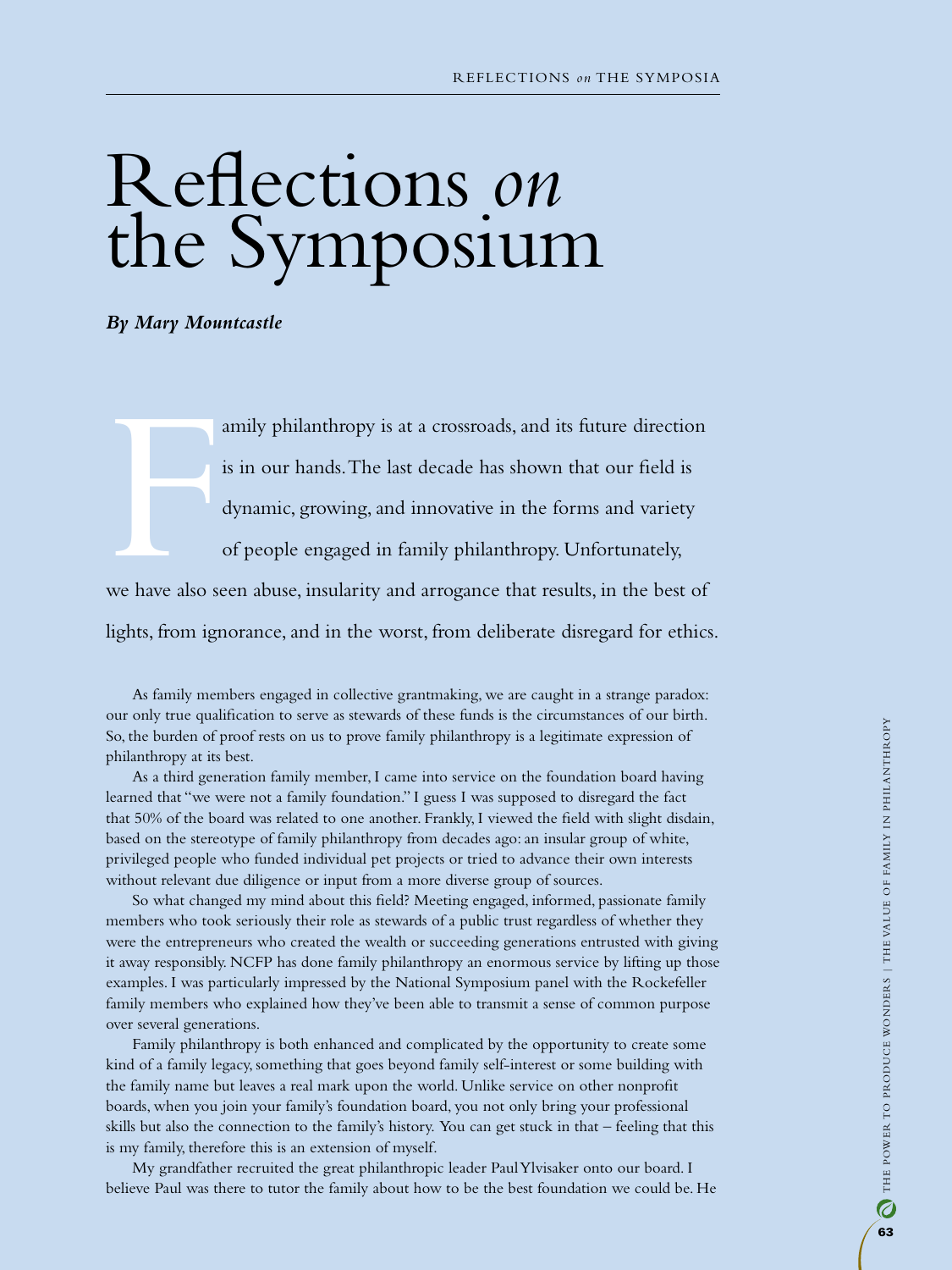# Reflections *on* the Symposium

***By Mary Mountcastle***

Family philanthropy is at a crossroads, and its future direction is in our hands. The last decade has shown that our field is dynamic, growing, and innovative in the forms and variety of people engaged in family philanthropy. Unfortunately, we have also seen abuse, insularity and arrogance that results, in the best of lights, from ignorance, and in the worst, from deliberate disregard for ethics.

As family members engaged in collective grantmaking, we are caught in a strange paradox: our only true qualification to serve as stewards of these funds is the circumstances of our birth. So, the burden of proof rests on us to prove family philanthropy is a legitimate expression of philanthropy at its best.

As a third generation family member, I came into service on the foundation board having learned that "we were not a family foundation." I guess I was supposed to disregard the fact that 50% of the board was related to one another. Frankly, I viewed the field with slight disdain, based on the stereotype of family philanthropy from decades ago: an insular group of white, privileged people who funded individual pet projects or tried to advance their own interests without relevant due diligence or input from a more diverse group of sources.

So what changed my mind about this field? Meeting engaged, informed, passionate family members who took seriously their role as stewards of a public trust regardless of whether they were the entrepreneurs who created the wealth or succeeding generations entrusted with giving it away responsibly. NCFP has done family philanthropy an enormous service by lifting up those examples. I was particularly impressed by the National Symposium panel with the Rockefeller family members who explained how they've been able to transmit a sense of common purpose over several generations.

Family philanthropy is both enhanced and complicated by the opportunity to create some kind of a family legacy, something that goes beyond family self-interest or some building with the family name but leaves a real mark upon the world. Unlike service on other nonprofit boards, when you join your family's foundation board, you not only bring your professional skills but also the connection to the family's history. You can get stuck in that – feeling that this is my family, therefore this is an extension of myself.

My grandfather recruited the great philanthropic leader Paul Ylvisaker onto our board. I believe Paul was there to tutor the family about how to be the best foundation we could be. He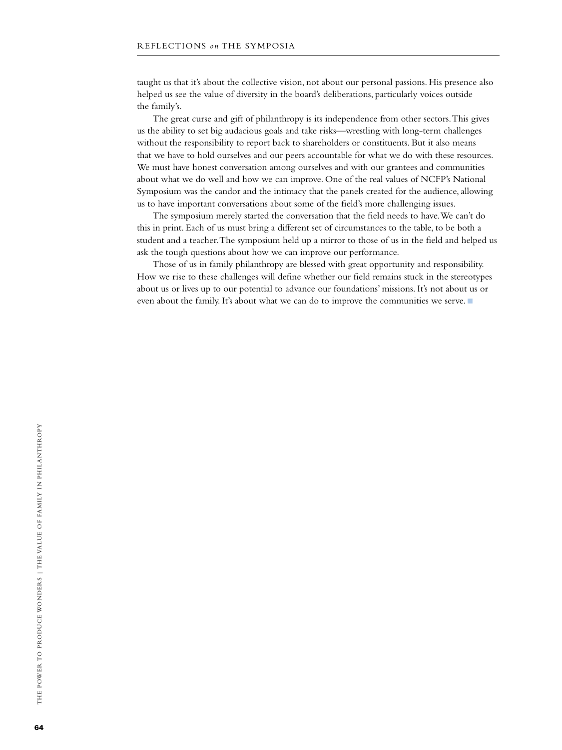taught us that it's about the collective vision, not about our personal passions. His presence also helped us see the value of diversity in the board's deliberations, particularly voices outside the family's.

The great curse and gift of philanthropy is its independence from other sectors. This gives us the ability to set big audacious goals and take risks—wrestling with long-term challenges without the responsibility to report back to shareholders or constituents. But it also means that we have to hold ourselves and our peers accountable for what we do with these resources. We must have honest conversation among ourselves and with our grantees and communities about what we do well and how we can improve. One of the real values of NCFP's National Symposium was the candor and the intimacy that the panels created for the audience, allowing us to have important conversations about some of the field's more challenging issues.

The symposium merely started the conversation that the field needs to have. We can't do this in print. Each of us must bring a different set of circumstances to the table, to be both a student and a teacher. The symposium held up a mirror to those of us in the field and helped us ask the tough questions about how we can improve our performance.

Those of us in family philanthropy are blessed with great opportunity and responsibility. How we rise to these challenges will define whether our field remains stuck in the stereotypes about us or lives up to our potential to advance our foundations' missions. It's not about us or even about the family. It's about what we can do to improve the communities we serve. ■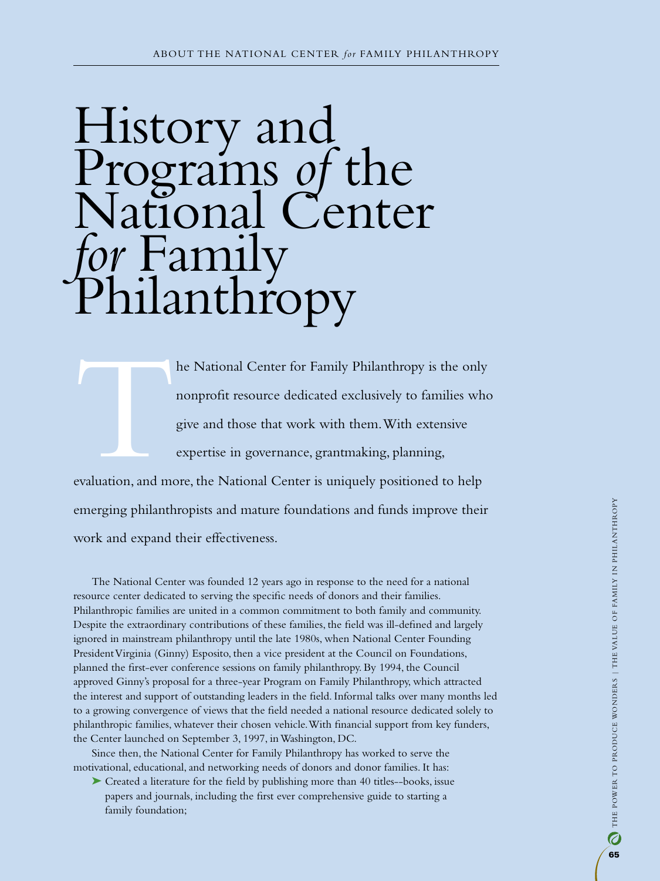# History and Programs *of* the National Center *for* Family Philanthropy

The National Center for Family Philanthropy is the only nonprofit resource dedicated exclusively to families who give and those that work with them. With extensive expertise in governance, grantmaking, planning, evaluation, and more, the National Center is uniquely positioned to help emerging philanthropists and mature foundations and funds improve their work and expand their effectiveness.

The National Center was founded 12 years ago in response to the need for a national resource center dedicated to serving the specific needs of donors and their families. Philanthropic families are united in a common commitment to both family and community. Despite the extraordinary contributions of these families, the field was ill-defined and largely ignored in mainstream philanthropy until the late 1980s, when National Center Founding President Virginia (Ginny) Esposito, then a vice president at the Council on Foundations, planned the first-ever conference sessions on family philanthropy. By 1994, the Council approved Ginny's proposal for a three-year Program on Family Philanthropy, which attracted the interest and support of outstanding leaders in the field. Informal talks over many months led to a growing convergence of views that the field needed a national resource dedicated solely to philanthropic families, whatever their chosen vehicle. With financial support from key funders, the Center launched on September 3, 1997, in Washington, DC.

Since then, the National Center for Family Philanthropy has worked to serve the motivational, educational, and networking needs of donors and donor families. It has:

- Created a literature for the field by publishing more than 40 titles--books, issue papers and journals, including the first ever comprehensive guide to starting a family foundation;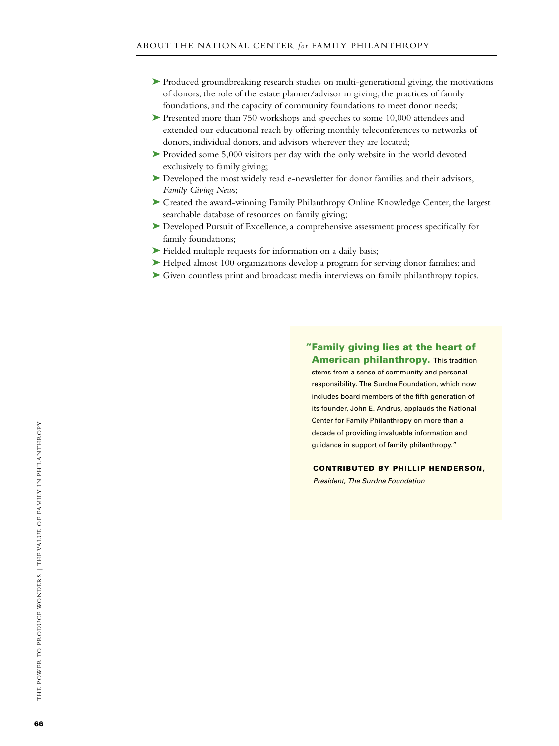- Produced groundbreaking research studies on multi-generational giving, the motivations of donors, the role of the estate planner/advisor in giving, the practices of family foundations, and the capacity of community foundations to meet donor needs;
- Presented more than 750 workshops and speeches to some 10,000 attendees and extended our educational reach by offering monthly teleconferences to networks of donors, individual donors, and advisors wherever they are located;
- Provided some 5,000 visitors per day with the only website in the world devoted exclusively to family giving;
- Developed the most widely read e-newsletter for donor families and their advisors, *Family Giving News*;
- Created the award-winning Family Philanthropy Online Knowledge Center, the largest searchable database of resources on family giving;
- Developed Pursuit of Excellence, a comprehensive assessment process specifically for family foundations;
- Fielded multiple requests for information on a daily basis;
- Helped almost 100 organizations develop a program for serving donor families; and
- Given countless print and broadcast media interviews on family philanthropy topics.

> **"Family giving lies at the heart of American philanthropy.** This tradition stems from a sense of community and personal responsibility. The Surdna Foundation, which now includes board members of the fifth generation of its founder, John E. Andrus, applauds the National Center for Family Philanthropy on more than a decade of providing invaluable information and guidance in support of family philanthropy."
>
> **CONTRIBUTED BY PHILLIP HENDERSON,**
> *President, The Surdna Foundation*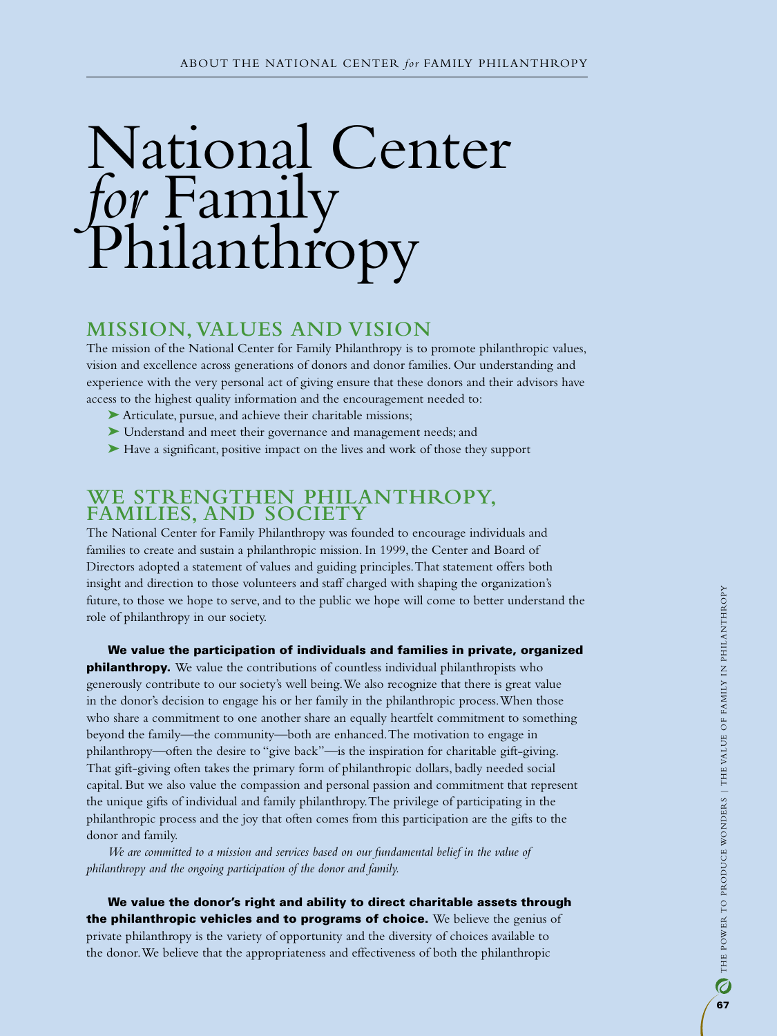# National Center *for* Family Philanthropy

## MISSION, VALUES AND VISION

The mission of the National Center for Family Philanthropy is to promote philanthropic values, vision and excellence across generations of donors and donor families. Our understanding and experience with the very personal act of giving ensure that these donors and their advisors have access to the highest quality information and the encouragement needed to:

- Articulate, pursue, and achieve their charitable missions;
- Understand and meet their governance and management needs; and
- Have a significant, positive impact on the lives and work of those they support

## WE STRENGTHEN PHILANTHROPY, FAMILIES, AND SOCIETY

The National Center for Family Philanthropy was founded to encourage individuals and families to create and sustain a philanthropic mission. In 1999, the Center and Board of Directors adopted a statement of values and guiding principles. That statement offers both insight and direction to those volunteers and staff charged with shaping the organization's future, to those we hope to serve, and to the public we hope will come to better understand the role of philanthropy in our society.

**We value the participation of individuals and families in private, organized philanthropy.** We value the contributions of countless individual philanthropists who generously contribute to our society's well being. We also recognize that there is great value in the donor's decision to engage his or her family in the philanthropic process. When those who share a commitment to one another share an equally heartfelt commitment to something beyond the family—the community—both are enhanced. The motivation to engage in philanthropy—often the desire to "give back"—is the inspiration for charitable gift-giving. That gift-giving often takes the primary form of philanthropic dollars, badly needed social capital. But we also value the compassion and personal passion and commitment that represent the unique gifts of individual and family philanthropy. The privilege of participating in the philanthropic process and the joy that often comes from this participation are the gifts to the donor and family.

*We are committed to a mission and services based on our fundamental belief in the value of philanthropy and the ongoing participation of the donor and family.*

**We value the donor's right and ability to direct charitable assets through the philanthropic vehicles and to programs of choice.** We believe the genius of private philanthropy is the variety of opportunity and the diversity of choices available to the donor. We believe that the appropriateness and effectiveness of both the philanthropic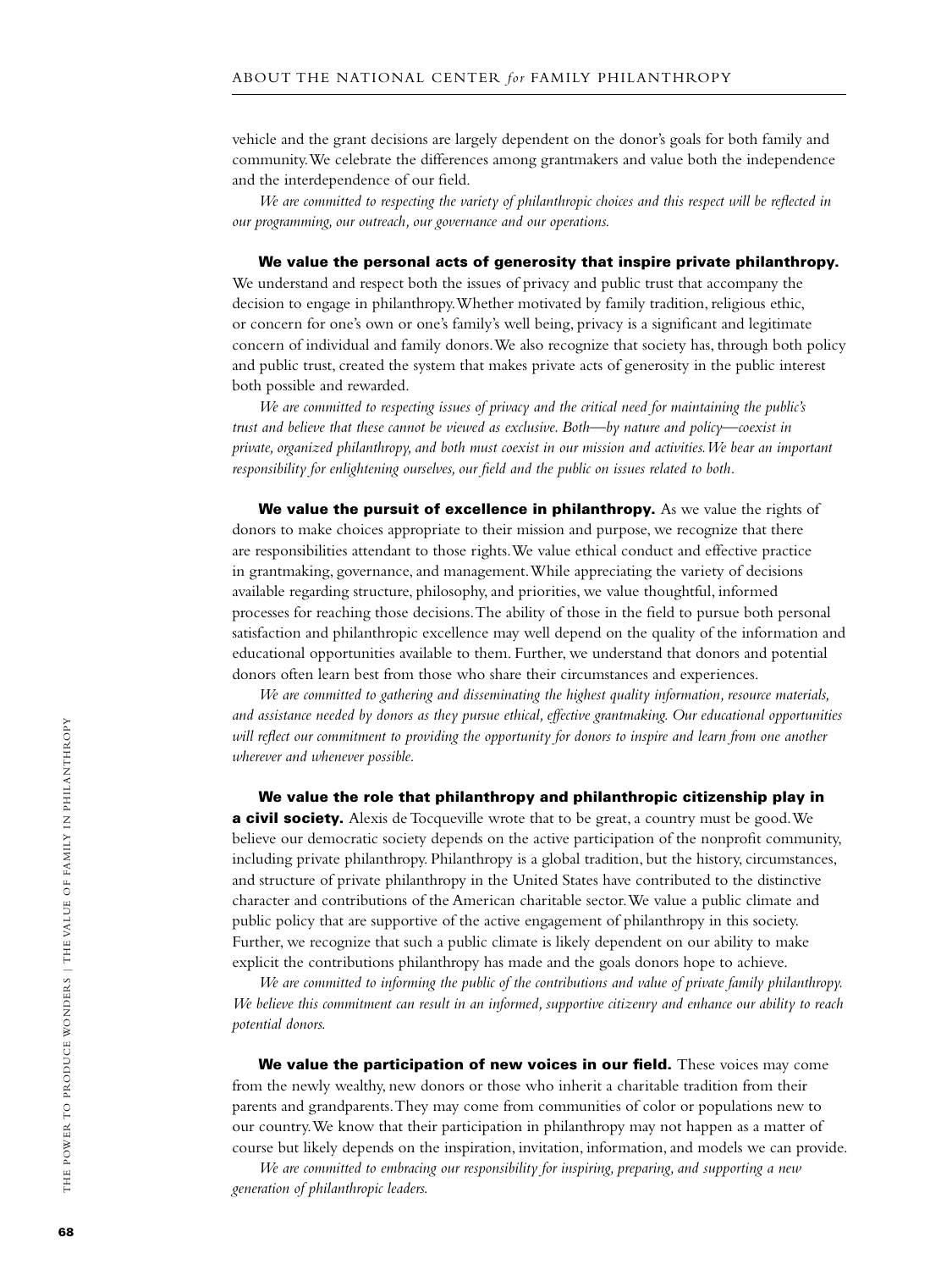vehicle and the grant decisions are largely dependent on the donor's goals for both family and community. We celebrate the differences among grantmakers and value both the independence and the interdependence of our field.

*We are committed to respecting the variety of philanthropic choices and this respect will be reflected in our programming, our outreach, our governance and our operations.*

**We value the personal acts of generosity that inspire private philanthropy.** We understand and respect both the issues of privacy and public trust that accompany the decision to engage in philanthropy. Whether motivated by family tradition, religious ethic, or concern for one's own or one's family's well being, privacy is a significant and legitimate concern of individual and family donors. We also recognize that society has, through both policy and public trust, created the system that makes private acts of generosity in the public interest both possible and rewarded.

*We are committed to respecting issues of privacy and the critical need for maintaining the public's trust and believe that these cannot be viewed as exclusive. Both—by nature and policy—coexist in private, organized philanthropy, and both must coexist in our mission and activities. We bear an important responsibility for enlightening ourselves, our field and the public on issues related to both.*

**We value the pursuit of excellence in philanthropy.** As we value the rights of donors to make choices appropriate to their mission and purpose, we recognize that there are responsibilities attendant to those rights. We value ethical conduct and effective practice in grantmaking, governance, and management. While appreciating the variety of decisions available regarding structure, philosophy, and priorities, we value thoughtful, informed processes for reaching those decisions. The ability of those in the field to pursue both personal satisfaction and philanthropic excellence may well depend on the quality of the information and educational opportunities available to them. Further, we understand that donors and potential donors often learn best from those who share their circumstances and experiences.

*We are committed to gathering and disseminating the highest quality information, resource materials, and assistance needed by donors as they pursue ethical, effective grantmaking. Our educational opportunities will reflect our commitment to providing the opportunity for donors to inspire and learn from one another wherever and whenever possible.*

**We value the role that philanthropy and philanthropic citizenship play in a civil society.** Alexis de Tocqueville wrote that to be great, a country must be good. We believe our democratic society depends on the active participation of the nonprofit community, including private philanthropy. Philanthropy is a global tradition, but the history, circumstances, and structure of private philanthropy in the United States have contributed to the distinctive character and contributions of the American charitable sector. We value a public climate and public policy that are supportive of the active engagement of philanthropy in this society. Further, we recognize that such a public climate is likely dependent on our ability to make explicit the contributions philanthropy has made and the goals donors hope to achieve.

*We are committed to informing the public of the contributions and value of private family philanthropy. We believe this commitment can result in an informed, supportive citizenry and enhance our ability to reach potential donors.*

**We value the participation of new voices in our field.** These voices may come from the newly wealthy, new donors or those who inherit a charitable tradition from their parents and grandparents. They may come from communities of color or populations new to our country. We know that their participation in philanthropy may not happen as a matter of course but likely depends on the inspiration, invitation, information, and models we can provide.

*We are committed to embracing our responsibility for inspiring, preparing, and supporting a new generation of philanthropic leaders.*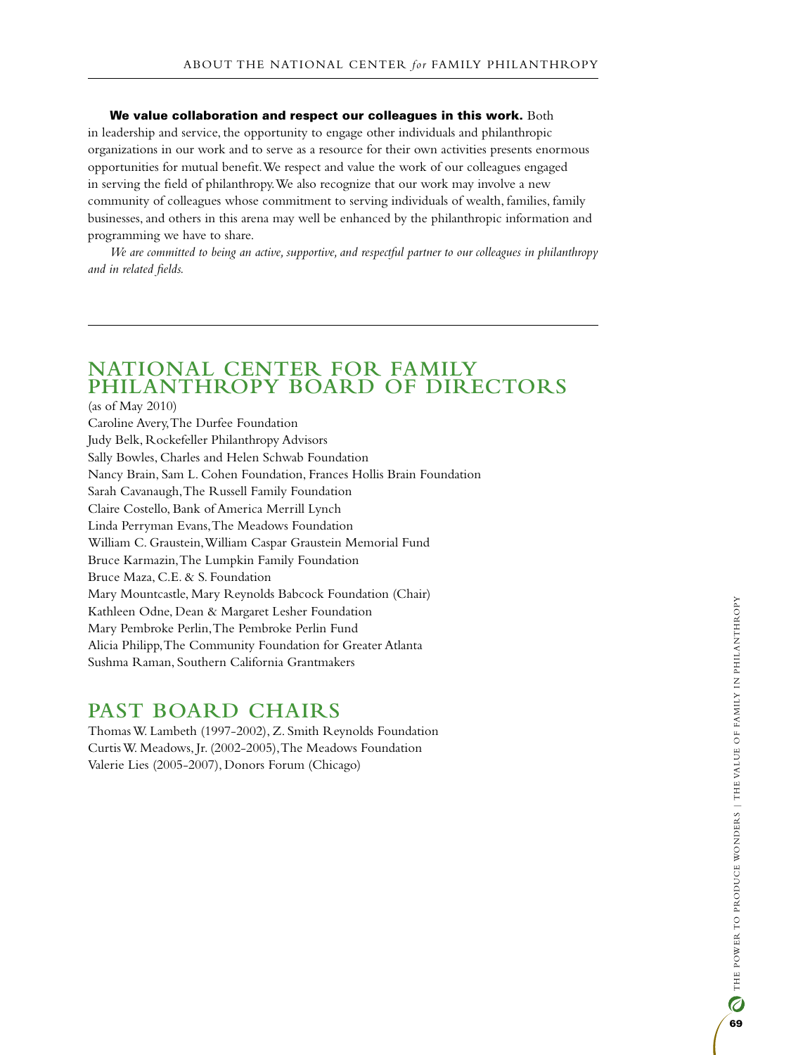**We value collaboration and respect our colleagues in this work.** Both in leadership and service, the opportunity to engage other individuals and philanthropic organizations in our work and to serve as a resource for their own activities presents enormous opportunities for mutual benefit. We respect and value the work of our colleagues engaged in serving the field of philanthropy. We also recognize that our work may involve a new community of colleagues whose commitment to serving individuals of wealth, families, family businesses, and others in this arena may well be enhanced by the philanthropic information and programming we have to share.

*We are committed to being an active, supportive, and respectful partner to our colleagues in philanthropy and in related fields.*

## NATIONAL CENTER FOR FAMILY PHILANTHROPY BOARD OF DIRECTORS

(as of May 2010)

Caroline Avery, The Durfee Foundation
Judy Belk, Rockefeller Philanthropy Advisors
Sally Bowles, Charles and Helen Schwab Foundation
Nancy Brain, Sam L. Cohen Foundation, Frances Hollis Brain Foundation
Sarah Cavanaugh, The Russell Family Foundation
Claire Costello, Bank of America Merrill Lynch
Linda Perryman Evans, The Meadows Foundation
William C. Graustein, William Caspar Graustein Memorial Fund
Bruce Karmazin, The Lumpkin Family Foundation
Bruce Maza, C.E. & S. Foundation
Mary Mountcastle, Mary Reynolds Babcock Foundation (Chair)
Kathleen Odne, Dean & Margaret Lesher Foundation
Mary Pembroke Perlin, The Pembroke Perlin Fund
Alicia Philipp, The Community Foundation for Greater Atlanta
Sushma Raman, Southern California Grantmakers

## PAST BOARD CHAIRS

Thomas W. Lambeth (1997-2002), Z. Smith Reynolds Foundation
Curtis W. Meadows, Jr. (2002-2005), The Meadows Foundation
Valerie Lies (2005-2007), Donors Forum (Chicago)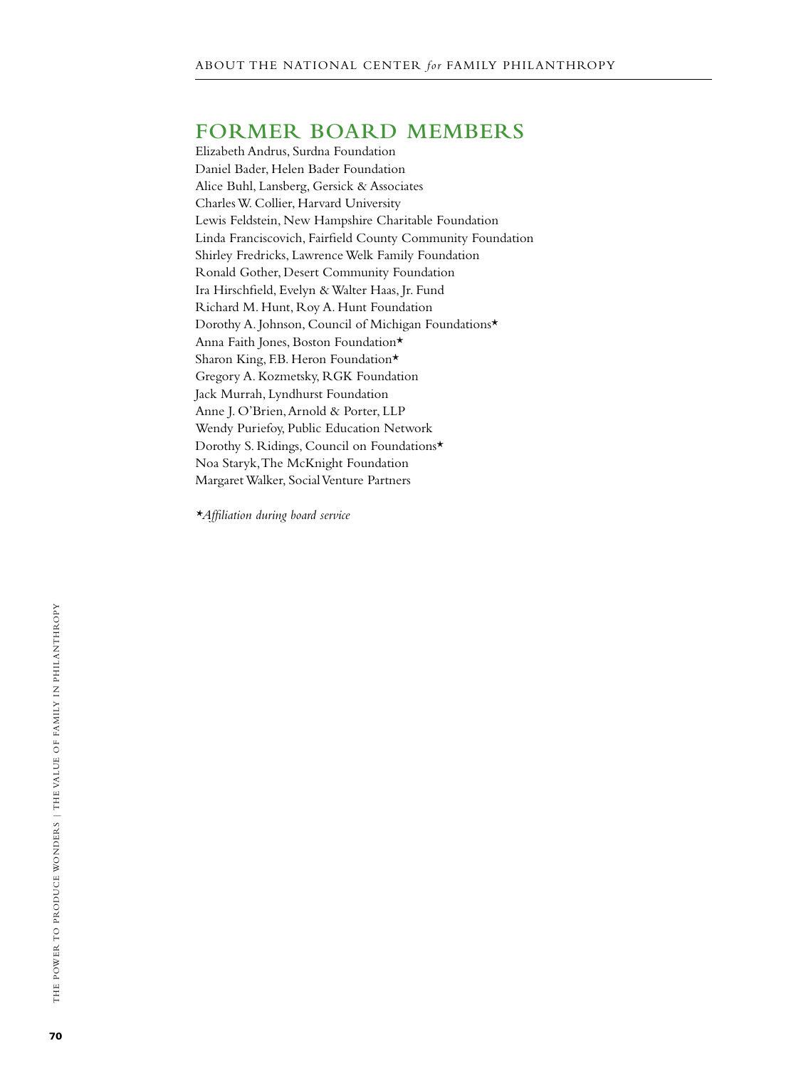## FORMER BOARD MEMBERS

Elizabeth Andrus, Surdna Foundation
Daniel Bader, Helen Bader Foundation
Alice Buhl, Lansberg, Gersick & Associates
Charles W. Collier, Harvard University
Lewis Feldstein, New Hampshire Charitable Foundation
Linda Franciscovich, Fairfield County Community Foundation
Shirley Fredricks, Lawrence Welk Family Foundation
Ronald Gother, Desert Community Foundation
Ira Hirschfield, Evelyn & Walter Haas, Jr. Fund
Richard M. Hunt, Roy A. Hunt Foundation
Dorothy A. Johnson, Council of Michigan Foundations*
Anna Faith Jones, Boston Foundation*
Sharon King, F.B. Heron Foundation*
Gregory A. Kozmetsky, RGK Foundation
Jack Murrah, Lyndhurst Foundation
Anne J. O'Brien, Arnold & Porter, LLP
Wendy Puriefoy, Public Education Network
Dorothy S. Ridings, Council on Foundations*
Noa Staryk, The McKnight Foundation
Margaret Walker, Social Venture Partners

**Affiliation during board service*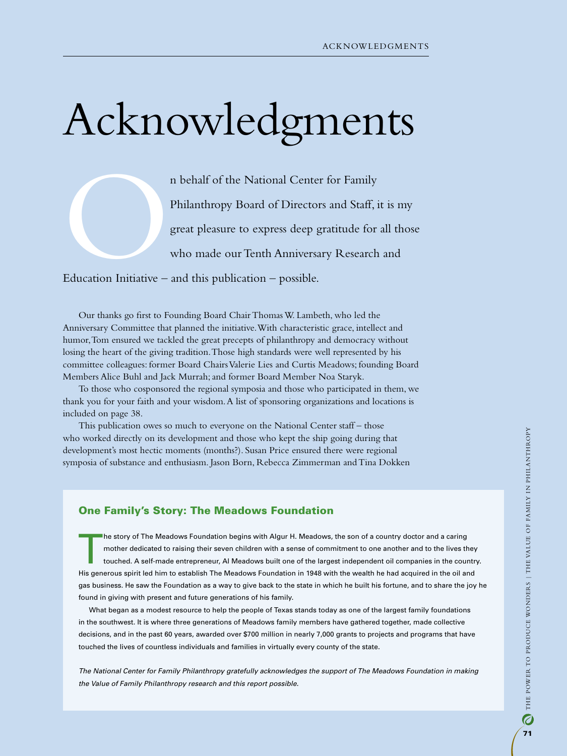# Acknowledgments

On behalf of the National Center for Family Philanthropy Board of Directors and Staff, it is my great pleasure to express deep gratitude for all those who made our Tenth Anniversary Research and Education Initiative – and this publication – possible.

Our thanks go first to Founding Board Chair Thomas W. Lambeth, who led the Anniversary Committee that planned the initiative. With characteristic grace, intellect and humor, Tom ensured we tackled the great precepts of philanthropy and democracy without losing the heart of the giving tradition. Those high standards were well represented by his committee colleagues: former Board Chairs Valerie Lies and Curtis Meadows; founding Board Members Alice Buhl and Jack Murrah; and former Board Member Noa Staryk.

To those who cosponsored the regional symposia and those who participated in them, we thank you for your faith and your wisdom. A list of sponsoring organizations and locations is included on page 38.

This publication owes so much to everyone on the National Center staff – those who worked directly on its development and those who kept the ship going during that development's most hectic moments (months?). Susan Price ensured there were regional symposia of substance and enthusiasm. Jason Born, Rebecca Zimmerman and Tina Dokken

## One Family's Story: The Meadows Foundation

The story of The Meadows Foundation begins with Algur H. Meadows, the son of a country doctor and a caring mother dedicated to raising their seven children with a sense of commitment to one another and to the lives they touched. A self-made entrepreneur, Al Meadows built one of the largest independent oil companies in the country. His generous spirit led him to establish The Meadows Foundation in 1948 with the wealth he had acquired in the oil and gas business. He saw the Foundation as a way to give back to the state in which he built his fortune, and to share the joy he found in giving with present and future generations of his family.

What began as a modest resource to help the people of Texas stands today as one of the largest family foundations in the southwest. It is where three generations of Meadows family members have gathered together, made collective decisions, and in the past 60 years, awarded over $700 million in nearly 7,000 grants to projects and programs that have touched the lives of countless individuals and families in virtually every county of the state.

*The National Center for Family Philanthropy gratefully acknowledges the support of The Meadows Foundation in making the Value of Family Philanthropy research and this report possible.*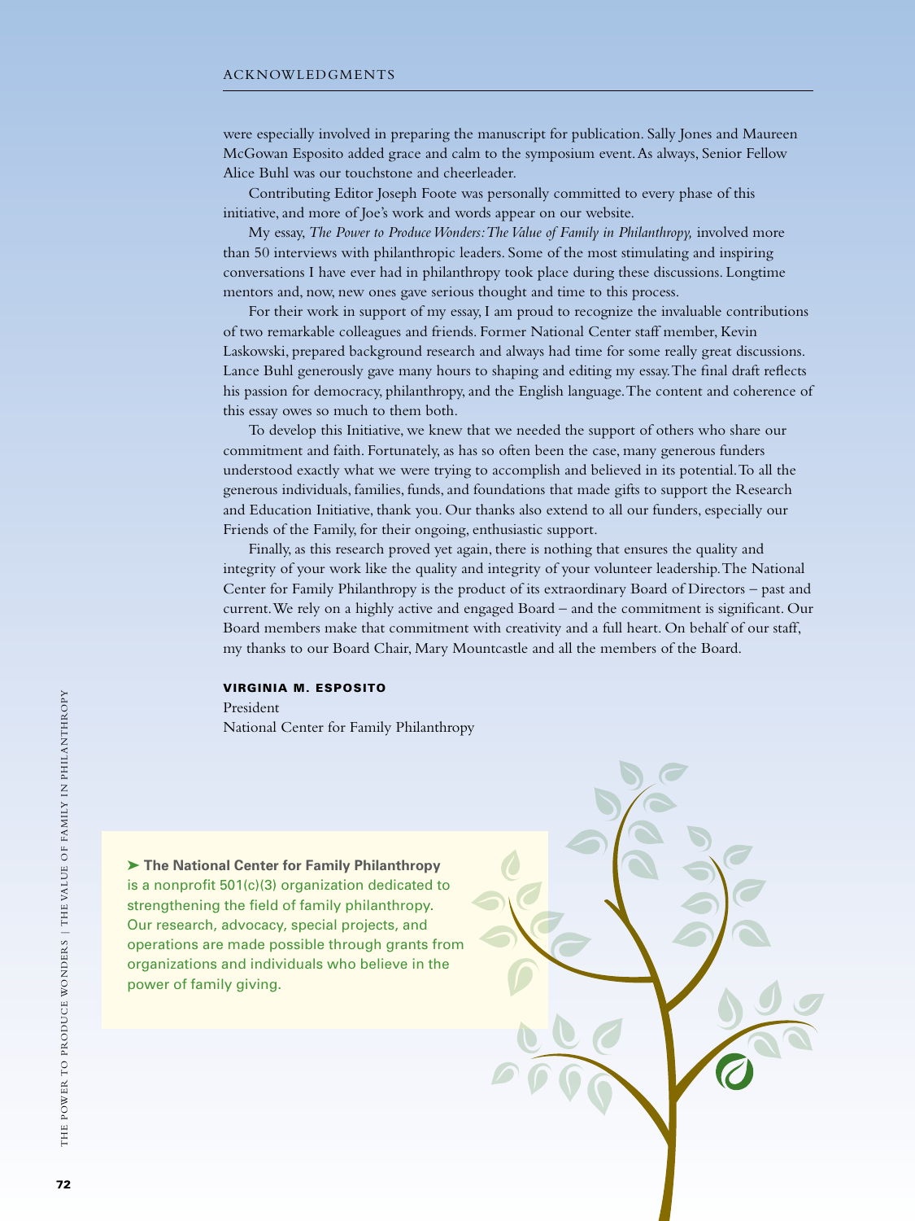were especially involved in preparing the manuscript for publication. Sally Jones and Maureen McGowan Esposito added grace and calm to the symposium event. As always, Senior Fellow Alice Buhl was our touchstone and cheerleader.

Contributing Editor Joseph Foote was personally committed to every phase of this initiative, and more of Joe's work and words appear on our website.

My essay, *The Power to Produce Wonders: The Value of Family in Philanthropy,* involved more than 50 interviews with philanthropic leaders. Some of the most stimulating and inspiring conversations I have ever had in philanthropy took place during these discussions. Longtime mentors and, now, new ones gave serious thought and time to this process.

For their work in support of my essay, I am proud to recognize the invaluable contributions of two remarkable colleagues and friends. Former National Center staff member, Kevin Laskowski, prepared background research and always had time for some really great discussions. Lance Buhl generously gave many hours to shaping and editing my essay. The final draft reflects his passion for democracy, philanthropy, and the English language. The content and coherence of this essay owes so much to them both.

To develop this Initiative, we knew that we needed the support of others who share our commitment and faith. Fortunately, as has so often been the case, many generous funders understood exactly what we were trying to accomplish and believed in its potential. To all the generous individuals, families, funds, and foundations that made gifts to support the Research and Education Initiative, thank you. Our thanks also extend to all our funders, especially our Friends of the Family, for their ongoing, enthusiastic support.

Finally, as this research proved yet again, there is nothing that ensures the quality and integrity of your work like the quality and integrity of your volunteer leadership. The National Center for Family Philanthropy is the product of its extraordinary Board of Directors – past and current. We rely on a highly active and engaged Board – and the commitment is significant. Our Board members make that commitment with creativity and a full heart. On behalf of our staff, my thanks to our Board Chair, Mary Mountcastle and all the members of the Board.

**VIRGINIA M. ESPOSITO**
President
National Center for Family Philanthropy

➤ **The National Center for Family Philanthropy** is a nonprofit 501(c)(3) organization dedicated to strengthening the field of family philanthropy. Our research, advocacy, special projects, and operations are made possible through grants from organizations and individuals who believe in the power of family giving.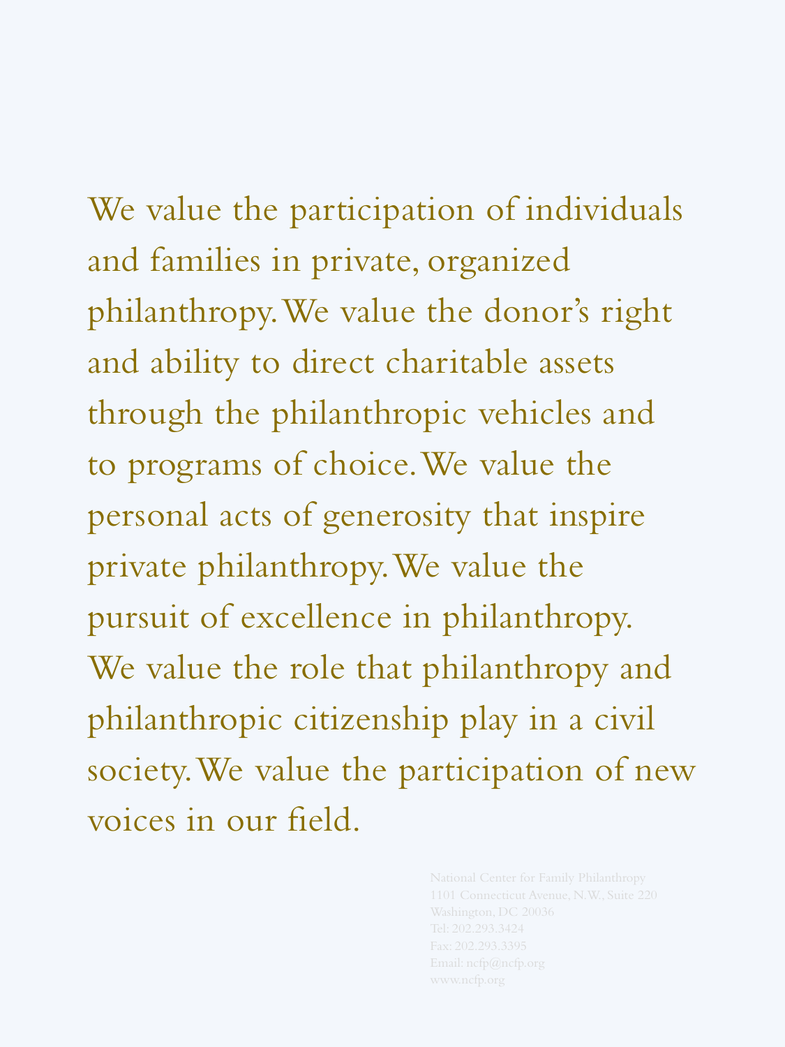We value the participation of individuals and families in private, organized philanthropy. We value the donor's right and ability to direct charitable assets through the philanthropic vehicles and to programs of choice. We value the personal acts of generosity that inspire private philanthropy. We value the pursuit of excellence in philanthropy. We value the role that philanthropy and philanthropic citizenship play in a civil society. We value the participation of new voices in our field.

National Center for Family Philanthropy
1101 Connecticut Avenue, N.W., Suite 220
Washington, DC 20036
Tel: 202.293.3424
Fax: 202.293.3395
Email: ncfp@ncfp.org
www.ncfp.org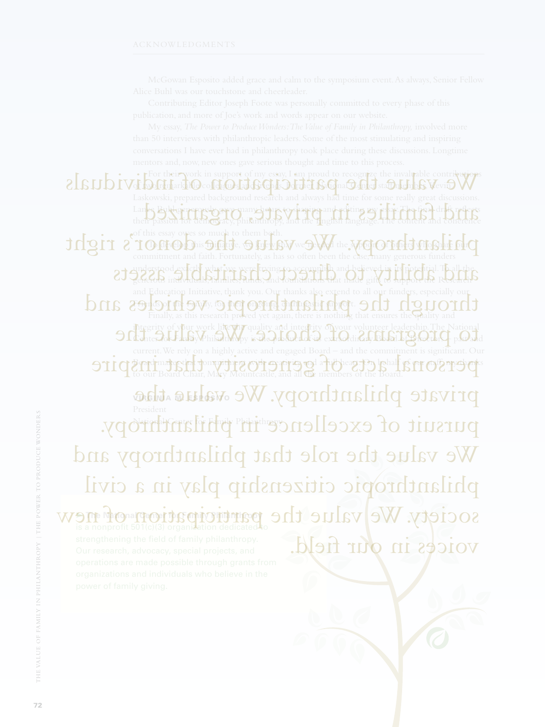## ACKNOWLEDGMENTS

McGowan Esposito added grace and calm to the symposium event. As always, Senior Fellow Alice Buhl was our touchstone and cheerleader.

Contributing Editor Joseph Foote was personally committed to every phase of this publication, and more of Joe's work and words appear on our website.

My essay, *The Power to Produce Wonders: The Value of Family in Philanthropy,* involved more than 50 interviews with philanthropic leaders. Some of the most stimulating and inspiring conversations I have ever had in philanthropy took place during these discussions. Longtime mentors and, now, new ones gave serious thought and time to this process.

For their work in support of my essay, I am proud to recognize the invaluable contributions of two remarkable colleagues and friends. Former National Center staff member, Kevin Laskowski, prepared background research and always had time for some really great discussions. Lance Buhl generously gave many hours to framing and editing my essay. The final draft reflects their passion for democracy, philanthropy, and the English language. The content and coherence of this essay owes so much to them both.

To develop this initiative, we knew we needed the support of funders who shared our commitment and faith. Fortunately, as has so often been the case, many generous funders understood exactly what we were trying to accomplish and believed in its potential. To all the generous individuals, families, funds, and foundations that made gifts to support the Research and Education Initiative, thank you. Our thanks also extend to all our funders, especially our friends of the family, for their ongoing, enthusiastic support.

Finally, as this research proved yet again, there is nothing that ensures the quality and integrity of your work like the quality and integrity of your volunteer leadership. The National Center for Family Philanthropy is the product of its extraordinary Board of Directors, past and current. We rely on a highly active and engaged Board – and the commitment is significant. Our Board makes that commitment with integrity and a full heart. On behalf of our staff, our thanks to our Board Chair, Mary Mountcastle, and all the members of the Board.

**VIRGINIA M. ESPOSITO**
President
National Center for Family Philanthropy

We value the participation of individuals and families in private, organized philanthropy. We value the donor's right and ability to direct charitable assets through the philanthropic vehicles and programs of choice. We value the personal acts of generosity that inspire private philanthropy. We value the pursuit of excellence in philanthropy. We value the role that philanthropy and philanthropic citizenship play in a civil society. We value the participation of new voices in our field.

**The National Center for Family Philanthropy** is a nonprofit 501(c)(3) organization dedicated to strengthening the field of family philanthropy. Our research, advocacy, special projects, and operations are made possible through grants from organizations and individuals who believe in the power of family giving.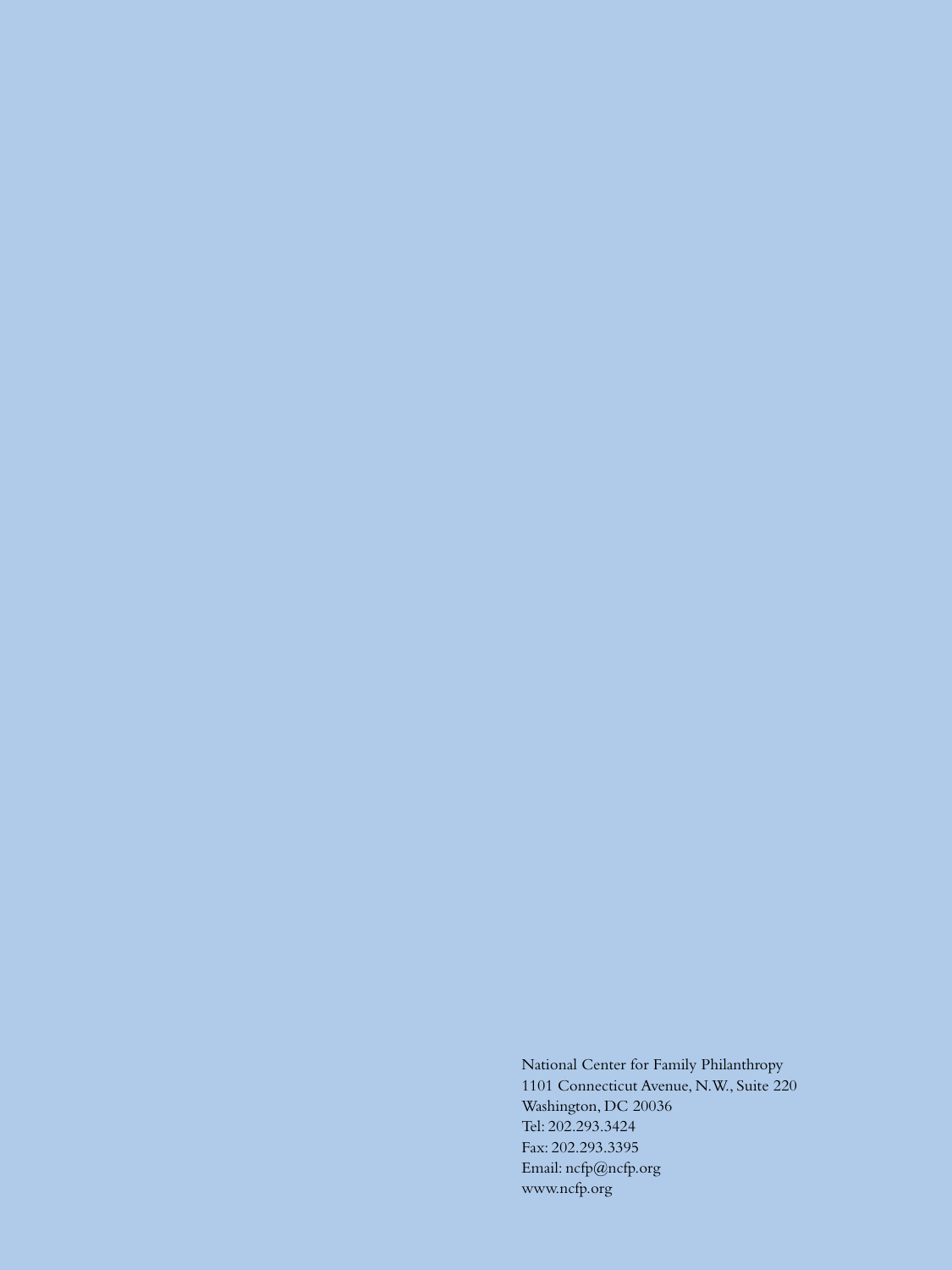National Center for Family Philanthropy
1101 Connecticut Avenue, N.W., Suite 220
Washington, DC 20036
Tel: 202.293.3424
Fax: 202.293.3395
Email: ncfp@ncfp.org
www.ncfp.org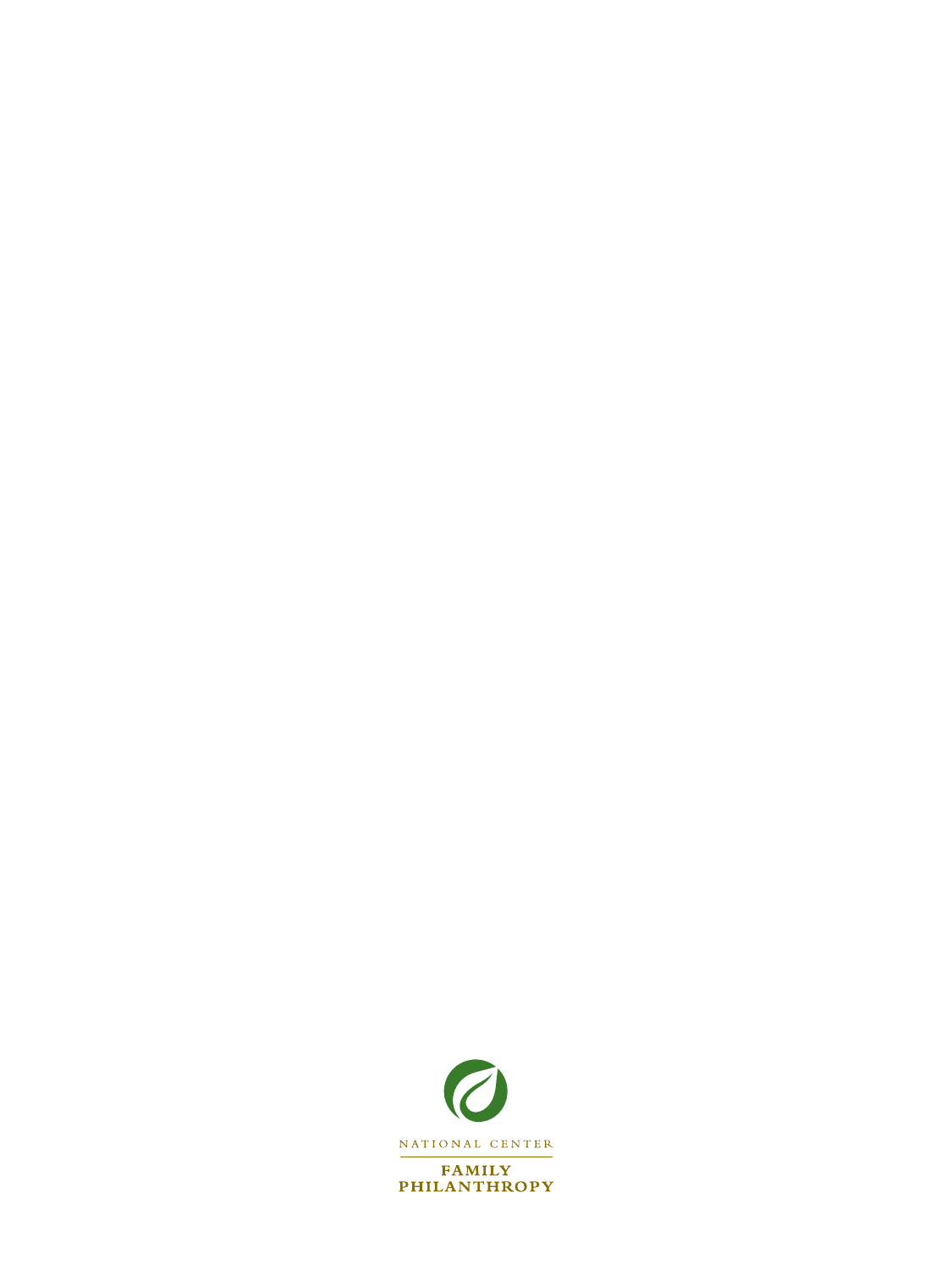NATIONAL CENTER

FAMILY
PHILANTHROPY